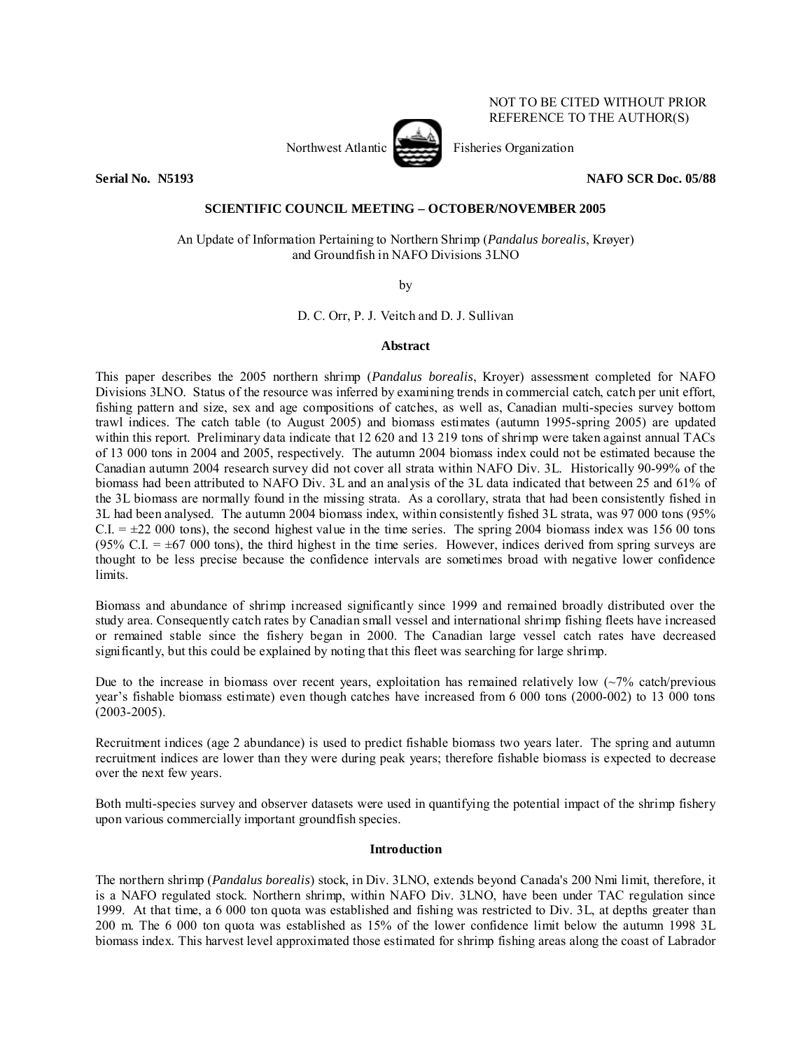NOT TO BE CITED WITHOUT PRIOR REFERENCE TO THE AUTHOR(S)

Northwest Atlantic Fisheries Organization

**Serial No. N5193** **NAFO SCR Doc. 05/88**

**SCIENTIFIC COUNCIL MEETING – OCTOBER/NOVEMBER 2005**

An Update of Information Pertaining to Northern Shrimp (*Pandalus borealis*, Krøyer) and Groundfish in NAFO Divisions 3LNO

by

D. C. Orr, P. J. Veitch and D. J. Sullivan

## Abstract

This paper describes the 2005 northern shrimp (*Pandalus borealis*, Kroyer) assessment completed for NAFO Divisions 3LNO. Status of the resource was inferred by examining trends in commercial catch, catch per unit effort, fishing pattern and size, sex and age compositions of catches, as well as, Canadian multi-species survey bottom trawl indices. The catch table (to August 2005) and biomass estimates (autumn 1995-spring 2005) are updated within this report. Preliminary data indicate that 12 620 and 13 219 tons of shrimp were taken against annual TACs of 13 000 tons in 2004 and 2005, respectively. The autumn 2004 biomass index could not be estimated because the Canadian autumn 2004 research survey did not cover all strata within NAFO Div. 3L. Historically 90-99% of the biomass had been attributed to NAFO Div. 3L and an analysis of the 3L data indicated that between 25 and 61% of the 3L biomass are normally found in the missing strata. As a corollary, strata that had been consistently fished in 3L had been analysed. The autumn 2004 biomass index, within consistently fished 3L strata, was 97 000 tons (95% C.I. = ±22 000 tons), the second highest value in the time series. The spring 2004 biomass index was 156 00 tons (95% C.I. = ±67 000 tons), the third highest in the time series. However, indices derived from spring surveys are thought to be less precise because the confidence intervals are sometimes broad with negative lower confidence limits.

Biomass and abundance of shrimp increased significantly since 1999 and remained broadly distributed over the study area. Consequently catch rates by Canadian small vessel and international shrimp fishing fleets have increased or remained stable since the fishery began in 2000. The Canadian large vessel catch rates have decreased significantly, but this could be explained by noting that this fleet was searching for large shrimp.

Due to the increase in biomass over recent years, exploitation has remained relatively low (~7% catch/previous year's fishable biomass estimate) even though catches have increased from 6 000 tons (2000-002) to 13 000 tons (2003-2005).

Recruitment indices (age 2 abundance) is used to predict fishable biomass two years later. The spring and autumn recruitment indices are lower than they were during peak years; therefore fishable biomass is expected to decrease over the next few years.

Both multi-species survey and observer datasets were used in quantifying the potential impact of the shrimp fishery upon various commercially important groundfish species.

## Introduction

The northern shrimp (*Pandalus borealis*) stock, in Div. 3LNO, extends beyond Canada's 200 Nmi limit, therefore, it is a NAFO regulated stock. Northern shrimp, within NAFO Div. 3LNO, have been under TAC regulation since 1999. At that time, a 6 000 ton quota was established and fishing was restricted to Div. 3L, at depths greater than 200 m. The 6 000 ton quota was established as 15% of the lower confidence limit below the autumn 1998 3L biomass index. This harvest level approximated those estimated for shrimp fishing areas along the coast of Labrador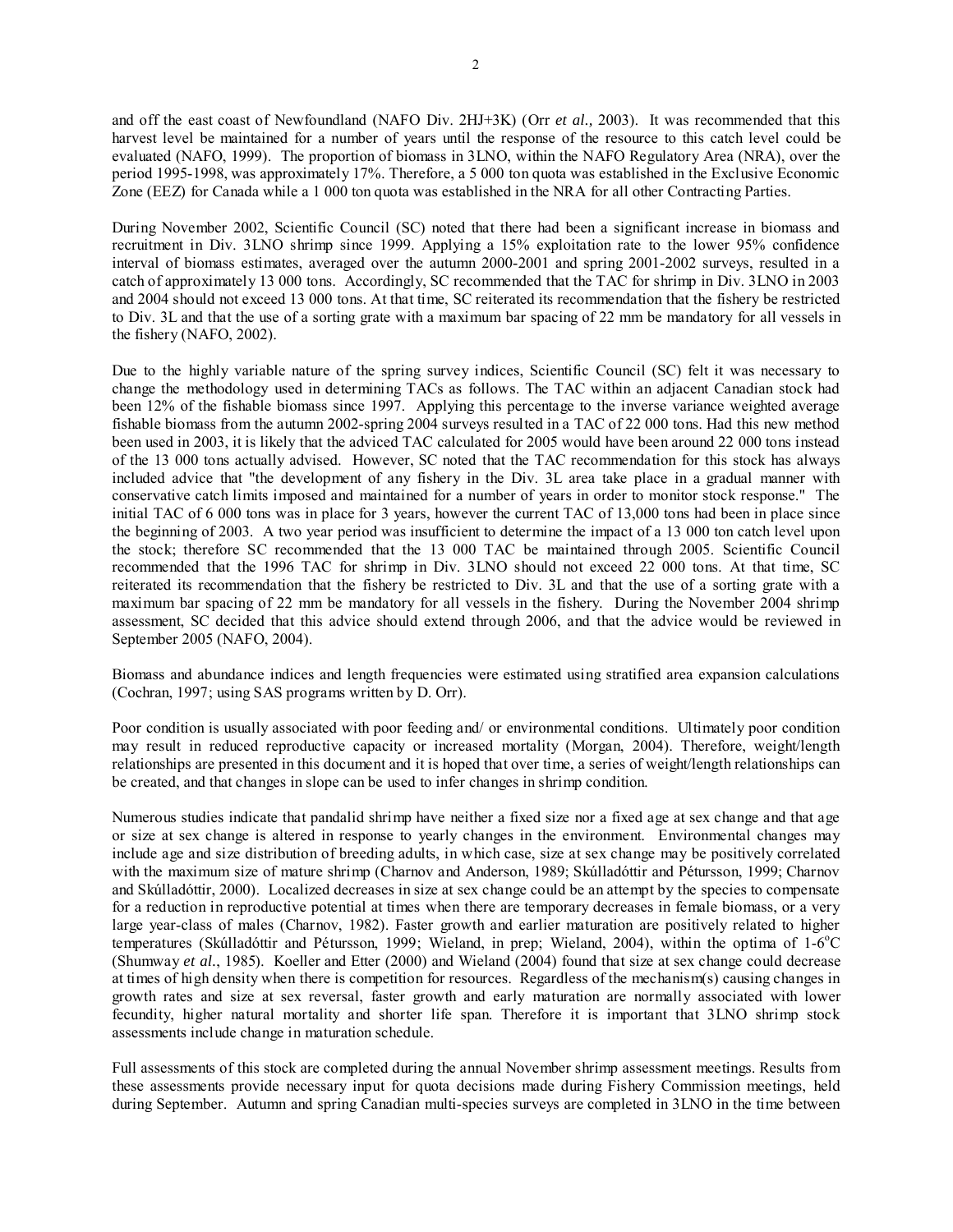and off the east coast of Newfoundland (NAFO Div. 2HJ+3K) (Orr *et al.,* 2003). It was recommended that this harvest level be maintained for a number of years until the response of the resource to this catch level could be evaluated (NAFO, 1999). The proportion of biomass in 3LNO, within the NAFO Regulatory Area (NRA), over the period 1995-1998, was approximately 17%. Therefore, a 5 000 ton quota was established in the Exclusive Economic Zone (EEZ) for Canada while a 1 000 ton quota was established in the NRA for all other Contracting Parties.

During November 2002, Scientific Council (SC) noted that there had been a significant increase in biomass and recruitment in Div. 3LNO shrimp since 1999. Applying a 15% exploitation rate to the lower 95% confidence interval of biomass estimates, averaged over the autumn 2000-2001 and spring 2001-2002 surveys, resulted in a catch of approximately 13 000 tons. Accordingly, SC recommended that the TAC for shrimp in Div. 3LNO in 2003 and 2004 should not exceed 13 000 tons. At that time, SC reiterated its recommendation that the fishery be restricted to Div. 3L and that the use of a sorting grate with a maximum bar spacing of 22 mm be mandatory for all vessels in the fishery (NAFO, 2002).

Due to the highly variable nature of the spring survey indices, Scientific Council (SC) felt it was necessary to change the methodology used in determining TACs as follows. The TAC within an adjacent Canadian stock had been 12% of the fishable biomass since 1997. Applying this percentage to the inverse variance weighted average fishable biomass from the autumn 2002-spring 2004 surveys resulted in a TAC of 22 000 tons. Had this new method been used in 2003, it is likely that the adviced TAC calculated for 2005 would have been around 22 000 tons instead of the 13 000 tons actually advised. However, SC noted that the TAC recommendation for this stock has always included advice that "the development of any fishery in the Div. 3L area take place in a gradual manner with conservative catch limits imposed and maintained for a number of years in order to monitor stock response." The initial TAC of 6 000 tons was in place for 3 years, however the current TAC of 13,000 tons had been in place since the beginning of 2003. A two year period was insufficient to determine the impact of a 13 000 ton catch level upon the stock; therefore SC recommended that the 13 000 TAC be maintained through 2005. Scientific Council recommended that the 1996 TAC for shrimp in Div. 3LNO should not exceed 22 000 tons. At that time, SC reiterated its recommendation that the fishery be restricted to Div. 3L and that the use of a sorting grate with a maximum bar spacing of 22 mm be mandatory for all vessels in the fishery. During the November 2004 shrimp assessment, SC decided that this advice should extend through 2006, and that the advice would be reviewed in September 2005 (NAFO, 2004).

Biomass and abundance indices and length frequencies were estimated using stratified area expansion calculations (Cochran, 1997; using SAS programs written by D. Orr).

Poor condition is usually associated with poor feeding and/ or environmental conditions. Ultimately poor condition may result in reduced reproductive capacity or increased mortality (Morgan, 2004). Therefore, weight/length relationships are presented in this document and it is hoped that over time, a series of weight/length relationships can be created, and that changes in slope can be used to infer changes in shrimp condition.

Numerous studies indicate that pandalid shrimp have neither a fixed size nor a fixed age at sex change and that age or size at sex change is altered in response to yearly changes in the environment. Environmental changes may include age and size distribution of breeding adults, in which case, size at sex change may be positively correlated with the maximum size of mature shrimp (Charnov and Anderson, 1989; Skúlladóttir and Pétursson, 1999; Charnov and Skúlladóttir, 2000). Localized decreases in size at sex change could be an attempt by the species to compensate for a reduction in reproductive potential at times when there are temporary decreases in female biomass, or a very large year-class of males (Charnov, 1982). Faster growth and earlier maturation are positively related to higher temperatures (Skúlladóttir and Pétursson, 1999; Wieland, in prep; Wieland, 2004), within the optima of 1-6°C (Shumway *et al.*, 1985). Koeller and Etter (2000) and Wieland (2004) found that size at sex change could decrease at times of high density when there is competition for resources. Regardless of the mechanism(s) causing changes in growth rates and size at sex reversal, faster growth and early maturation are normally associated with lower fecundity, higher natural mortality and shorter life span. Therefore it is important that 3LNO shrimp stock assessments include change in maturation schedule.

Full assessments of this stock are completed during the annual November shrimp assessment meetings. Results from these assessments provide necessary input for quota decisions made during Fishery Commission meetings, held during September. Autumn and spring Canadian multi-species surveys are completed in 3LNO in the time between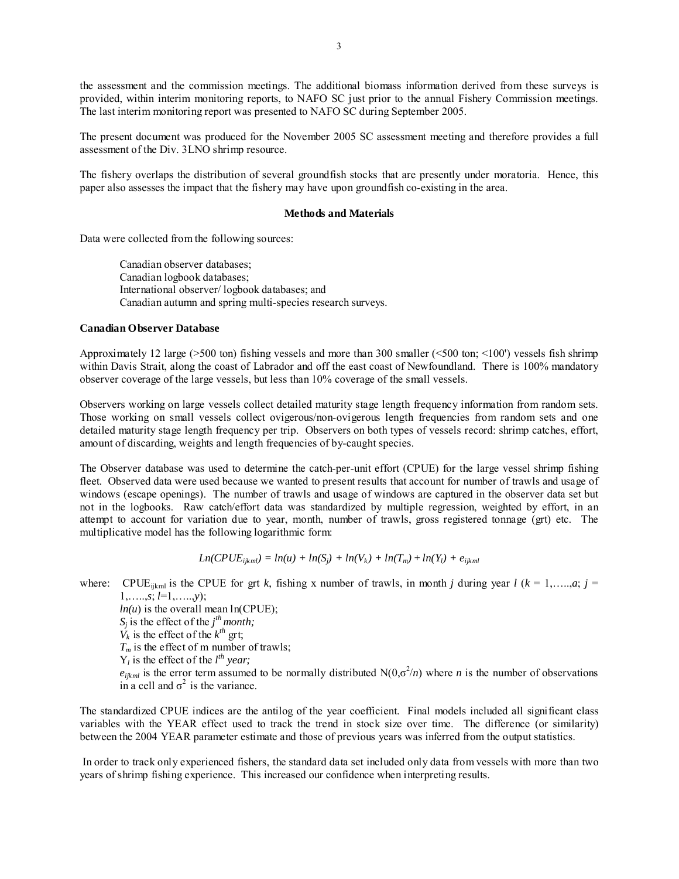the assessment and the commission meetings. The additional biomass information derived from these surveys is provided, within interim monitoring reports, to NAFO SC just prior to the annual Fishery Commission meetings. The last interim monitoring report was presented to NAFO SC during September 2005.

The present document was produced for the November 2005 SC assessment meeting and therefore provides a full assessment of the Div. 3LNO shrimp resource.

The fishery overlaps the distribution of several groundfish stocks that are presently under moratoria. Hence, this paper also assesses the impact that the fishery may have upon groundfish co-existing in the area.

## Methods and Materials

Data were collected from the following sources:

- Canadian observer databases;
- Canadian logbook databases;
- International observer/ logbook databases; and
- Canadian autumn and spring multi-species research surveys.

### Canadian Observer Database

Approximately 12 large (>500 ton) fishing vessels and more than 300 smaller (<500 ton; <100') vessels fish shrimp within Davis Strait, along the coast of Labrador and off the east coast of Newfoundland. There is 100% mandatory observer coverage of the large vessels, but less than 10% coverage of the small vessels.

Observers working on large vessels collect detailed maturity stage length frequency information from random sets. Those working on small vessels collect ovigerous/non-ovigerous length frequencies from random sets and one detailed maturity stage length frequency per trip. Observers on both types of vessels record: shrimp catches, effort, amount of discarding, weights and length frequencies of by-caught species.

The Observer database was used to determine the catch-per-unit effort (CPUE) for the large vessel shrimp fishing fleet. Observed data were used because we wanted to present results that account for number of trawls and usage of windows (escape openings). The number of trawls and usage of windows are captured in the observer data set but not in the logbooks. Raw catch/effort data was standardized by multiple regression, weighted by effort, in an attempt to account for variation due to year, month, number of trawls, gross registered tonnage (grt) etc. The multiplicative model has the following logarithmic form:

$$Ln(CPUE_{ijkml}) = ln(u) + ln(S_j) + ln(V_k) + ln(T_m) + ln(Y_l) + e_{ijkml}$$

where: $CPUE_{ijkml}$ is the CPUE for grt $k$, fishing x number of trawls, in month $j$ during year $l$ ($k$ = 1,…..,$a$; $j$ = 1,…..,$s$; $l$=1,…..,$y$);
$ln(u)$ is the overall mean ln(CPUE);
$S_j$ is the effect of the $j^{th}$ *month;*
$V_k$ is the effect of the $k^{th}$ grt;
$T_m$ is the effect of m number of trawls;
$Y_l$ is the effect of the $l^{th}$ *year;*
$e_{ijkml}$ is the error term assumed to be normally distributed $N(0,\sigma^2/n)$ where $n$ is the number of observations in a cell and $\sigma^2$ is the variance.

The standardized CPUE indices are the antilog of the year coefficient. Final models included all significant class variables with the YEAR effect used to track the trend in stock size over time. The difference (or similarity) between the 2004 YEAR parameter estimate and those of previous years was inferred from the output statistics.

In order to track only experienced fishers, the standard data set included only data from vessels with more than two years of shrimp fishing experience. This increased our confidence when interpreting results.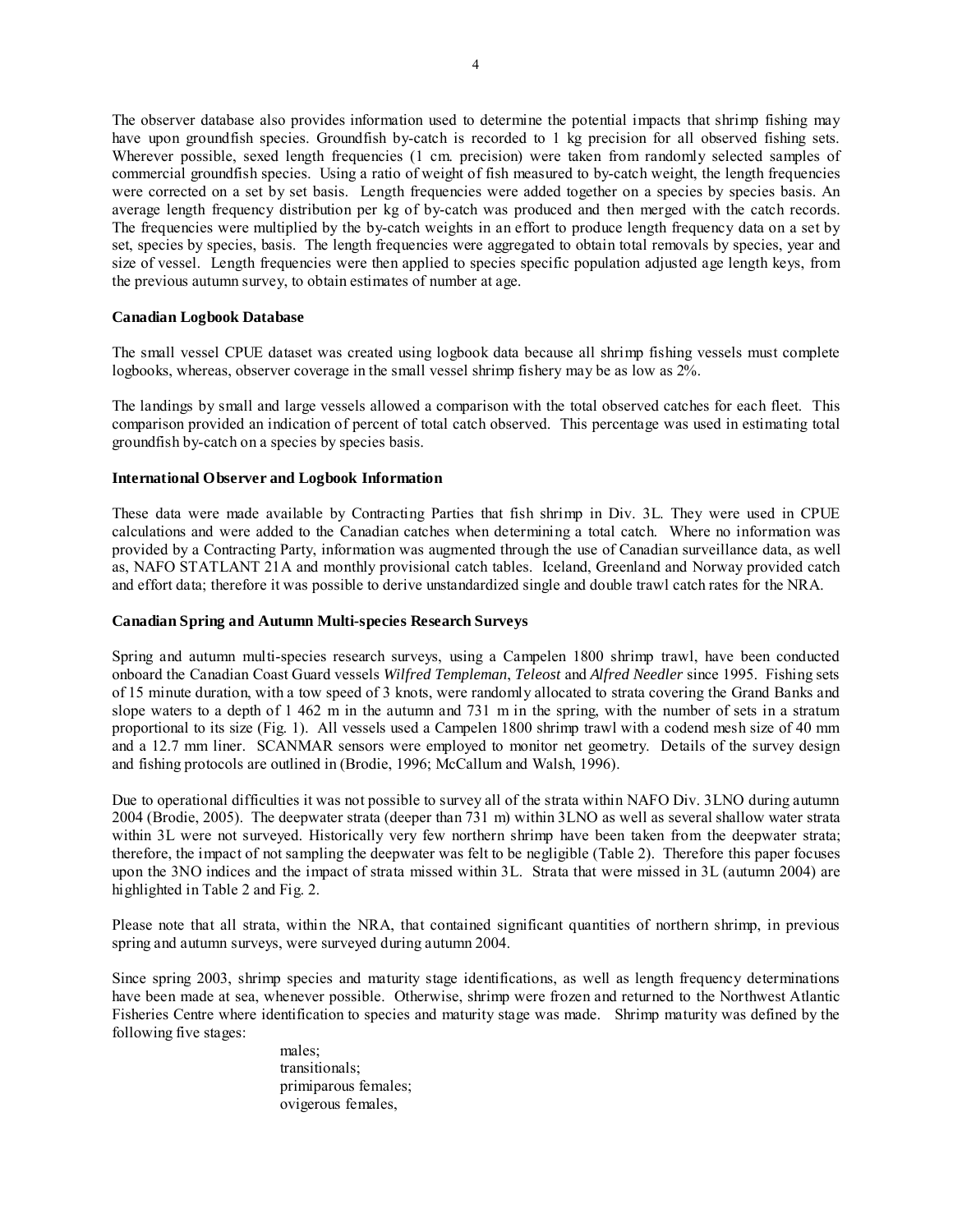The observer database also provides information used to determine the potential impacts that shrimp fishing may have upon groundfish species. Groundfish by-catch is recorded to 1 kg precision for all observed fishing sets. Wherever possible, sexed length frequencies (1 cm. precision) were taken from randomly selected samples of commercial groundfish species. Using a ratio of weight of fish measured to by-catch weight, the length frequencies were corrected on a set by set basis. Length frequencies were added together on a species by species basis. An average length frequency distribution per kg of by-catch was produced and then merged with the catch records. The frequencies were multiplied by the by-catch weights in an effort to produce length frequency data on a set by set, species by species, basis. The length frequencies were aggregated to obtain total removals by species, year and size of vessel. Length frequencies were then applied to species specific population adjusted age length keys, from the previous autumn survey, to obtain estimates of number at age.

**Canadian Logbook Database**

The small vessel CPUE dataset was created using logbook data because all shrimp fishing vessels must complete logbooks, whereas, observer coverage in the small vessel shrimp fishery may be as low as 2%.

The landings by small and large vessels allowed a comparison with the total observed catches for each fleet. This comparison provided an indication of percent of total catch observed. This percentage was used in estimating total groundfish by-catch on a species by species basis.

**International Observer and Logbook Information**

These data were made available by Contracting Parties that fish shrimp in Div. 3L. They were used in CPUE calculations and were added to the Canadian catches when determining a total catch. Where no information was provided by a Contracting Party, information was augmented through the use of Canadian surveillance data, as well as, NAFO STATLANT 21A and monthly provisional catch tables. Iceland, Greenland and Norway provided catch and effort data; therefore it was possible to derive unstandardized single and double trawl catch rates for the NRA.

**Canadian Spring and Autumn Multi-species Research Surveys**

Spring and autumn multi-species research surveys, using a Campelen 1800 shrimp trawl, have been conducted onboard the Canadian Coast Guard vessels *Wilfred Templeman*, *Teleost* and *Alfred Needler* since 1995. Fishing sets of 15 minute duration, with a tow speed of 3 knots, were randomly allocated to strata covering the Grand Banks and slope waters to a depth of 1 462 m in the autumn and 731 m in the spring, with the number of sets in a stratum proportional to its size (Fig. 1). All vessels used a Campelen 1800 shrimp trawl with a codend mesh size of 40 mm and a 12.7 mm liner. SCANMAR sensors were employed to monitor net geometry. Details of the survey design and fishing protocols are outlined in (Brodie, 1996; McCallum and Walsh, 1996).

Due to operational difficulties it was not possible to survey all of the strata within NAFO Div. 3LNO during autumn 2004 (Brodie, 2005). The deepwater strata (deeper than 731 m) within 3LNO as well as several shallow water strata within 3L were not surveyed. Historically very few northern shrimp have been taken from the deepwater strata; therefore, the impact of not sampling the deepwater was felt to be negligible (Table 2). Therefore this paper focuses upon the 3NO indices and the impact of strata missed within 3L. Strata that were missed in 3L (autumn 2004) are highlighted in Table 2 and Fig. 2.

Please note that all strata, within the NRA, that contained significant quantities of northern shrimp, in previous spring and autumn surveys, were surveyed during autumn 2004.

Since spring 2003, shrimp species and maturity stage identifications, as well as length frequency determinations have been made at sea, whenever possible. Otherwise, shrimp were frozen and returned to the Northwest Atlantic Fisheries Centre where identification to species and maturity stage was made. Shrimp maturity was defined by the following five stages:

males;  
transitionals;  
primiparous females;  
ovigerous females,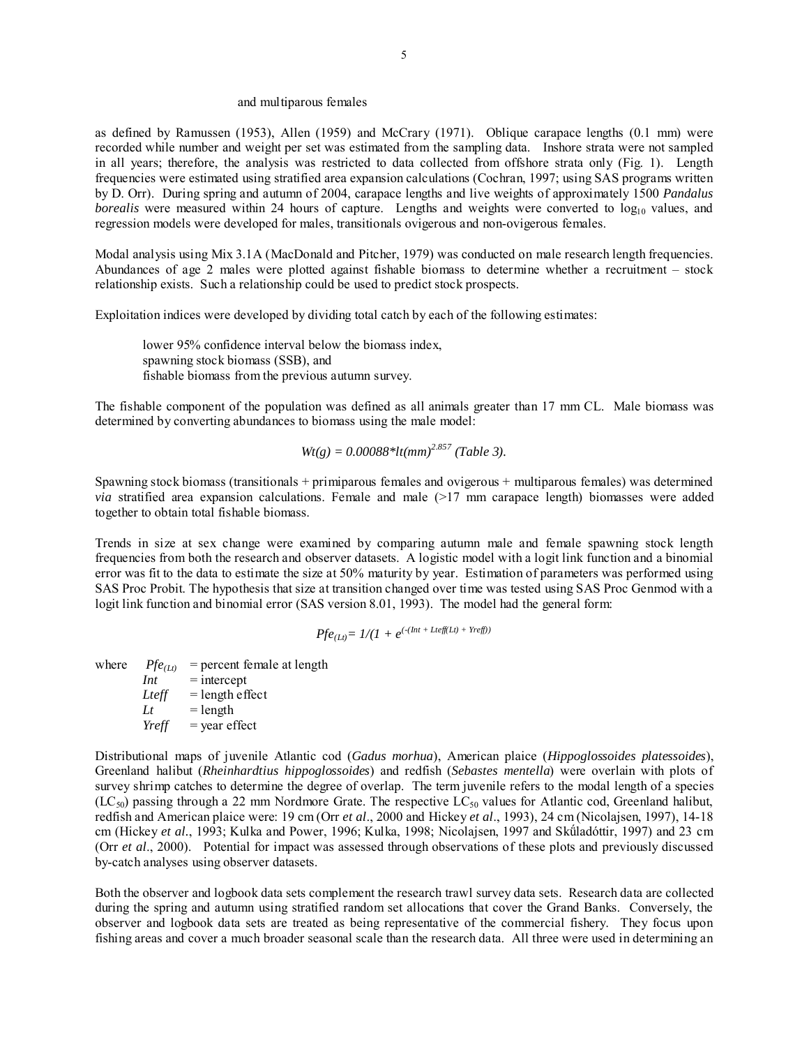and multiparous females

as defined by Ramussen (1953), Allen (1959) and McCrary (1971). Oblique carapace lengths (0.1 mm) were recorded while number and weight per set was estimated from the sampling data. Inshore strata were not sampled in all years; therefore, the analysis was restricted to data collected from offshore strata only (Fig. 1). Length frequencies were estimated using stratified area expansion calculations (Cochran, 1997; using SAS programs written by D. Orr). During spring and autumn of 2004, carapace lengths and live weights of approximately 1500 *Pandalus borealis* were measured within 24 hours of capture. Lengths and weights were converted to $\log_{10}$ values, and regression models were developed for males, transitionals ovigerous and non-ovigerous females.

Modal analysis using Mix 3.1A (MacDonald and Pitcher, 1979) was conducted on male research length frequencies. Abundances of age 2 males were plotted against fishable biomass to determine whether a recruitment – stock relationship exists. Such a relationship could be used to predict stock prospects.

Exploitation indices were developed by dividing total catch by each of the following estimates:

> lower 95% confidence interval below the biomass index,
> spawning stock biomass (SSB), and
> fishable biomass from the previous autumn survey.

The fishable component of the population was defined as all animals greater than 17 mm CL. Male biomass was determined by converting abundances to biomass using the male model:

$$Wt(g) = 0.00088 * lt(mm)^{2.857} \text{ (Table 3).}$$

Spawning stock biomass (transitionals + primiparous females and ovigerous + multiparous females) was determined *via* stratified area expansion calculations. Female and male (>17 mm carapace length) biomasses were added together to obtain total fishable biomass.

Trends in size at sex change were examined by comparing autumn male and female spawning stock length frequencies from both the research and observer datasets. A logistic model with a logit link function and a binomial error was fit to the data to estimate the size at 50% maturity by year. Estimation of parameters was performed using SAS Proc Probit. The hypothesis that size at transition changed over time was tested using SAS Proc Genmod with a logit link function and binomial error (SAS version 8.01, 1993). The model had the general form:

$$Pfe_{(Lt)} = 1/(1 + e^{(-(Int + Lteff(Lt) + Yreff))})$$

where
- $Pfe_{(Lt)}$ = percent female at length
- *Int* = intercept
- *Lteff* = length effect
- *Lt* = length
- *Yreff* = year effect

Distributional maps of juvenile Atlantic cod (*Gadus morhua*), American plaice (*Hippoglossoides platessoides*), Greenland halibut (*Rheinhardtius hippoglossoides*) and redfish (*Sebastes mentella*) were overlain with plots of survey shrimp catches to determine the degree of overlap. The term juvenile refers to the modal length of a species ($LC_{50}$) passing through a 22 mm Nordmore Grate. The respective $LC_{50}$ values for Atlantic cod, Greenland halibut, redfish and American plaice were: 19 cm (Orr *et al*., 2000 and Hickey *et al*., 1993), 24 cm (Nicolajsen, 1997), 14-18 cm (Hickey *et al*., 1993; Kulka and Power, 1996; Kulka, 1998; Nicolajsen, 1997 and Skúladóttir, 1997) and 23 cm (Orr *et al*., 2000). Potential for impact was assessed through observations of these plots and previously discussed by-catch analyses using observer datasets.

Both the observer and logbook data sets complement the research trawl survey data sets. Research data are collected during the spring and autumn using stratified random set allocations that cover the Grand Banks. Conversely, the observer and logbook data sets are treated as being representative of the commercial fishery. They focus upon fishing areas and cover a much broader seasonal scale than the research data. All three were used in determining an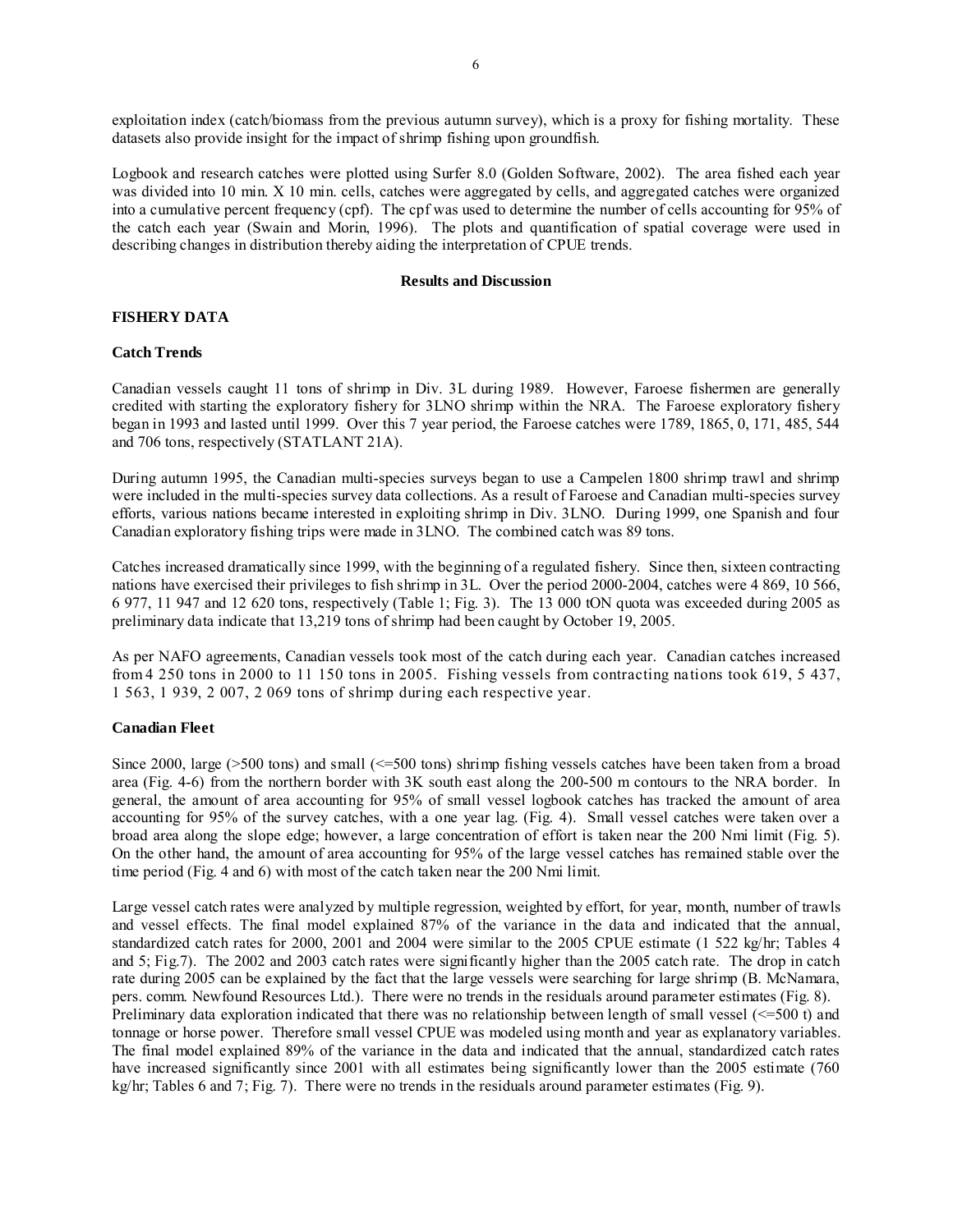exploitation index (catch/biomass from the previous autumn survey), which is a proxy for fishing mortality. These datasets also provide insight for the impact of shrimp fishing upon groundfish.

Logbook and research catches were plotted using Surfer 8.0 (Golden Software, 2002). The area fished each year was divided into 10 min. X 10 min. cells, catches were aggregated by cells, and aggregated catches were organized into a cumulative percent frequency (cpf). The cpf was used to determine the number of cells accounting for 95% of the catch each year (Swain and Morin, 1996). The plots and quantification of spatial coverage were used in describing changes in distribution thereby aiding the interpretation of CPUE trends.

## Results and Discussion

### FISHERY DATA

#### Catch Trends

Canadian vessels caught 11 tons of shrimp in Div. 3L during 1989. However, Faroese fishermen are generally credited with starting the exploratory fishery for 3LNO shrimp within the NRA. The Faroese exploratory fishery began in 1993 and lasted until 1999. Over this 7 year period, the Faroese catches were 1789, 1865, 0, 171, 485, 544 and 706 tons, respectively (STATLANT 21A).

During autumn 1995, the Canadian multi-species surveys began to use a Campelen 1800 shrimp trawl and shrimp were included in the multi-species survey data collections. As a result of Faroese and Canadian multi-species survey efforts, various nations became interested in exploiting shrimp in Div. 3LNO. During 1999, one Spanish and four Canadian exploratory fishing trips were made in 3LNO. The combined catch was 89 tons.

Catches increased dramatically since 1999, with the beginning of a regulated fishery. Since then, sixteen contracting nations have exercised their privileges to fish shrimp in 3L. Over the period 2000-2004, catches were 4 869, 10 566, 6 977, 11 947 and 12 620 tons, respectively (Table 1; Fig. 3). The 13 000 tON quota was exceeded during 2005 as preliminary data indicate that 13,219 tons of shrimp had been caught by October 19, 2005.

As per NAFO agreements, Canadian vessels took most of the catch during each year. Canadian catches increased from 4 250 tons in 2000 to 11 150 tons in 2005. Fishing vessels from contracting nations took 619, 5 437, 1 563, 1 939, 2 007, 2 069 tons of shrimp during each respective year.

#### Canadian Fleet

Since 2000, large (>500 tons) and small (<=500 tons) shrimp fishing vessels catches have been taken from a broad area (Fig. 4-6) from the northern border with 3K south east along the 200-500 m contours to the NRA border. In general, the amount of area accounting for 95% of small vessel logbook catches has tracked the amount of area accounting for 95% of the survey catches, with a one year lag. (Fig. 4). Small vessel catches were taken over a broad area along the slope edge; however, a large concentration of effort is taken near the 200 Nmi limit (Fig. 5). On the other hand, the amount of area accounting for 95% of the large vessel catches has remained stable over the time period (Fig. 4 and 6) with most of the catch taken near the 200 Nmi limit.

Large vessel catch rates were analyzed by multiple regression, weighted by effort, for year, month, number of trawls and vessel effects. The final model explained 87% of the variance in the data and indicated that the annual, standardized catch rates for 2000, 2001 and 2004 were similar to the 2005 CPUE estimate (1 522 kg/hr; Tables 4 and 5; Fig.7). The 2002 and 2003 catch rates were significantly higher than the 2005 catch rate. The drop in catch rate during 2005 can be explained by the fact that the large vessels were searching for large shrimp (B. McNamara, pers. comm. Newfound Resources Ltd.). There were no trends in the residuals around parameter estimates (Fig. 8).
Preliminary data exploration indicated that there was no relationship between length of small vessel (<=500 t) and tonnage or horse power. Therefore small vessel CPUE was modeled using month and year as explanatory variables. The final model explained 89% of the variance in the data and indicated that the annual, standardized catch rates have increased significantly since 2001 with all estimates being significantly lower than the 2005 estimate (760 kg/hr; Tables 6 and 7; Fig. 7). There were no trends in the residuals around parameter estimates (Fig. 9).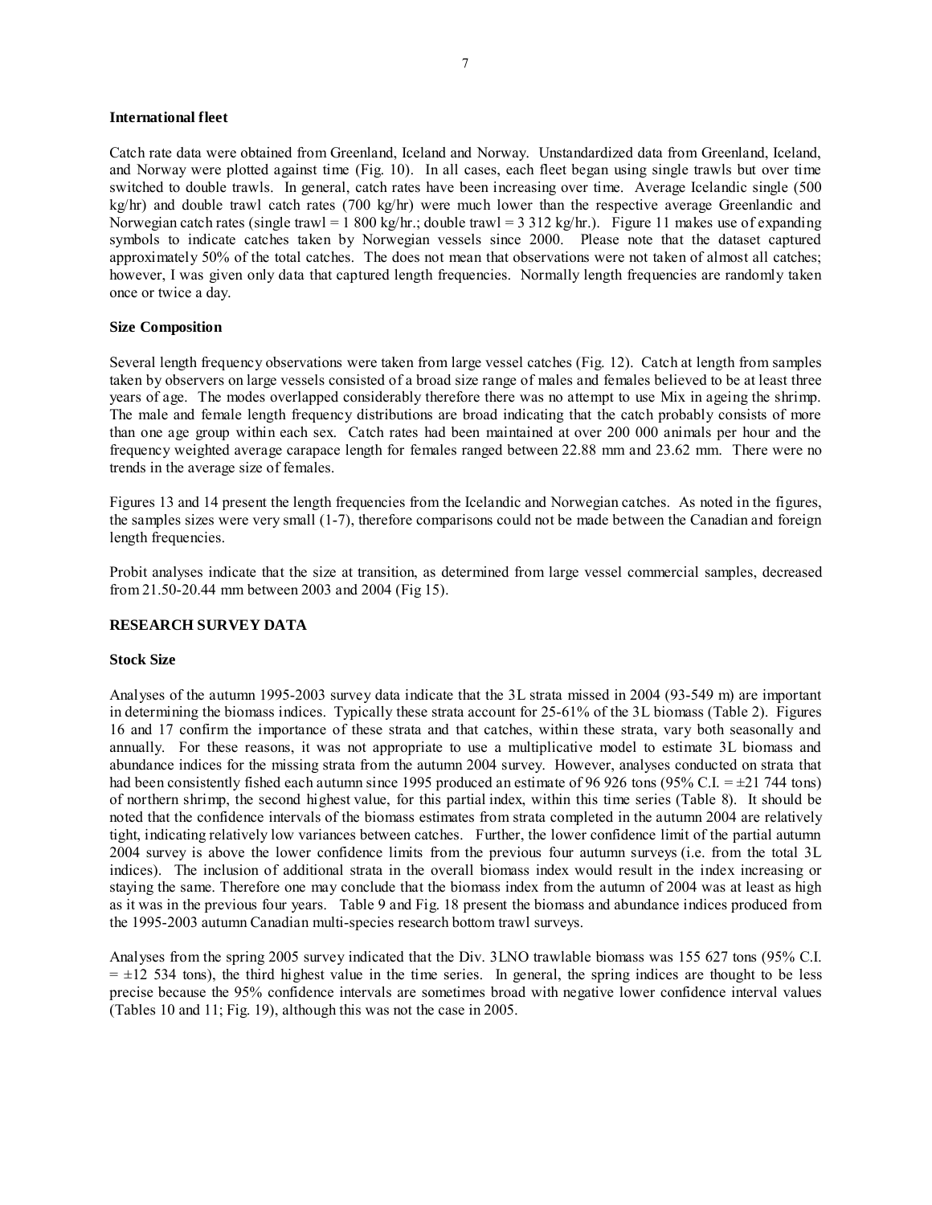### International fleet

Catch rate data were obtained from Greenland, Iceland and Norway. Unstandardized data from Greenland, Iceland, and Norway were plotted against time (Fig. 10). In all cases, each fleet began using single trawls but over time switched to double trawls. In general, catch rates have been increasing over time. Average Icelandic single (500 kg/hr) and double trawl catch rates (700 kg/hr) were much lower than the respective average Greenlandic and Norwegian catch rates (single trawl = 1 800 kg/hr.; double trawl = 3 312 kg/hr.). Figure 11 makes use of expanding symbols to indicate catches taken by Norwegian vessels since 2000. Please note that the dataset captured approximately 50% of the total catches. The does not mean that observations were not taken of almost all catches; however, I was given only data that captured length frequencies. Normally length frequencies are randomly taken once or twice a day.

### Size Composition

Several length frequency observations were taken from large vessel catches (Fig. 12). Catch at length from samples taken by observers on large vessels consisted of a broad size range of males and females believed to be at least three years of age. The modes overlapped considerably therefore there was no attempt to use Mix in ageing the shrimp. The male and female length frequency distributions are broad indicating that the catch probably consists of more than one age group within each sex. Catch rates had been maintained at over 200 000 animals per hour and the frequency weighted average carapace length for females ranged between 22.88 mm and 23.62 mm. There were no trends in the average size of females.

Figures 13 and 14 present the length frequencies from the Icelandic and Norwegian catches. As noted in the figures, the samples sizes were very small (1-7), therefore comparisons could not be made between the Canadian and foreign length frequencies.

Probit analyses indicate that the size at transition, as determined from large vessel commercial samples, decreased from 21.50-20.44 mm between 2003 and 2004 (Fig 15).

## RESEARCH SURVEY DATA

### Stock Size

Analyses of the autumn 1995-2003 survey data indicate that the 3L strata missed in 2004 (93-549 m) are important in determining the biomass indices. Typically these strata account for 25-61% of the 3L biomass (Table 2). Figures 16 and 17 confirm the importance of these strata and that catches, within these strata, vary both seasonally and annually. For these reasons, it was not appropriate to use a multiplicative model to estimate 3L biomass and abundance indices for the missing strata from the autumn 2004 survey. However, analyses conducted on strata that had been consistently fished each autumn since 1995 produced an estimate of 96 926 tons (95% C.I. = ±21 744 tons) of northern shrimp, the second highest value, for this partial index, within this time series (Table 8). It should be noted that the confidence intervals of the biomass estimates from strata completed in the autumn 2004 are relatively tight, indicating relatively low variances between catches. Further, the lower confidence limit of the partial autumn 2004 survey is above the lower confidence limits from the previous four autumn surveys (i.e. from the total 3L indices). The inclusion of additional strata in the overall biomass index would result in the index increasing or staying the same. Therefore one may conclude that the biomass index from the autumn of 2004 was at least as high as it was in the previous four years. Table 9 and Fig. 18 present the biomass and abundance indices produced from the 1995-2003 autumn Canadian multi-species research bottom trawl surveys.

Analyses from the spring 2005 survey indicated that the Div. 3LNO trawlable biomass was 155 627 tons (95% C.I. = ±12 534 tons), the third highest value in the time series. In general, the spring indices are thought to be less precise because the 95% confidence intervals are sometimes broad with negative lower confidence interval values (Tables 10 and 11; Fig. 19), although this was not the case in 2005.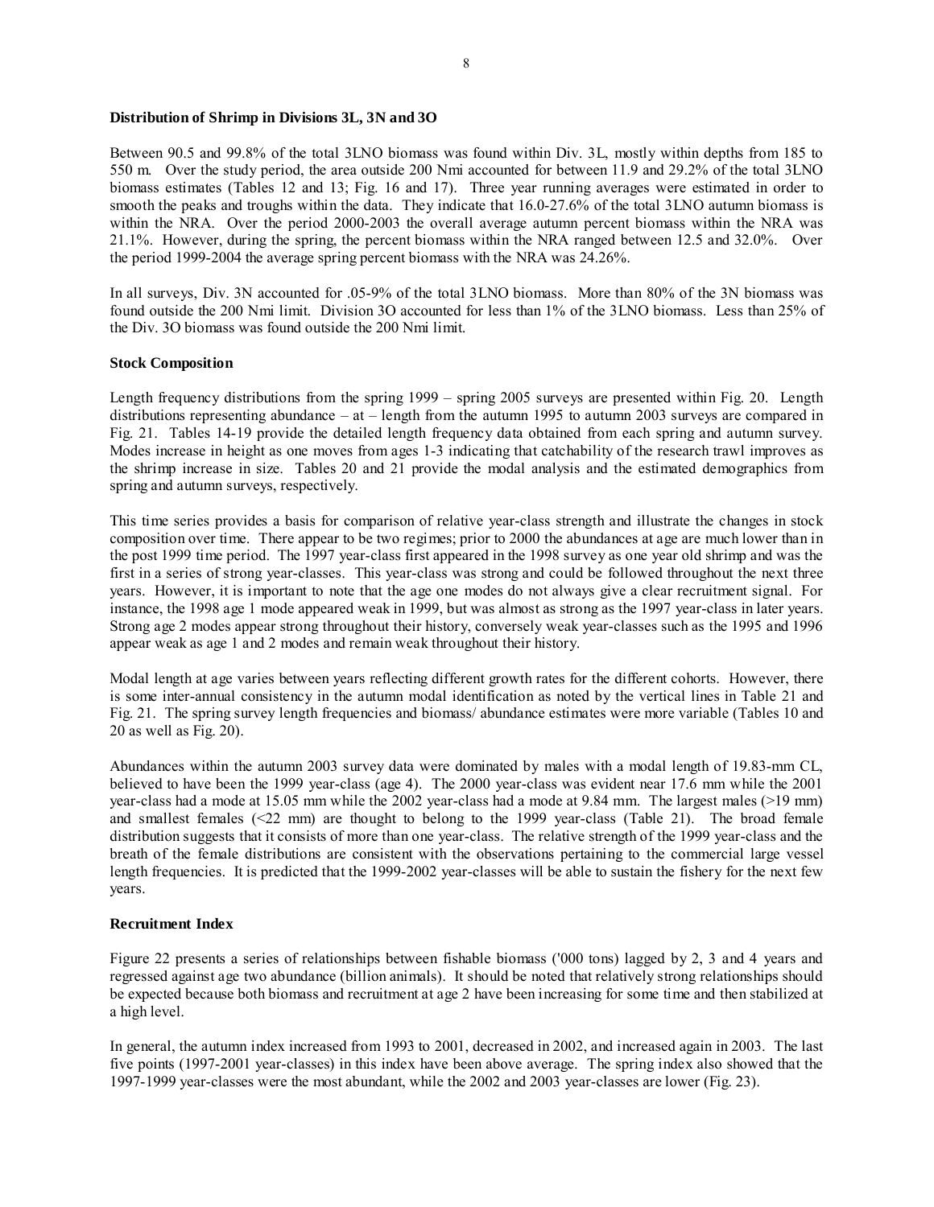**Distribution of Shrimp in Divisions 3L, 3N and 3O**

Between 90.5 and 99.8% of the total 3LNO biomass was found within Div. 3L, mostly within depths from 185 to 550 m. Over the study period, the area outside 200 Nmi accounted for between 11.9 and 29.2% of the total 3LNO biomass estimates (Tables 12 and 13; Fig. 16 and 17). Three year running averages were estimated in order to smooth the peaks and troughs within the data. They indicate that 16.0-27.6% of the total 3LNO autumn biomass is within the NRA. Over the period 2000-2003 the overall average autumn percent biomass within the NRA was 21.1%. However, during the spring, the percent biomass within the NRA ranged between 12.5 and 32.0%. Over the period 1999-2004 the average spring percent biomass with the NRA was 24.26%.

In all surveys, Div. 3N accounted for .05-9% of the total 3LNO biomass. More than 80% of the 3N biomass was found outside the 200 Nmi limit. Division 3O accounted for less than 1% of the 3LNO biomass. Less than 25% of the Div. 3O biomass was found outside the 200 Nmi limit.

**Stock Composition**

Length frequency distributions from the spring 1999 – spring 2005 surveys are presented within Fig. 20. Length distributions representing abundance – at – length from the autumn 1995 to autumn 2003 surveys are compared in Fig. 21. Tables 14-19 provide the detailed length frequency data obtained from each spring and autumn survey. Modes increase in height as one moves from ages 1-3 indicating that catchability of the research trawl improves as the shrimp increase in size. Tables 20 and 21 provide the modal analysis and the estimated demographics from spring and autumn surveys, respectively.

This time series provides a basis for comparison of relative year-class strength and illustrate the changes in stock composition over time. There appear to be two regimes; prior to 2000 the abundances at age are much lower than in the post 1999 time period. The 1997 year-class first appeared in the 1998 survey as one year old shrimp and was the first in a series of strong year-classes. This year-class was strong and could be followed throughout the next three years. However, it is important to note that the age one modes do not always give a clear recruitment signal. For instance, the 1998 age 1 mode appeared weak in 1999, but was almost as strong as the 1997 year-class in later years. Strong age 2 modes appear strong throughout their history, conversely weak year-classes such as the 1995 and 1996 appear weak as age 1 and 2 modes and remain weak throughout their history.

Modal length at age varies between years reflecting different growth rates for the different cohorts. However, there is some inter-annual consistency in the autumn modal identification as noted by the vertical lines in Table 21 and Fig. 21. The spring survey length frequencies and biomass/ abundance estimates were more variable (Tables 10 and 20 as well as Fig. 20).

Abundances within the autumn 2003 survey data were dominated by males with a modal length of 19.83-mm CL, believed to have been the 1999 year-class (age 4). The 2000 year-class was evident near 17.6 mm while the 2001 year-class had a mode at 15.05 mm while the 2002 year-class had a mode at 9.84 mm. The largest males (>19 mm) and smallest females (<22 mm) are thought to belong to the 1999 year-class (Table 21). The broad female distribution suggests that it consists of more than one year-class. The relative strength of the 1999 year-class and the breath of the female distributions are consistent with the observations pertaining to the commercial large vessel length frequencies. It is predicted that the 1999-2002 year-classes will be able to sustain the fishery for the next few years.

**Recruitment Index**

Figure 22 presents a series of relationships between fishable biomass ('000 tons) lagged by 2, 3 and 4 years and regressed against age two abundance (billion animals). It should be noted that relatively strong relationships should be expected because both biomass and recruitment at age 2 have been increasing for some time and then stabilized at a high level.

In general, the autumn index increased from 1993 to 2001, decreased in 2002, and increased again in 2003. The last five points (1997-2001 year-classes) in this index have been above average. The spring index also showed that the 1997-1999 year-classes were the most abundant, while the 2002 and 2003 year-classes are lower (Fig. 23).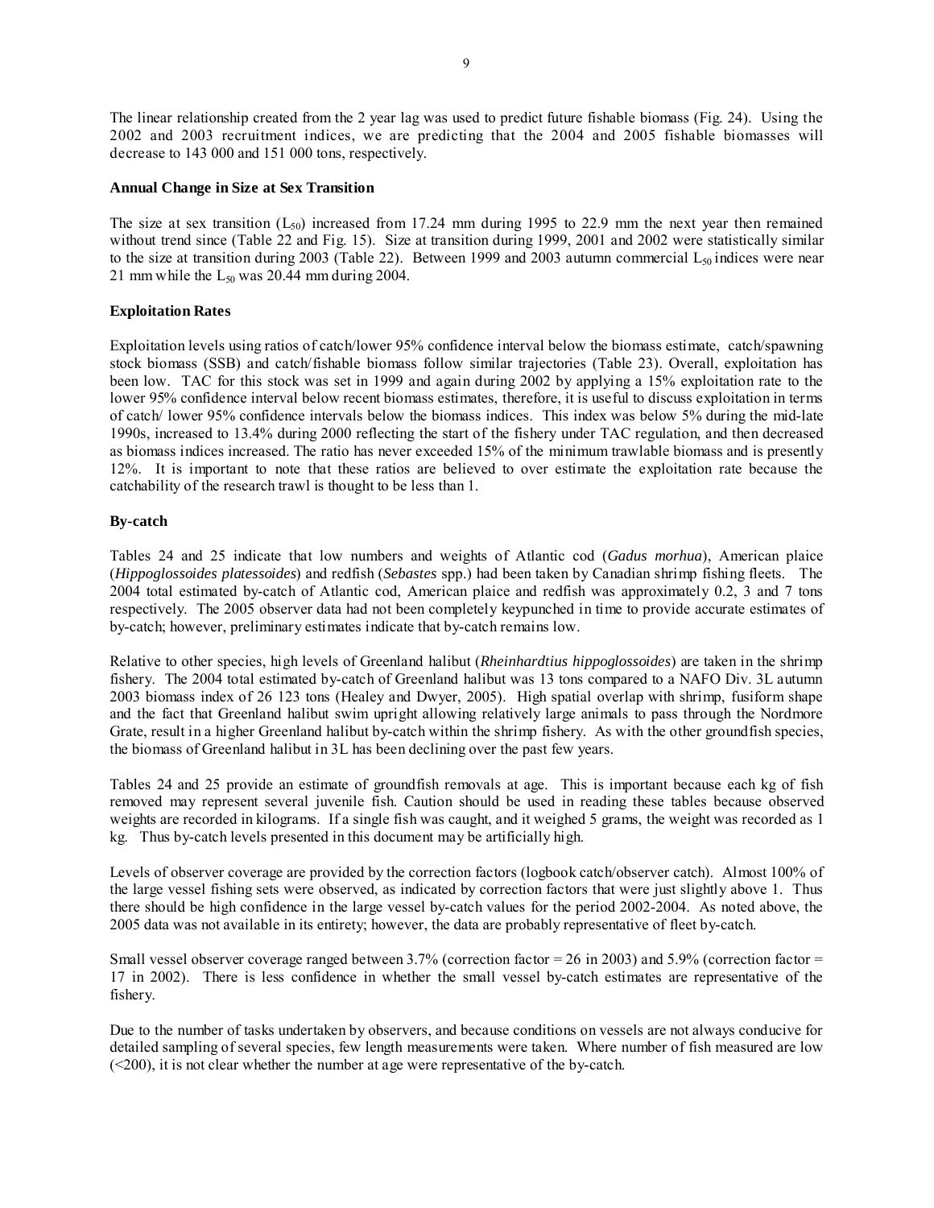The linear relationship created from the 2 year lag was used to predict future fishable biomass (Fig. 24). Using the 2002 and 2003 recruitment indices, we are predicting that the 2004 and 2005 fishable biomasses will decrease to 143 000 and 151 000 tons, respectively.

**Annual Change in Size at Sex Transition**

The size at sex transition ($L_{50}$) increased from 17.24 mm during 1995 to 22.9 mm the next year then remained without trend since (Table 22 and Fig. 15). Size at transition during 1999, 2001 and 2002 were statistically similar to the size at transition during 2003 (Table 22). Between 1999 and 2003 autumn commercial $L_{50}$ indices were near 21 mm while the $L_{50}$ was 20.44 mm during 2004.

**Exploitation Rates**

Exploitation levels using ratios of catch/lower 95% confidence interval below the biomass estimate, catch/spawning stock biomass (SSB) and catch/fishable biomass follow similar trajectories (Table 23). Overall, exploitation has been low. TAC for this stock was set in 1999 and again during 2002 by applying a 15% exploitation rate to the lower 95% confidence interval below recent biomass estimates, therefore, it is useful to discuss exploitation in terms of catch/ lower 95% confidence intervals below the biomass indices. This index was below 5% during the mid-late 1990s, increased to 13.4% during 2000 reflecting the start of the fishery under TAC regulation, and then decreased as biomass indices increased. The ratio has never exceeded 15% of the minimum trawlable biomass and is presently 12%. It is important to note that these ratios are believed to over estimate the exploitation rate because the catchability of the research trawl is thought to be less than 1.

**By-catch**

Tables 24 and 25 indicate that low numbers and weights of Atlantic cod (*Gadus morhua*), American plaice (*Hippoglossoides platessoides*) and redfish (*Sebastes* spp.) had been taken by Canadian shrimp fishing fleets. The 2004 total estimated by-catch of Atlantic cod, American plaice and redfish was approximately 0.2, 3 and 7 tons respectively. The 2005 observer data had not been completely keypunched in time to provide accurate estimates of by-catch; however, preliminary estimates indicate that by-catch remains low.

Relative to other species, high levels of Greenland halibut (*Rheinhardtius hippoglossoides*) are taken in the shrimp fishery. The 2004 total estimated by-catch of Greenland halibut was 13 tons compared to a NAFO Div. 3L autumn 2003 biomass index of 26 123 tons (Healey and Dwyer, 2005). High spatial overlap with shrimp, fusiform shape and the fact that Greenland halibut swim upright allowing relatively large animals to pass through the Nordmore Grate, result in a higher Greenland halibut by-catch within the shrimp fishery. As with the other groundfish species, the biomass of Greenland halibut in 3L has been declining over the past few years.

Tables 24 and 25 provide an estimate of groundfish removals at age. This is important because each kg of fish removed may represent several juvenile fish. Caution should be used in reading these tables because observed weights are recorded in kilograms. If a single fish was caught, and it weighed 5 grams, the weight was recorded as 1 kg. Thus by-catch levels presented in this document may be artificially high.

Levels of observer coverage are provided by the correction factors (logbook catch/observer catch). Almost 100% of the large vessel fishing sets were observed, as indicated by correction factors that were just slightly above 1. Thus there should be high confidence in the large vessel by-catch values for the period 2002-2004. As noted above, the 2005 data was not available in its entirety; however, the data are probably representative of fleet by-catch.

Small vessel observer coverage ranged between 3.7% (correction factor = 26 in 2003) and 5.9% (correction factor = 17 in 2002). There is less confidence in whether the small vessel by-catch estimates are representative of the fishery.

Due to the number of tasks undertaken by observers, and because conditions on vessels are not always conducive for detailed sampling of several species, few length measurements were taken. Where number of fish measured are low (<200), it is not clear whether the number at age were representative of the by-catch.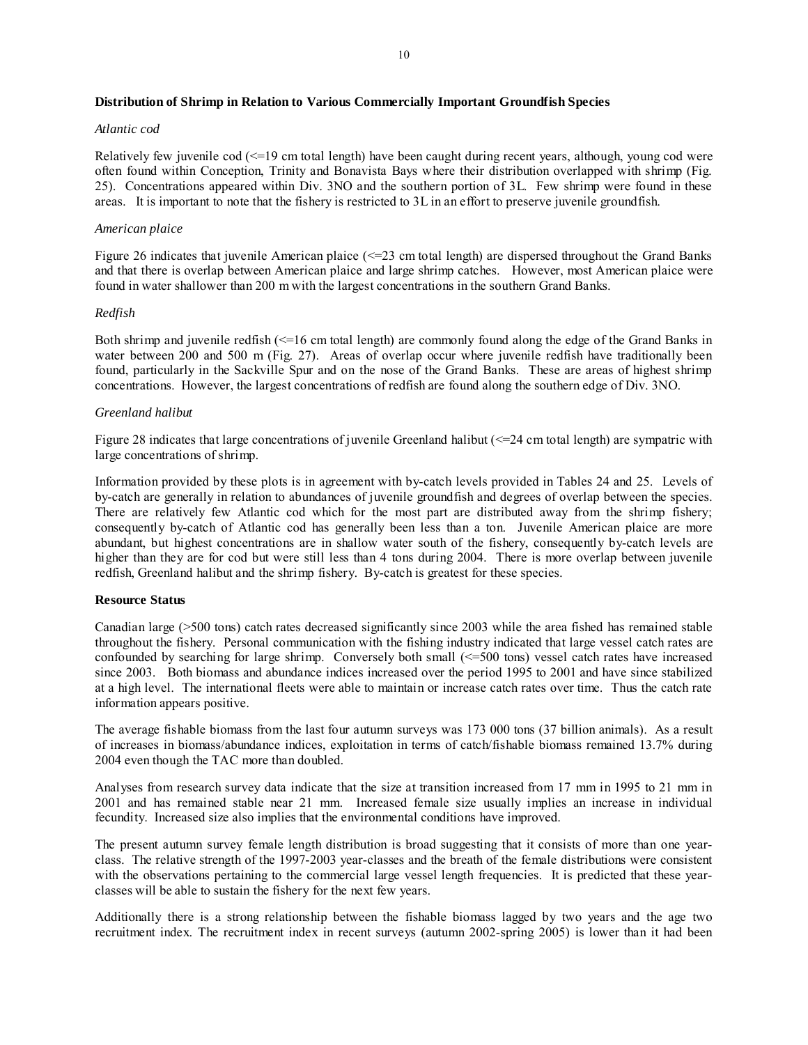**Distribution of Shrimp in Relation to Various Commercially Important Groundfish Species**

*Atlantic cod*

Relatively few juvenile cod (<=19 cm total length) have been caught during recent years, although, young cod were often found within Conception, Trinity and Bonavista Bays where their distribution overlapped with shrimp (Fig. 25). Concentrations appeared within Div. 3NO and the southern portion of 3L. Few shrimp were found in these areas. It is important to note that the fishery is restricted to 3L in an effort to preserve juvenile groundfish.

*American plaice*

Figure 26 indicates that juvenile American plaice (<=23 cm total length) are dispersed throughout the Grand Banks and that there is overlap between American plaice and large shrimp catches. However, most American plaice were found in water shallower than 200 m with the largest concentrations in the southern Grand Banks.

*Redfish*

Both shrimp and juvenile redfish (<=16 cm total length) are commonly found along the edge of the Grand Banks in water between 200 and 500 m (Fig. 27). Areas of overlap occur where juvenile redfish have traditionally been found, particularly in the Sackville Spur and on the nose of the Grand Banks. These are areas of highest shrimp concentrations. However, the largest concentrations of redfish are found along the southern edge of Div. 3NO.

*Greenland halibut*

Figure 28 indicates that large concentrations of juvenile Greenland halibut (<=24 cm total length) are sympatric with large concentrations of shrimp.

Information provided by these plots is in agreement with by-catch levels provided in Tables 24 and 25. Levels of by-catch are generally in relation to abundances of juvenile groundfish and degrees of overlap between the species. There are relatively few Atlantic cod which for the most part are distributed away from the shrimp fishery; consequently by-catch of Atlantic cod has generally been less than a ton. Juvenile American plaice are more abundant, but highest concentrations are in shallow water south of the fishery, consequently by-catch levels are higher than they are for cod but were still less than 4 tons during 2004. There is more overlap between juvenile redfish, Greenland halibut and the shrimp fishery. By-catch is greatest for these species.

**Resource Status**

Canadian large (>500 tons) catch rates decreased significantly since 2003 while the area fished has remained stable throughout the fishery. Personal communication with the fishing industry indicated that large vessel catch rates are confounded by searching for large shrimp. Conversely both small (<=500 tons) vessel catch rates have increased since 2003. Both biomass and abundance indices increased over the period 1995 to 2001 and have since stabilized at a high level. The international fleets were able to maintain or increase catch rates over time. Thus the catch rate information appears positive.

The average fishable biomass from the last four autumn surveys was 173 000 tons (37 billion animals). As a result of increases in biomass/abundance indices, exploitation in terms of catch/fishable biomass remained 13.7% during 2004 even though the TAC more than doubled.

Analyses from research survey data indicate that the size at transition increased from 17 mm in 1995 to 21 mm in 2001 and has remained stable near 21 mm. Increased female size usually implies an increase in individual fecundity. Increased size also implies that the environmental conditions have improved.

The present autumn survey female length distribution is broad suggesting that it consists of more than one year-class. The relative strength of the 1997-2003 year-classes and the breath of the female distributions were consistent with the observations pertaining to the commercial large vessel length frequencies. It is predicted that these year-classes will be able to sustain the fishery for the next few years.

Additionally there is a strong relationship between the fishable biomass lagged by two years and the age two recruitment index. The recruitment index in recent surveys (autumn 2002-spring 2005) is lower than it had been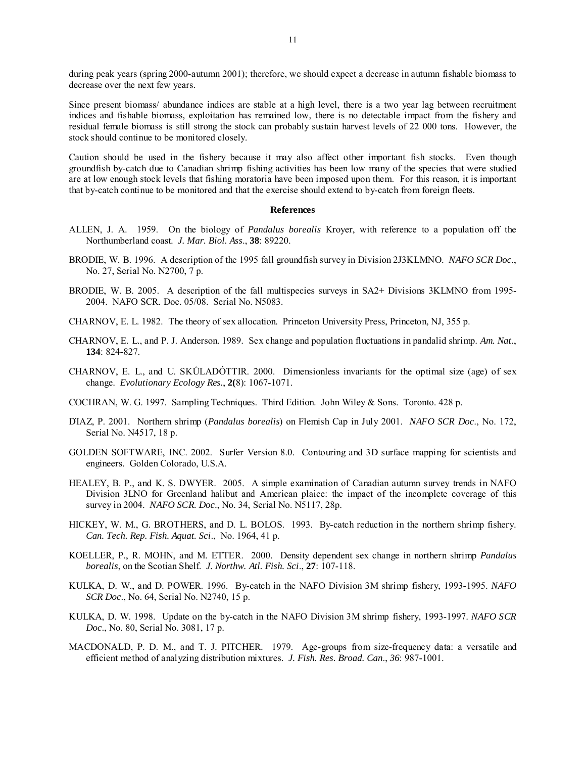during peak years (spring 2000-autumn 2001); therefore, we should expect a decrease in autumn fishable biomass to decrease over the next few years.

Since present biomass/ abundance indices are stable at a high level, there is a two year lag between recruitment indices and fishable biomass, exploitation has remained low, there is no detectable impact from the fishery and residual female biomass is still strong the stock can probably sustain harvest levels of 22 000 tons. However, the stock should continue to be monitored closely.

Caution should be used in the fishery because it may also affect other important fish stocks. Even though groundfish by-catch due to Canadian shrimp fishing activities has been low many of the species that were studied are at low enough stock levels that fishing moratoria have been imposed upon them. For this reason, it is important that by-catch continue to be monitored and that the exercise should extend to by-catch from foreign fleets.

## References

ALLEN, J. A. 1959. On the biology of *Pandalus borealis* Kroyer, with reference to a population off the Northumberland coast. *J. Mar. Biol. Ass*., **38**: 89220.

BRODIE, W. B. 1996. A description of the 1995 fall groundfish survey in Division 2J3KLMNO. *NAFO SCR Doc*., No. 27, Serial No. N2700, 7 p.

BRODIE, W. B. 2005. A description of the fall multispecies surveys in SA2+ Divisions 3KLMNO from 1995-2004. NAFO SCR. Doc. 05/08. Serial No. N5083.

CHARNOV, E. L. 1982. The theory of sex allocation. Princeton University Press, Princeton, NJ, 355 p.

CHARNOV, E. L., and P. J. Anderson. 1989. Sex change and population fluctuations in pandalid shrimp. *Am. Nat*., **134**: 824-827.

CHARNOV, E. L., and U. SKŮLADÓTTIR. 2000. Dimensionless invariants for the optimal size (age) of sex change. *Evolutionary Ecology Res.*, **2(**8): 1067-1071.

COCHRAN, W. G. 1997. Sampling Techniques. Third Edition. John Wiley & Sons. Toronto. 428 p.

DÏAZ, P. 2001. Northern shrimp (*Pandalus borealis*) on Flemish Cap in July 2001. *NAFO SCR Doc*., No. 172, Serial No. N4517, 18 p.

GOLDEN SOFTWARE, INC. 2002. Surfer Version 8.0. Contouring and 3D surface mapping for scientists and engineers. Golden Colorado, U.S.A.

HEALEY, B. P., and K. S. DWYER. 2005. A simple examination of Canadian autumn survey trends in NAFO Division 3LNO for Greenland halibut and American plaice: the impact of the incomplete coverage of this survey in 2004. *NAFO SCR. Doc*., No. 34, Serial No. N5117, 28p.

HICKEY, W. M., G. BROTHERS, and D. L. BOLOS. 1993. By-catch reduction in the northern shrimp fishery. *Can. Tech. Rep. Fish. Aquat. Sci*., No. 1964, 41 p.

KOELLER, P., R. MOHN, and M. ETTER. 2000. Density dependent sex change in northern shrimp *Pandalus borealis*, on the Scotian Shelf. *J. Northw. Atl. Fish. Sci*., **27**: 107-118.

KULKA, D. W., and D. POWER. 1996. By-catch in the NAFO Division 3M shrimp fishery, 1993-1995. *NAFO SCR Doc*., No. 64, Serial No. N2740, 15 p.

KULKA, D. W. 1998. Update on the by-catch in the NAFO Division 3M shrimp fishery, 1993-1997. *NAFO SCR Doc*., No. 80, Serial No. 3081, 17 p.

MACDONALD, P. D. M., and T. J. PITCHER. 1979. Age-groups from size-frequency data: a versatile and efficient method of analyzing distribution mixtures. *J. Fish. Res. Broad. Can*., *36*: 987-1001.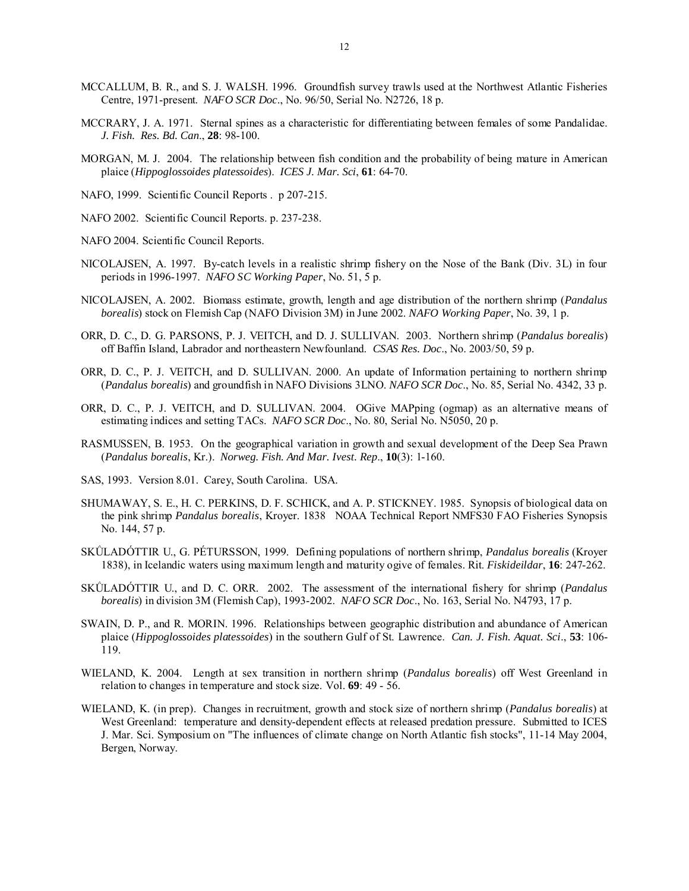MCCALLUM, B. R., and S. J. WALSH. 1996. Groundfish survey trawls used at the Northwest Atlantic Fisheries Centre, 1971-present. *NAFO SCR Doc*., No. 96/50, Serial No. N2726, 18 p.

MCCRARY, J. A. 1971. Sternal spines as a characteristic for differentiating between females of some Pandalidae. *J. Fish. Res. Bd. Can*., **28**: 98-100.

MORGAN, M. J. 2004. The relationship between fish condition and the probability of being mature in American plaice (*Hippoglossoides platessoides*). *ICES J. Mar. Sci*, **61**: 64-70.

NAFO, 1999. Scientific Council Reports . p 207-215.

NAFO 2002. Scientific Council Reports. p. 237-238.

NAFO 2004. Scientific Council Reports.

NICOLAJSEN, A. 1997. By-catch levels in a realistic shrimp fishery on the Nose of the Bank (Div. 3L) in four periods in 1996-1997. *NAFO SC Working Paper*, No. 51, 5 p.

NICOLAJSEN, A. 2002. Biomass estimate, growth, length and age distribution of the northern shrimp (*Pandalus borealis*) stock on Flemish Cap (NAFO Division 3M) in June 2002. *NAFO Working Paper*, No. 39, 1 p.

ORR, D. C., D. G. PARSONS, P. J. VEITCH, and D. J. SULLIVAN. 2003. Northern shrimp (*Pandalus borealis*) off Baffin Island, Labrador and northeastern Newfounland. *CSAS Res. Doc*., No. 2003/50, 59 p.

ORR, D. C., P. J. VEITCH, and D. SULLIVAN. 2000. An update of Information pertaining to northern shrimp (*Pandalus borealis*) and groundfish in NAFO Divisions 3LNO. *NAFO SCR Doc*., No. 85, Serial No. 4342, 33 p.

ORR, D. C., P. J. VEITCH, and D. SULLIVAN. 2004. OGive MAPping (ogmap) as an alternative means of estimating indices and setting TACs. *NAFO SCR Doc*., No. 80, Serial No. N5050, 20 p.

RASMUSSEN, B. 1953. On the geographical variation in growth and sexual development of the Deep Sea Prawn (*Pandalus borealis*, Kr.). *Norweg. Fish. And Mar. Ivest. Rep*., **10**(3): 1-160.

SAS, 1993. Version 8.01. Carey, South Carolina. USA.

SHUMAWAY, S. E., H. C. PERKINS, D. F. SCHICK, and A. P. STICKNEY. 1985. Synopsis of biological data on the pink shrimp *Pandalus borealis*, Kroyer. 1838 NOAA Technical Report NMFS30 FAO Fisheries Synopsis No. 144, 57 p.

SKŮLADÓTTIR U., G. PÉTURSSON, 1999. Defining populations of northern shrimp, *Pandalus borealis* (Kroyer 1838), in Icelandic waters using maximum length and maturity ogive of females. Rit. *Fiskideildar*, **16**: 247-262.

SKŮLADÓTTIR U., and D. C. ORR. 2002. The assessment of the international fishery for shrimp (*Pandalus borealis*) in division 3M (Flemish Cap), 1993-2002. *NAFO SCR Doc*., No. 163, Serial No. N4793, 17 p.

SWAIN, D. P., and R. MORIN. 1996. Relationships between geographic distribution and abundance of American plaice (*Hippoglossoides platessoides*) in the southern Gulf of St. Lawrence. *Can. J. Fish. Aquat. Sci*., **53**: 106-119.

WIELAND, K. 2004. Length at sex transition in northern shrimp (*Pandalus borealis*) off West Greenland in relation to changes in temperature and stock size. Vol. **69**: 49 - 56.

WIELAND, K. (in prep). Changes in recruitment, growth and stock size of northern shrimp (*Pandalus borealis*) at West Greenland: temperature and density-dependent effects at released predation pressure. Submitted to ICES J. Mar. Sci. Symposium on "The influences of climate change on North Atlantic fish stocks", 11-14 May 2004, Bergen, Norway.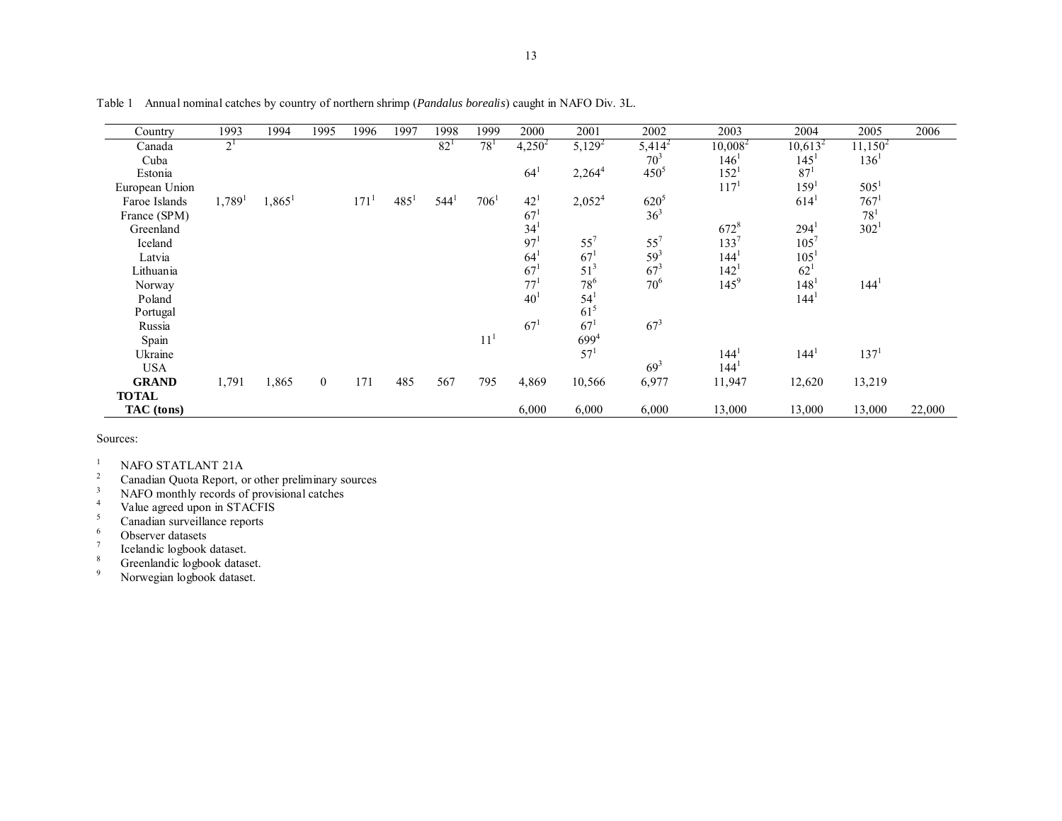Table 1 Annual nominal catches by country of northern shrimp (*Pandalus borealis*) caught in NAFO Div. 3L.

| Country | 1993 | 1994 | 1995 | 1996 | 1997 | 1998 | 1999 | 2000 | 2001 | 2002 | 2003 | 2004 | 2005 | 2006 |
|---|---|---|---|---|---|---|---|---|---|---|---|---|---|---|
| Canada | 2[1] | | | | | 82[1] | 78[1] | 4,250[2] | 5,129[2] | 5,414[2] | 10,008[2] | 10,613[2] | 11,150[2] | |
| Cuba | | | | | | | | | | 70[3] | 146[1] | 145[1] | 136[1] | |
| Estonia | | | | | | | | 64[1] | 2,264[4] | 450[5] | 152[1] | 87[1] | | |
| European Union | | | | | | | | | | | 117[1] | 159[1] | 505[1] | |
| Faroe Islands | 1,789[1] | 1,865[1] | | 171[1] | 485[1] | 544[1] | 706[1] | 42[1] | 2,052[4] | 620[5] | | 614[1] | 767[1] | |
| France (SPM) | | | | | | | | 67[1] | | 36[3] | | | 78[1] | |
| Greenland | | | | | | | | 34[1] | | | 672[8] | 294[1] | 302[1] | |
| Iceland | | | | | | | | 97[1] | 55[7] | 55[7] | 133[7] | 105[7] | | |
| Latvia | | | | | | | | 64[1] | 67[1] | 59[3] | 144[1] | 105[1] | | |
| Lithuania | | | | | | | | 67[1] | 51[3] | 67[3] | 142[1] | 62[1] | | |
| Norway | | | | | | | | 77[1] | 78[6] | 70[6] | 145[9] | 148[1] | 144[1] | |
| Poland | | | | | | | | 40[1] | 54[1] | | | 144[1] | | |
| Portugal | | | | | | | | | 61[5] | | | | | |
| Russia | | | | | | | | 67[1] | 67[1] | 67[3] | | | | |
| Spain | | | | | | | 11[1] | | 699[4] | | | | | |
| Ukraine | | | | | | | | | 57[1] | | 144[1] | 144[1] | 137[1] | |
| USA | | | | | | | | | | 69[3] | 144[1] | | | |
| **GRAND TOTAL** | 1,791 | 1,865 | 0 | 171 | 485 | 567 | 795 | 4,869 | 10,566 | 6,977 | 11,947 | 12,620 | 13,219 | |
| **TAC (tons)** | | | | | | | | 6,000 | 6,000 | 6,000 | 13,000 | 13,000 | 13,000 | 22,000 |

Sources:

1. NAFO STATLANT 21A
2. Canadian Quota Report, or other preliminary sources
3. NAFO monthly records of provisional catches
4. Value agreed upon in STACFIS
5. Canadian surveillance reports
6. Observer datasets
7. Icelandic logbook dataset.
8. Greenlandic logbook dataset.
9. Norwegian logbook dataset.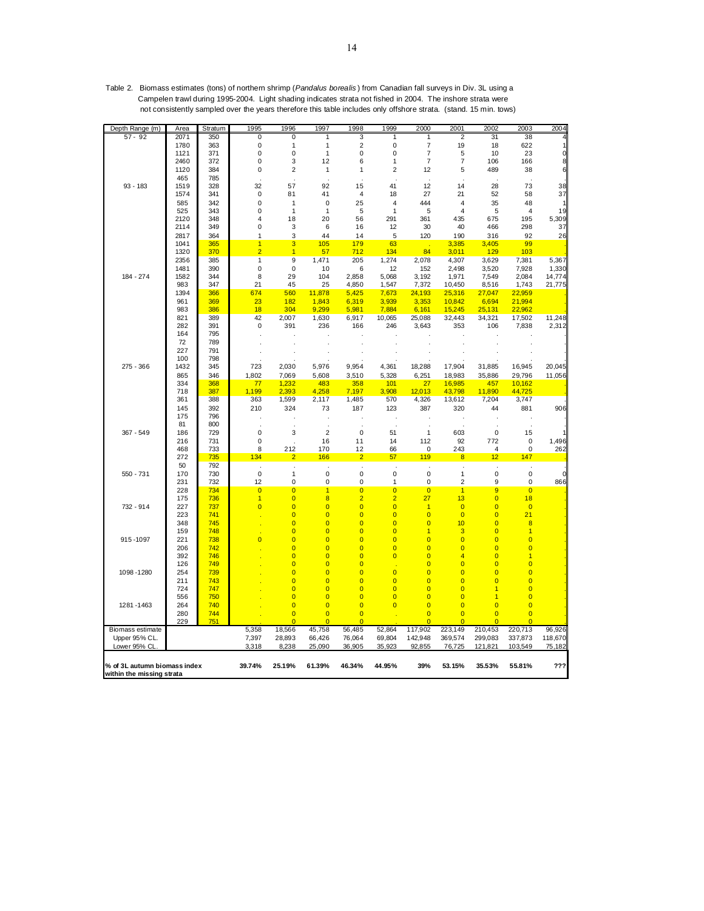Table 2. Biomass estimates (tons) of northern shrimp (*Pandalus borealis*) from Canadian fall surveys in Div. 3L using a Campelen trawl during 1995-2004. Light shading indicates strata not fished in 2004. The inshore strata were not consistently sampled over the years therefore this table includes only offshore strata. (stand. 15 min. tows)

| Depth Range (m) | Area | Stratum | 1995 | 1996 | 1997 | 1998 | 1999 | 2000 | 2001 | 2002 | 2003 | 2004 |
|---|---|---|---|---|---|---|---|---|---|---|---|---|
| 57 - 92 | 2071 | 350 | 0 | 0 | 1 | 3 | 1 | 1 | 2 | 31 | 38 | 4 |
| | 1780 | 363 | 0 | 1 | 1 | 2 | 0 | 7 | 19 | 18 | 622 | 1 |
| | 1121 | 371 | 0 | 0 | 1 | 0 | 0 | 7 | 5 | 10 | 23 | 0 |
| | 2460 | 372 | 0 | 3 | 12 | 6 | 1 | 7 | 7 | 106 | 166 | 8 |
| | 1120 | 384 | 0 | 2 | 1 | 1 | 2 | 12 | 5 | 489 | 38 | 6 |
| | 465 | 785 | . | . | . | . | . | . | . | . | . | . |
| 93 - 183 | 1519 | 328 | 32 | 57 | 92 | 15 | 41 | 12 | 14 | 28 | 73 | 38 |
| | 1574 | 341 | 0 | 81 | 41 | 4 | 18 | 27 | 21 | 52 | 58 | 37 |
| | 585 | 342 | 0 | 1 | 0 | 25 | 4 | 444 | 4 | 35 | 48 | 1 |
| | 525 | 343 | 0 | 1 | 1 | 5 | 1 | 5 | 4 | 5 | 4 | 19 |
| | 2120 | 348 | 4 | 18 | 20 | 56 | 291 | 361 | 435 | 675 | 195 | 5,309 |
| | 2114 | 349 | 0 | 3 | 6 | 16 | 12 | 30 | 40 | 466 | 298 | 37 |
| | 2817 | 364 | 1 | 3 | 44 | 14 | 5 | 120 | 190 | 316 | 92 | 26 |
| | 1041 | 365 | 1 | 3 | 105 | 179 | 63 | . | 3,385 | 3,405 | 99 | . |
| | 1320 | 370 | 2 | 1 | 57 | 712 | 134 | 84 | 3,011 | 129 | 103 | . |
| | 2356 | 385 | 1 | 9 | 1,471 | 205 | 1,274 | 2,078 | 4,307 | 3,629 | 7,381 | 5,367 |
| | 1481 | 390 | 0 | 0 | 10 | 6 | 12 | 152 | 2,498 | 3,520 | 7,928 | 1,330 |
| 184 - 274 | 1582 | 344 | 8 | 29 | 104 | 2,858 | 5,068 | 3,192 | 1,971 | 7,549 | 2,084 | 14,774 |
| | 983 | 347 | 21 | 45 | 25 | 4,850 | 1,547 | 7,372 | 10,450 | 8,516 | 1,743 | 21,775 |
| | 1394 | 366 | 674 | 560 | 11,878 | 5,425 | 7,673 | 24,193 | 25,316 | 27,047 | 22,959 | . |
| | 961 | 369 | 23 | 182 | 1,843 | 6,319 | 3,939 | 3,353 | 10,842 | 6,694 | 21,994 | . |
| | 983 | 386 | 18 | 304 | 9,299 | 5,981 | 7,884 | 6,161 | 15,245 | 25,131 | 22,962 | . |
| | 821 | 389 | 42 | 2,007 | 1,630 | 6,917 | 10,065 | 25,088 | 32,443 | 34,321 | 17,502 | 11,248 |
| | 282 | 391 | 0 | 391 | 236 | 166 | 246 | 3,643 | 353 | 106 | 7,838 | 2,312 |
| | 164 | 795 | . | . | . | . | . | . | . | . | . | . |
| | 72 | 789 | . | . | . | . | . | . | . | . | . | . |
| | 227 | 791 | . | . | . | . | . | . | . | . | . | . |
| | 100 | 798 | . | . | . | . | . | . | . | . | . | . |
| 275 - 366 | 1432 | 345 | 723 | 2,030 | 5,976 | 9,954 | 4,361 | 18,288 | 17,904 | 31,885 | 16,945 | 20,045 |
| | 865 | 346 | 1,802 | 7,069 | 5,608 | 3,510 | 5,328 | 6,251 | 18,983 | 35,886 | 29,796 | 11,056 |
| | 334 | 368 | 77 | 1,232 | 483 | 358 | 101 | 27 | 16,985 | 457 | 10,162 | . |
| | 718 | 387 | 1,199 | 2,393 | 4,258 | 7,197 | 3,908 | 12,013 | 43,798 | 11,890 | 44,725 | . |
| | 361 | 388 | 363 | 1,599 | 2,117 | 1,485 | 570 | 4,326 | 13,612 | 7,204 | 3,747 | . |
| | 145 | 392 | 210 | 324 | 73 | 187 | 123 | 387 | 320 | 44 | 881 | 906 |
| | 175 | 796 | . | . | . | . | . | . | . | . | . | . |
| | 81 | 800 | . | . | . | . | . | . | . | . | . | . |
| 367 - 549 | 186 | 729 | 0 | 3 | 2 | 0 | 51 | 1 | 603 | 0 | 15 | 1 |
| | 216 | 731 | 0 | . | 16 | 11 | 14 | 112 | 92 | 772 | 0 | 1,496 |
| | 468 | 733 | 8 | 212 | 170 | 12 | 66 | 0 | 243 | 4 | 0 | 262 |
| | 272 | 735 | 134 | 2 | 166 | 2 | 57 | 119 | 8 | 12 | 147 | . |
| | 50 | 792 | . | . | . | . | . | . | . | . | . | . |
| 550 - 731 | 170 | 730 | 0 | 1 | 0 | 0 | 0 | 0 | 1 | 0 | 0 | 0 |
| | 231 | 732 | 12 | 0 | 0 | 0 | 1 | 0 | 2 | 9 | 0 | 866 |
| | 228 | 734 | 0 | 0 | 1 | 0 | 0 | 0 | 1 | 9 | 0 | . |
| | 175 | 736 | 1 | 0 | 8 | 2 | 2 | 27 | 13 | 0 | 18 | . |
| 732 - 914 | 227 | 737 | 0 | 0 | 0 | 0 | 0 | 1 | 0 | 0 | 0 | . |
| | 223 | 741 | . | 0 | 0 | 0 | 0 | 0 | 0 | 0 | 21 | . |
| | 348 | 745 | . | 0 | 0 | 0 | 0 | 0 | 10 | 0 | 8 | . |
| | 159 | 748 | . | 0 | 0 | 0 | 0 | 1 | 3 | 0 | 1 | . |
| 915 -1097 | 221 | 738 | 0 | 0 | 0 | 0 | 0 | 0 | 0 | 0 | 0 | . |
| | 206 | 742 | . | 0 | 0 | 0 | 0 | 0 | 0 | 0 | 0 | . |
| | 392 | 746 | . | 0 | 0 | 0 | 0 | 0 | 4 | 0 | 1 | . |
| | 126 | 749 | . | 0 | 0 | 0 | . | 0 | 0 | 0 | 0 | . |
| 1098 -1280 | 254 | 739 | . | 0 | 0 | 0 | 0 | 0 | 0 | 0 | 0 | . |
| | 211 | 743 | . | 0 | 0 | 0 | 0 | 0 | 0 | 0 | 0 | . |
| | 724 | 747 | . | 0 | 0 | 0 | 0 | 0 | 0 | 1 | 0 | . |
| | 556 | 750 | . | 0 | 0 | 0 | 0 | 0 | 0 | 1 | 0 | . |
| 1281 -1463 | 264 | 740 | . | 0 | 0 | 0 | 0 | 0 | 0 | 0 | 0 | . |
| | 280 | 744 | . | 0 | 0 | 0 | . | 0 | 0 | 0 | 0 | . |
| | 229 | 751 | . | 0 | 0 | 0 | . | 0 | 0 | 0 | 0 | . |
| Biomass estimate | | | 5,358 | 18,566 | 45,758 | 56,485 | 52,864 | 117,902 | 223,149 | 210,453 | 220,713 | 96,926 |
| Upper 95% CL. | | | 7,397 | 28,893 | 66,426 | 76,064 | 69,804 | 142,948 | 369,574 | 299,083 | 337,873 | 118,670 |
| Lower 95% CL. | | | 3,318 | 8,238 | 25,090 | 36,905 | 35,923 | 92,855 | 76,725 | 121,821 | 103,549 | 75,182 |
| % of 3L autumn biomass index within the missing strata | | | 39.74% | 25.19% | 61.39% | 46.34% | 44.95% | 39% | 53.15% | 35.53% | 55.81% | ??? |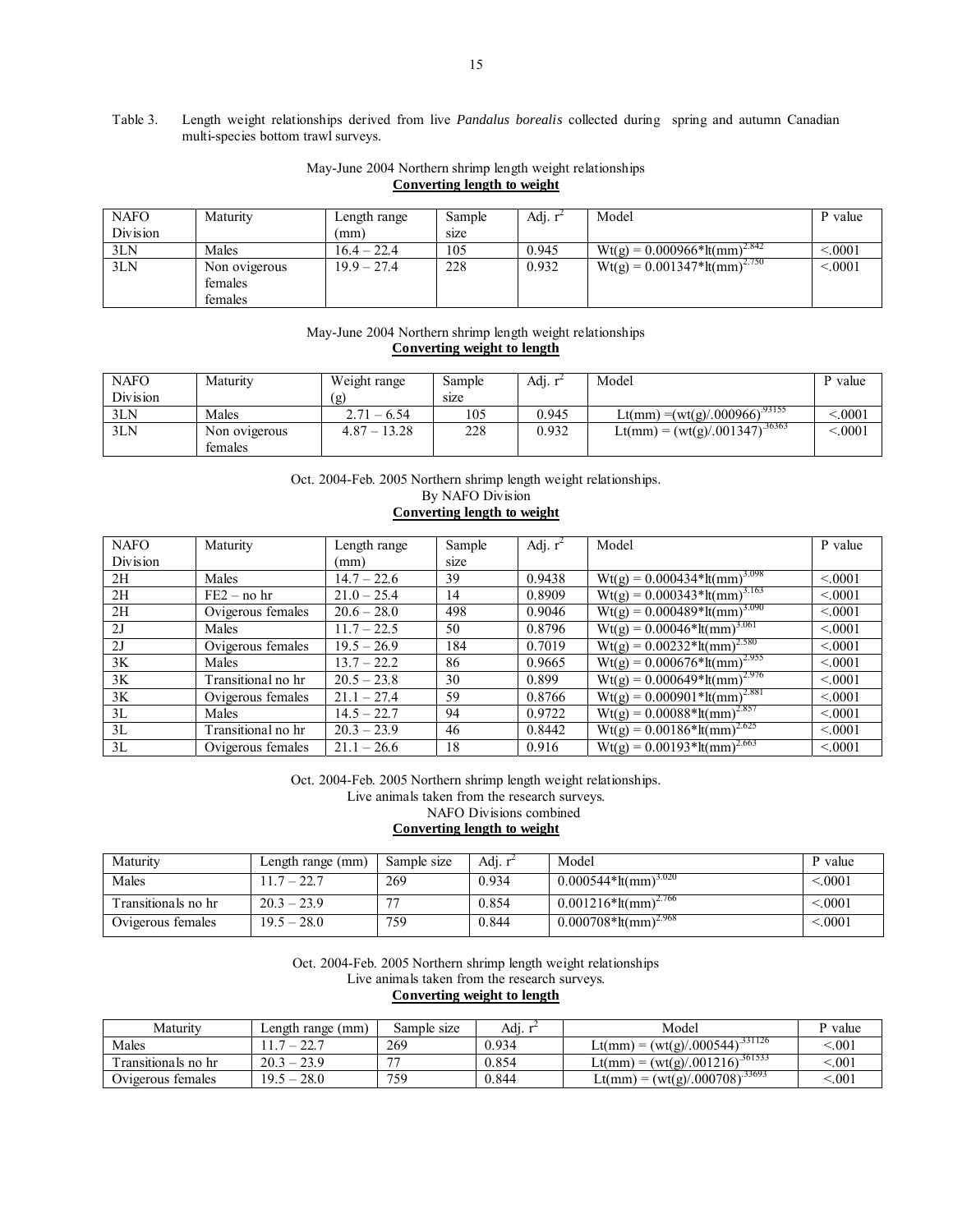Table 3. Length weight relationships derived from live *Pandalus borealis* collected during spring and autumn Canadian multi-species bottom trawl surveys.

May-June 2004 Northern shrimp length weight relationships

**Converting length to weight**

| NAFO Division | Maturity | Length range (mm) | Sample size | Adj. $r^2$ | Model | P value |
|---|---|---|---|---|---|---|
| 3LN | Males | 16.4 – 22.4 | 105 | 0.945 | $Wt(g) = 0.000966*lt(mm)^{2.842}$ | <.0001 |
| 3LN | Non ovigerous females females | 19.9 – 27.4 | 228 | 0.932 | $Wt(g) = 0.001347*lt(mm)^{2.750}$ | <.0001 |

May-June 2004 Northern shrimp length weight relationships

**Converting weight to length**

| NAFO Division | Maturity | Weight range (g) | Sample size | Adj. $r^2$ | Model | P value |
|---|---|---|---|---|---|---|
| 3LN | Males | 2.71 – 6.54 | 105 | 0.945 | $Lt(mm) = (wt(g)/.000966)^{.93155}$ | <.0001 |
| 3LN | Non ovigerous females | 4.87 – 13.28 | 228 | 0.932 | $Lt(mm) = (wt(g)/.001347)^{.36363}$ | <.0001 |

Oct. 2004-Feb. 2005 Northern shrimp length weight relationships.

By NAFO Division

**Converting length to weight**

| NAFO Division | Maturity | Length range (mm) | Sample size | Adj. $r^2$ | Model | P value |
|---|---|---|---|---|---|---|
| 2H | Males | 14.7 – 22.6 | 39 | 0.9438 | $Wt(g) = 0.000434*lt(mm)^{3.098}$ | <.0001 |
| 2H | FE2 – no hr | 21.0 – 25.4 | 14 | 0.8909 | $Wt(g) = 0.000343*lt(mm)^{3.163}$ | <.0001 |
| 2H | Ovigerous females | 20.6 – 28.0 | 498 | 0.9046 | $Wt(g) = 0.000489*lt(mm)^{3.090}$ | <.0001 |
| 2J | Males | 11.7 – 22.5 | 50 | 0.8796 | $Wt(g) = 0.00046*lt(mm)^{3.061}$ | <.0001 |
| 2J | Ovigerous females | 19.5 – 26.9 | 184 | 0.7019 | $Wt(g) = 0.00232*lt(mm)^{2.580}$ | <.0001 |
| 3K | Males | 13.7 – 22.2 | 86 | 0.9665 | $Wt(g) = 0.000676*lt(mm)^{2.955}$ | <.0001 |
| 3K | Transitional no hr | 20.5 – 23.8 | 30 | 0.899 | $Wt(g) = 0.000649*lt(mm)^{2.976}$ | <.0001 |
| 3K | Ovigerous females | 21.1 – 27.4 | 59 | 0.8766 | $Wt(g) = 0.000901*lt(mm)^{2.881}$ | <.0001 |
| 3L | Males | 14.5 – 22.7 | 94 | 0.9722 | $Wt(g) = 0.00088*lt(mm)^{2.857}$ | <.0001 |
| 3L | Transitional no hr | 20.3 – 23.9 | 46 | 0.8442 | $Wt(g) = 0.00186*lt(mm)^{2.625}$ | <.0001 |
| 3L | Ovigerous females | 21.1 – 26.6 | 18 | 0.916 | $Wt(g) = 0.00193*lt(mm)^{2.663}$ | <.0001 |

Oct. 2004-Feb. 2005 Northern shrimp length weight relationships.

Live animals taken from the research surveys.

NAFO Divisions combined

**Converting length to weight**

| Maturity | Length range (mm) | Sample size | Adj. $r^2$ | Model | P value |
|---|---|---|---|---|---|
| Males | 11.7 – 22.7 | 269 | 0.934 | $0.000544*lt(mm)^{3.020}$ | <.0001 |
| Transitionals no hr | 20.3 – 23.9 | 77 | 0.854 | $0.001216*lt(mm)^{2.766}$ | <.0001 |
| Ovigerous females | 19.5 – 28.0 | 759 | 0.844 | $0.000708*lt(mm)^{2.968}$ | <.0001 |

Oct. 2004-Feb. 2005 Northern shrimp length weight relationships

Live animals taken from the research surveys.

**Converting weight to length**

| Maturity | Length range (mm) | Sample size | Adj. $r^2$ | Model | P value |
|---|---|---|---|---|---|
| Males | 11.7 – 22.7 | 269 | 0.934 | $Lt(mm) = (wt(g)/.000544)^{.331126}$ | <.001 |
| Transitionals no hr | 20.3 – 23.9 | 77 | 0.854 | $Lt(mm) = (wt(g)/.001216)^{.361533}$ | <.001 |
| Ovigerous females | 19.5 – 28.0 | 759 | 0.844 | $Lt(mm) = (wt(g)/.000708)^{.33693}$ | <.001 |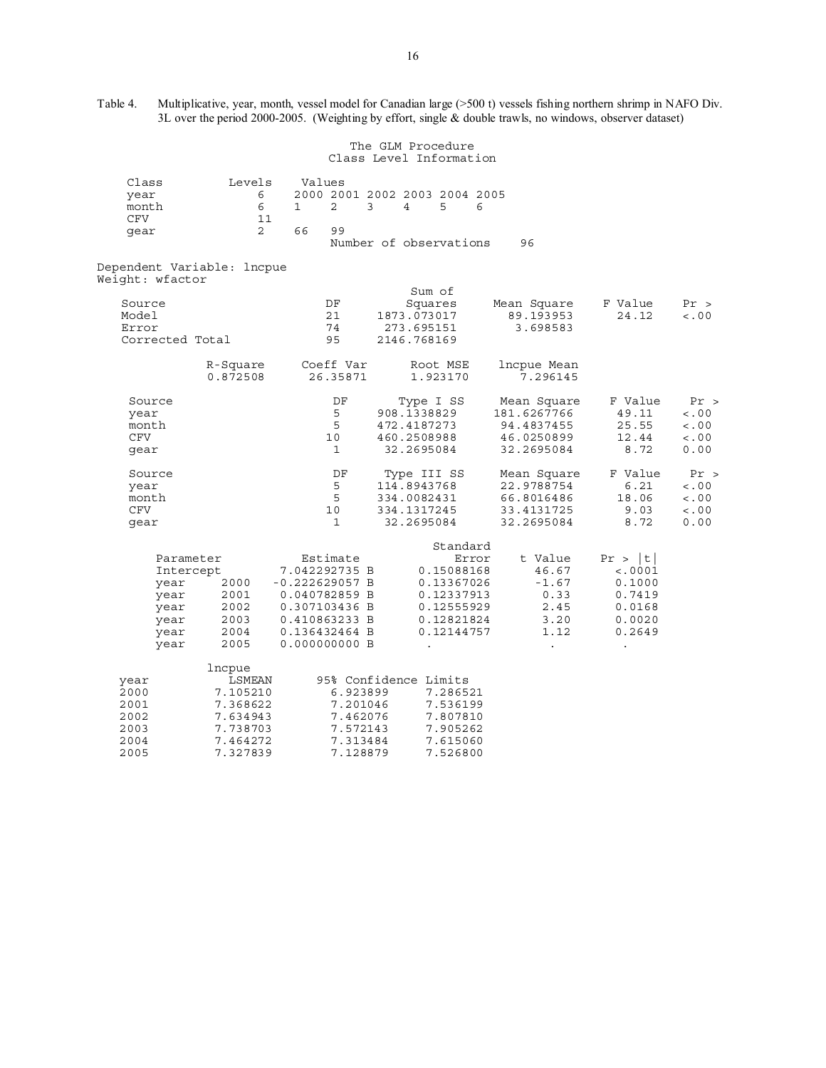Table 4. Multiplicative, year, month, vessel model for Canadian large (>500 t) vessels fishing northern shrimp in NAFO Div. 3L over the period 2000-2005. (Weighting by effort, single & double trawls, no windows, observer dataset)

The GLM Procedure

Class Level Information

| Class | Levels | Values |
|---|---|---|
| year | 6 | 2000 2001 2002 2003 2004 2005 |
| month | 6 | 1 2 3 4 5 6 |
| CFV | 11 | |
| gear | 2 | 66 99 |

Number of observations 96

Dependent Variable: lncpue

Weight: wfactor

| Source | DF | Sum of Squares | Mean Square | F Value | Pr > |
|---|---|---|---|---|---|
| Model | 21 | 1873.073017 | 89.193953 | 24.12 | <.00 |
| Error | 74 | 273.695151 | 3.698583 | | |
| Corrected Total | 95 | 2146.768169 | | | |

| R-Square | Coeff Var | Root MSE | lncpue Mean |
|---|---|---|---|
| 0.872508 | 26.35871 | 1.923170 | 7.296145 |

| Source | DF | Type I SS | Mean Square | F Value | Pr > |
|---|---|---|---|---|---|
| year | 5 | 908.1338829 | 181.6267766 | 49.11 | <.00 |
| month | 5 | 472.4187273 | 94.4837455 | 25.55 | <.00 |
| CFV | 10 | 460.2508988 | 46.0250899 | 12.44 | <.00 |
| gear | 1 | 32.2695084 | 32.2695084 | 8.72 | 0.00 |

| Source | DF | Type III SS | Mean Square | F Value | Pr > |
|---|---|---|---|---|---|
| year | 5 | 114.8943768 | 22.9788754 | 6.21 | <.00 |
| month | 5 | 334.0082431 | 66.8016486 | 18.06 | <.00 |
| CFV | 10 | 334.1317245 | 33.4131725 | 9.03 | <.00 |
| gear | 1 | 32.2695084 | 32.2695084 | 8.72 | 0.00 |

| Parameter | | Estimate | Standard Error | t Value | Pr > \|t\| |
|---|---|---|---|---|---|
| Intercept | | 7.042292735 B | 0.15088168 | 46.67 | <.0001 |
| year | 2000 | -0.222629057 B | 0.13367026 | -1.67 | 0.1000 |
| year | 2001 | 0.040782859 B | 0.12337913 | 0.33 | 0.7419 |
| year | 2002 | 0.307103436 B | 0.12555929 | 2.45 | 0.0168 |
| year | 2003 | 0.410863233 B | 0.12821824 | 3.20 | 0.0020 |
| year | 2004 | 0.136432464 B | 0.12144757 | 1.12 | 0.2649 |
| year | 2005 | 0.000000000 B | . | . | . |

| year | lncpue LSMEAN | 95% Confidence Limits | |
|---|---|---|---|
| 2000 | 7.105210 | 6.923899 | 7.286521 |
| 2001 | 7.368622 | 7.201046 | 7.536199 |
| 2002 | 7.634943 | 7.462076 | 7.807810 |
| 2003 | 7.738703 | 7.572143 | 7.905262 |
| 2004 | 7.464272 | 7.313484 | 7.615060 |
| 2005 | 7.327839 | 7.128879 | 7.526800 |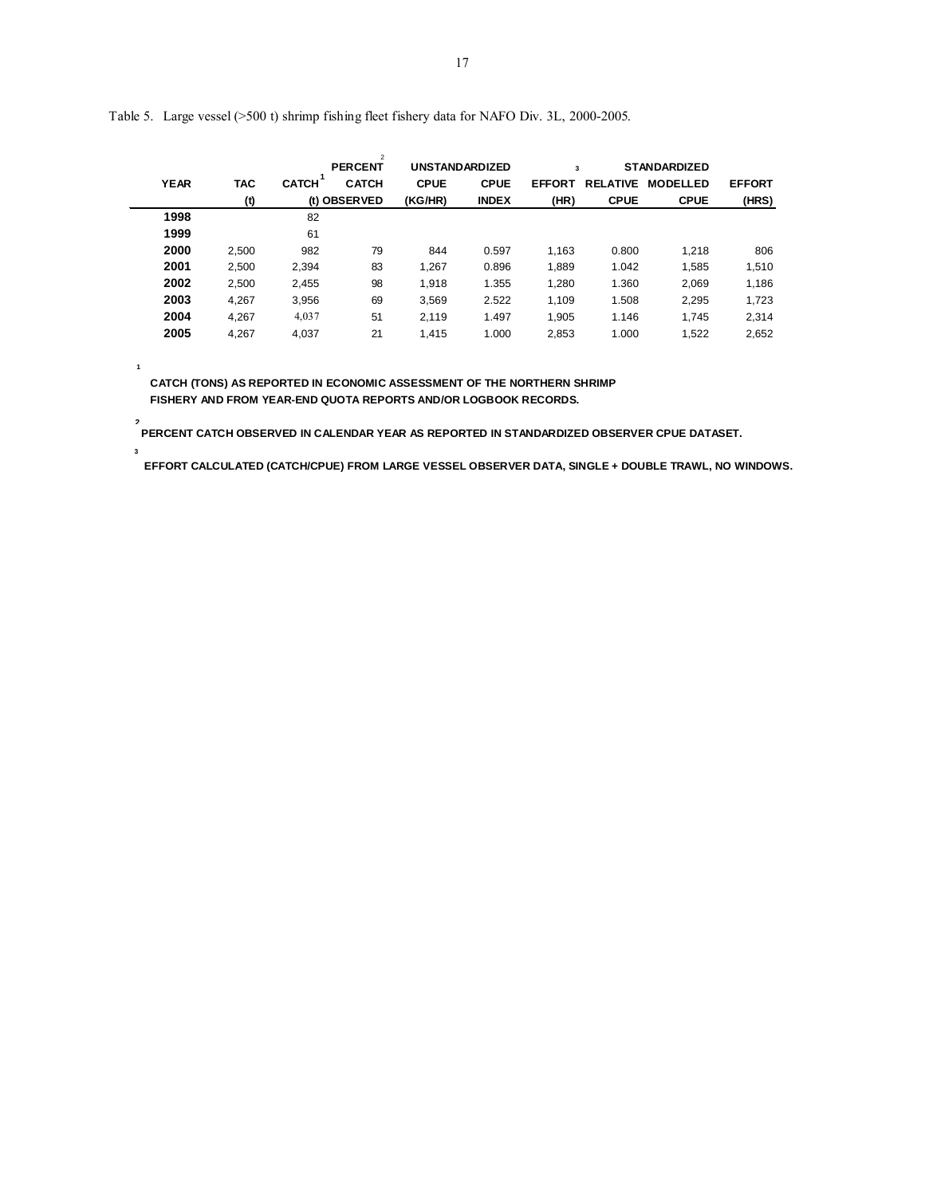Table 5. Large vessel (>500 t) shrimp fishing fleet fishery data for NAFO Div. 3L, 2000-2005.

| YEAR | TAC (t) | CATCH[1] (t) | PERCENT[2] CATCH OBSERVED | UNSTANDARDIZED CPUE (KG/HR) | UNSTANDARDIZED CPUE INDEX | EFFORT[3] (HR) | STANDARDIZED RELATIVE CPUE | STANDARDIZED MODELLED CPUE | EFFORT (HRS) |
|---|---|---|---|---|---|---|---|---|---|
| **1998** | | 82 | | | | | | | |
| **1999** | | 61 | | | | | | | |
| **2000** | 2,500 | 982 | 79 | 844 | 0.597 | 1,163 | 0.800 | 1,218 | 806 |
| **2001** | 2,500 | 2,394 | 83 | 1,267 | 0.896 | 1,889 | 1.042 | 1,585 | 1,510 |
| **2002** | 2,500 | 2,455 | 98 | 1,918 | 1.355 | 1,280 | 1.360 | 2,069 | 1,186 |
| **2003** | 4,267 | 3,956 | 69 | 3,569 | 2.522 | 1,109 | 1.508 | 2,295 | 1,723 |
| **2004** | 4,267 | 4,037 | 51 | 2,119 | 1.497 | 1,905 | 1.146 | 1,745 | 2,314 |
| **2005** | 4,267 | 4,037 | 21 | 1,415 | 1.000 | 2,853 | 1.000 | 1,522 | 2,652 |

[1] **CATCH (TONS) AS REPORTED IN ECONOMIC ASSESSMENT OF THE NORTHERN SHRIMP FISHERY AND FROM YEAR-END QUOTA REPORTS AND/OR LOGBOOK RECORDS.**

[2] **PERCENT CATCH OBSERVED IN CALENDAR YEAR AS REPORTED IN STANDARDIZED OBSERVER CPUE DATASET.**

[3] **EFFORT CALCULATED (CATCH/CPUE) FROM LARGE VESSEL OBSERVER DATA, SINGLE + DOUBLE TRAWL, NO WINDOWS.**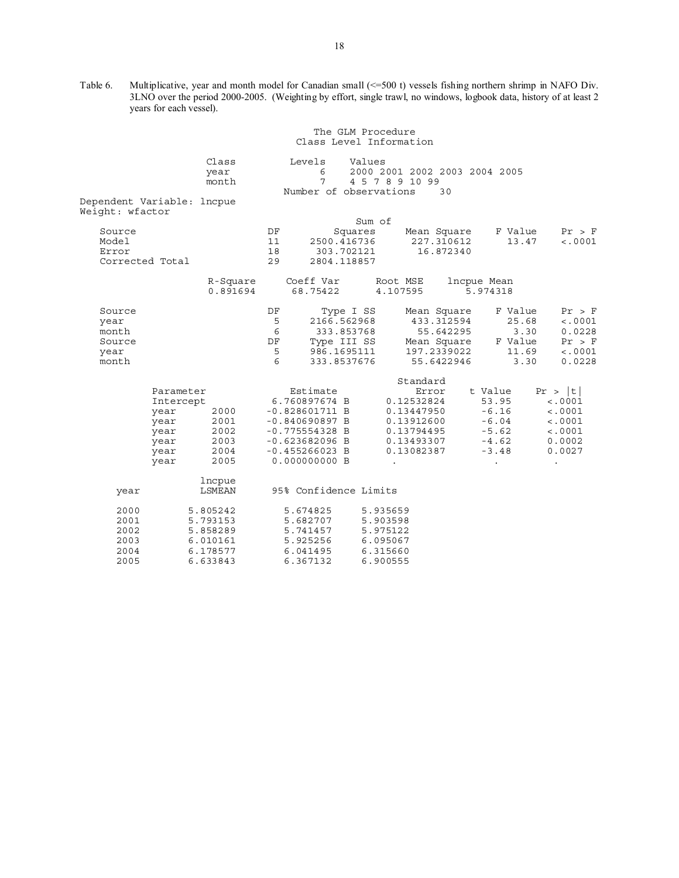Table 6. Multiplicative, year and month model for Canadian small (<=500 t) vessels fishing northern shrimp in NAFO Div. 3LNO over the period 2000-2005. (Weighting by effort, single trawl, no windows, logbook data, history of at least 2 years for each vessel).

The GLM Procedure
Class Level Information

| Class | Levels | Values |
|---|---|---|
| year | 6 | 2000 2001 2002 2003 2004 2005 |
| month | 7 | 4 5 7 8 9 10 99 |

Number of observations 30

Dependent Variable: lncpue
Weight: wfactor

| Source | DF | Sum of Squares | Mean Square | F Value | Pr > F |
|---|---|---|---|---|---|
| Model | 11 | 2500.416736 | 227.310612 | 13.47 | <.0001 |
| Error | 18 | 303.702121 | 16.872340 | | |
| Corrected Total | 29 | 2804.118857 | | | |

| R-Square | Coeff Var | Root MSE | lncpue Mean |
|---|---|---|---|
| 0.891694 | 68.75422 | 4.107595 | 5.974318 |

| Source | DF | Type I SS | Mean Square | F Value | Pr > F |
|---|---|---|---|---|---|
| year | 5 | 2166.562968 | 433.312594 | 25.68 | <.0001 |
| month | 6 | 333.853768 | 55.642295 | 3.30 | 0.0228 |

| Source | DF | Type III SS | Mean Square | F Value | Pr > F |
|---|---|---|---|---|---|
| year | 5 | 986.1695111 | 197.2339022 | 11.69 | <.0001 |
| month | 6 | 333.8537676 | 55.6422946 | 3.30 | 0.0228 |

| Parameter | | Estimate | Standard Error | t Value | Pr > \|t\| |
|---|---|---|---|---|---|
| Intercept | | 6.760897674 B | 0.12532824 | 53.95 | <.0001 |
| year | 2000 | -0.828601711 B | 0.13447950 | -6.16 | <.0001 |
| year | 2001 | -0.840690897 B | 0.13912600 | -6.04 | <.0001 |
| year | 2002 | -0.775554328 B | 0.13794495 | -5.62 | <.0001 |
| year | 2003 | -0.623682096 B | 0.13493307 | -4.62 | 0.0002 |
| year | 2004 | -0.455266023 B | 0.13082387 | -3.48 | 0.0027 |
| year | 2005 | 0.000000000 B | . | . | . |

| year | lncpue LSMEAN | 95% Confidence Limits | |
|---|---|---|---|
| 2000 | 5.805242 | 5.674825 | 5.935659 |
| 2001 | 5.793153 | 5.682707 | 5.903598 |
| 2002 | 5.858289 | 5.741457 | 5.975122 |
| 2003 | 6.010161 | 5.925256 | 6.095067 |
| 2004 | 6.178577 | 6.041495 | 6.315660 |
| 2005 | 6.633843 | 6.367132 | 6.900555 |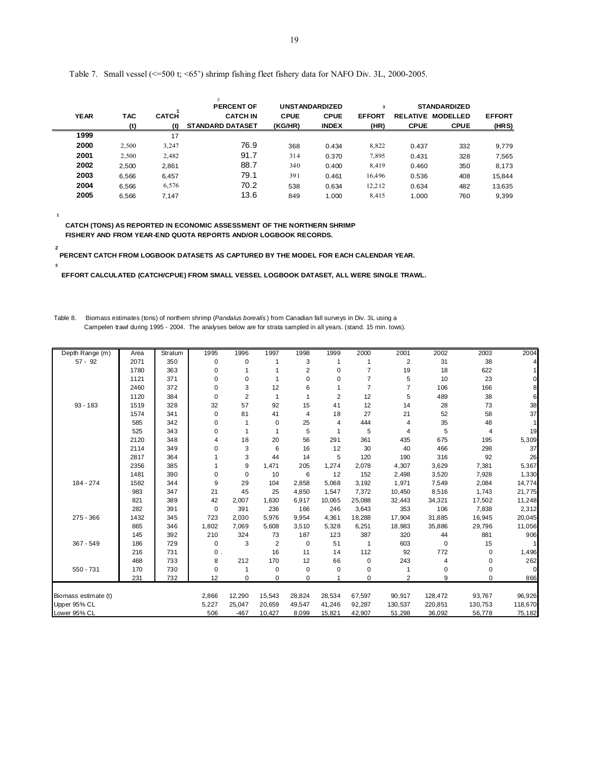Table 7. Small vessel (<=500 t; <65') shrimp fishing fleet fishery data for NAFO Div. 3L, 2000-2005.

| YEAR | TAC (t) | CATCH[1] (t) | PERCENT OF[2] CATCH IN STANDARD DATASET | UNSTANDARDIZED CPUE (KG/HR) | UNSTANDARDIZED CPUE INDEX | EFFORT[3] (HR) | STANDARDIZED RELATIVE CPUE | STANDARDIZED MODELLED CPUE | EFFORT (HRS) |
|---|---|---|---|---|---|---|---|---|---|
| 1999 | | 17 | | | | | | | |
| 2000 | 2,500 | 3,247 | 76.9 | 368 | 0.434 | 8,822 | 0.437 | 332 | 9,779 |
| 2001 | 2,500 | 2,482 | 91.7 | 314 | 0.370 | 7,895 | 0.431 | 328 | 7,565 |
| 2002 | 2,500 | 2,861 | 88.7 | 340 | 0.400 | 8,419 | 0.460 | 350 | 8,173 |
| 2003 | 6,566 | 6,457 | 79.1 | 391 | 0.461 | 16,496 | 0.536 | 408 | 15,844 |
| 2004 | 6,566 | 6,576 | 70.2 | 538 | 0.634 | 12,212 | 0.634 | 482 | 13,635 |
| 2005 | 6,566 | 7,147 | 13.6 | 849 | 1.000 | 8,415 | 1.000 | 760 | 9,399 |

[1] CATCH (TONS) AS REPORTED IN ECONOMIC ASSESSMENT OF THE NORTHERN SHRIMP FISHERY AND FROM YEAR-END QUOTA REPORTS AND/OR LOGBOOK RECORDS.

[2] PERCENT CATCH FROM LOGBOOK DATASETS AS CAPTURED BY THE MODEL FOR EACH CALENDAR YEAR.

[3] EFFORT CALCULATED (CATCH/CPUE) FROM SMALL VESSEL LOGBOOK DATASET, ALL WERE SINGLE TRAWL.

Table 8. Biomass estimates (tons) of northern shrimp (*Pandalus borealis*) from Canadian fall surveys in Div. 3L using a Campelen trawl during 1995 - 2004. The analyses below are for strata sampled in all years. (stand. 15 min. tows).

| Depth Range (m) | Area | Stratum | 1995 | 1996 | 1997 | 1998 | 1999 | 2000 | 2001 | 2002 | 2003 | 2004 |
|---|---|---|---|---|---|---|---|---|---|---|---|---|
| 57 - 92 | 2071 | 350 | 0 | 0 | 1 | 3 | 1 | 1 | 2 | 31 | 38 | 4 |
| | 1780 | 363 | 0 | 1 | 1 | 2 | 0 | 7 | 19 | 18 | 622 | 1 |
| | 1121 | 371 | 0 | 0 | 1 | 0 | 0 | 7 | 5 | 10 | 23 | 0 |
| | 2460 | 372 | 0 | 3 | 12 | 6 | 1 | 7 | 7 | 106 | 166 | 8 |
| | 1120 | 384 | 0 | 2 | 1 | 1 | 2 | 12 | 5 | 489 | 38 | 6 |
| 93 - 183 | 1519 | 328 | 32 | 57 | 92 | 15 | 41 | 12 | 14 | 28 | 73 | 38 |
| | 1574 | 341 | 0 | 81 | 41 | 4 | 18 | 27 | 21 | 52 | 58 | 37 |
| | 585 | 342 | 0 | 1 | 0 | 25 | 4 | 444 | 4 | 35 | 48 | 1 |
| | 525 | 343 | 0 | 1 | 1 | 5 | 1 | 5 | 4 | 5 | 4 | 19 |
| | 2120 | 348 | 4 | 18 | 20 | 56 | 291 | 361 | 435 | 675 | 195 | 5,309 |
| | 2114 | 349 | 0 | 3 | 6 | 16 | 12 | 30 | 40 | 466 | 298 | 37 |
| | 2817 | 364 | 1 | 3 | 44 | 14 | 5 | 120 | 190 | 316 | 92 | 26 |
| | 2356 | 385 | 1 | 9 | 1,471 | 205 | 1,274 | 2,078 | 4,307 | 3,629 | 7,381 | 5,367 |
| | 1481 | 390 | 0 | 0 | 10 | 6 | 12 | 152 | 2,498 | 3,520 | 7,928 | 1,330 |
| 184 - 274 | 1582 | 344 | 9 | 29 | 104 | 2,858 | 5,068 | 3,192 | 1,971 | 7,549 | 2,084 | 14,774 |
| | 983 | 347 | 21 | 45 | 25 | 4,850 | 1,547 | 7,372 | 10,450 | 8,516 | 1,743 | 21,775 |
| | 821 | 389 | 42 | 2,007 | 1,630 | 6,917 | 10,065 | 25,088 | 32,443 | 34,321 | 17,502 | 11,248 |
| | 282 | 391 | 0 | 391 | 236 | 166 | 246 | 3,643 | 353 | 106 | 7,838 | 2,312 |
| 275 - 366 | 1432 | 345 | 723 | 2,030 | 5,976 | 9,954 | 4,361 | 18,288 | 17,904 | 31,885 | 16,945 | 20,045 |
| | 865 | 346 | 1,802 | 7,069 | 5,608 | 3,510 | 5,328 | 6,251 | 18,983 | 35,886 | 29,796 | 11,056 |
| | 145 | 392 | 210 | 324 | 73 | 187 | 123 | 387 | 320 | 44 | 881 | 906 |
| 367 - 549 | 186 | 729 | 0 | 3 | 2 | 0 | 51 | 1 | 603 | 0 | 15 | 1 |
| | 216 | 731 | 0 | . | 16 | 11 | 14 | 112 | 92 | 772 | 0 | 1,496 |
| | 468 | 733 | 8 | 212 | 170 | 12 | 66 | 0 | 243 | 4 | 0 | 262 |
| 550 - 731 | 170 | 730 | 0 | 1 | 0 | 0 | 0 | 0 | 1 | 0 | 0 | 0 |
| | 231 | 732 | 12 | 0 | 0 | 0 | 1 | 0 | 2 | 9 | 0 | 866 |
| Biomass estimate (t) | | | 2,866 | 12,290 | 15,543 | 28,824 | 28,534 | 67,597 | 90,917 | 128,472 | 93,767 | 96,926 |
| Upper 95% CL | | | 5,227 | 25,047 | 20,659 | 49,547 | 41,246 | 92,287 | 130,537 | 220,851 | 130,753 | 118,670 |
| Lower 95% CL | | | 506 | -467 | 10,427 | 8,099 | 15,821 | 42,907 | 51,298 | 36,092 | 56,778 | 75,182 |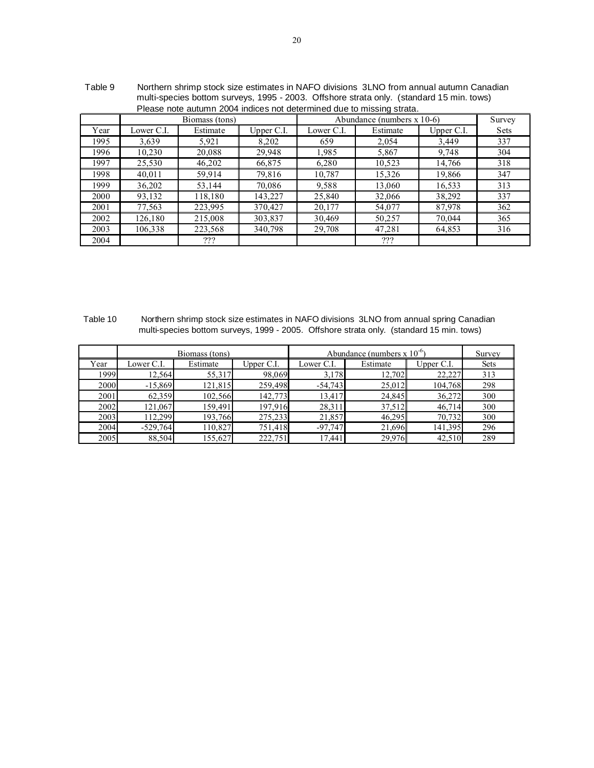Table 9 Northern shrimp stock size estimates in NAFO divisions 3LNO from annual autumn Canadian multi-species bottom surveys, 1995 - 2003. Offshore strata only. (standard 15 min. tows) Please note autumn 2004 indices not determined due to missing strata.

| | Biomass (tons) | | | Abundance (numbers x 10-6) | | | Survey |
|---|---|---|---|---|---|---|---|
| Year | Lower C.I. | Estimate | Upper C.I. | Lower C.I. | Estimate | Upper C.I. | Sets |
| 1995 | 3,639 | 5,921 | 8,202 | 659 | 2,054 | 3,449 | 337 |
| 1996 | 10,230 | 20,088 | 29,948 | 1,985 | 5,867 | 9,748 | 304 |
| 1997 | 25,530 | 46,202 | 66,875 | 6,280 | 10,523 | 14,766 | 318 |
| 1998 | 40,011 | 59,914 | 79,816 | 10,787 | 15,326 | 19,866 | 347 |
| 1999 | 36,202 | 53,144 | 70,086 | 9,588 | 13,060 | 16,533 | 313 |
| 2000 | 93,132 | 118,180 | 143,227 | 25,840 | 32,066 | 38,292 | 337 |
| 2001 | 77,563 | 223,995 | 370,427 | 20,177 | 54,077 | 87,978 | 362 |
| 2002 | 126,180 | 215,008 | 303,837 | 30,469 | 50,257 | 70,044 | 365 |
| 2003 | 106,338 | 223,568 | 340,798 | 29,708 | 47,281 | 64,853 | 316 |
| 2004 | | ??? | | | ??? | | |

Table 10 Northern shrimp stock size estimates in NAFO divisions 3LNO from annual spring Canadian multi-species bottom surveys, 1999 - 2005. Offshore strata only. (standard 15 min. tows)

| | Biomass (tons) | | | Abundance (numbers x $10^{-6}$) | | | Survey |
|---|---|---|---|---|---|---|---|
| Year | Lower C.I. | Estimate | Upper C.I. | Lower C.I. | Estimate | Upper C.I. | Sets |
| 1999 | 12,564 | 55,317 | 98,069 | 3,178 | 12,702 | 22,227 | 313 |
| 2000 | -15,869 | 121,815 | 259,498 | -54,743 | 25,012 | 104,768 | 298 |
| 2001 | 62,359 | 102,566 | 142,773 | 13,417 | 24,845 | 36,272 | 300 |
| 2002 | 121,067 | 159,491 | 197,916 | 28,311 | 37,512 | 46,714 | 300 |
| 2003 | 112,299 | 193,766 | 275,233 | 21,857 | 46,295 | 70,732 | 300 |
| 2004 | -529,764 | 110,827 | 751,418 | -97,747 | 21,696 | 141,395 | 296 |
| 2005 | 88,504 | 155,627 | 222,751 | 17,441 | 29,976 | 42,510 | 289 |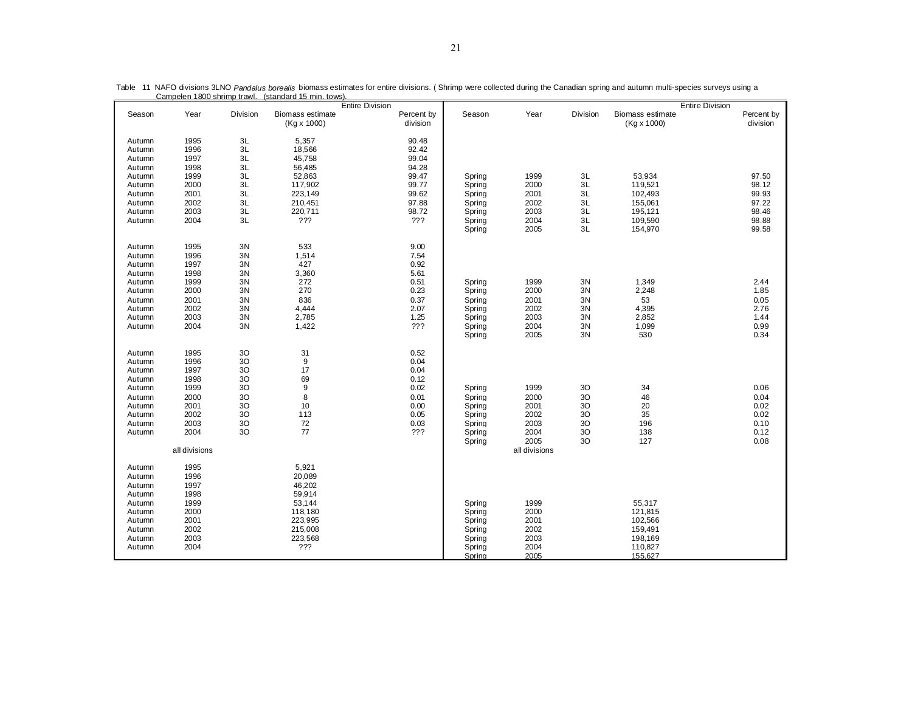Table 11 NAFO divisions 3LNO *Pandalus borealis* biomass estimates for entire divisions. ( Shrimp were collected during the Canadian spring and autumn multi-species surveys using a Campelen 1800 shrimp trawl. (standard 15 min. tows).

| Season | Year | Division | Entire Division Biomass estimate (Kg x 1000) | Entire Division Percent by division | Season | Year | Division | Entire Division Biomass estimate (Kg x 1000) | Entire Division Percent by division |
|---|---|---|---|---|---|---|---|---|---|
| Autumn | 1995 | 3L | 5,357 | 90.48 | | | | | |
| Autumn | 1996 | 3L | 18,566 | 92.42 | | | | | |
| Autumn | 1997 | 3L | 45,758 | 99.04 | | | | | |
| Autumn | 1998 | 3L | 56,485 | 94.28 | | | | | |
| Autumn | 1999 | 3L | 52,863 | 99.47 | Spring | 1999 | 3L | 53,934 | 97.50 |
| Autumn | 2000 | 3L | 117,902 | 99.77 | Spring | 2000 | 3L | 119,521 | 98.12 |
| Autumn | 2001 | 3L | 223,149 | 99.62 | Spring | 2001 | 3L | 102,493 | 99.93 |
| Autumn | 2002 | 3L | 210,451 | 97.88 | Spring | 2002 | 3L | 155,061 | 97.22 |
| Autumn | 2003 | 3L | 220,711 | 98.72 | Spring | 2003 | 3L | 195,121 | 98.46 |
| Autumn | 2004 | 3L | ??? | ??? | Spring | 2004 | 3L | 109,590 | 98.88 |
| | | | | | Spring | 2005 | 3L | 154,970 | 99.58 |
| Autumn | 1995 | 3N | 533 | 9.00 | | | | | |
| Autumn | 1996 | 3N | 1,514 | 7.54 | | | | | |
| Autumn | 1997 | 3N | 427 | 0.92 | | | | | |
| Autumn | 1998 | 3N | 3,360 | 5.61 | | | | | |
| Autumn | 1999 | 3N | 272 | 0.51 | Spring | 1999 | 3N | 1,349 | 2.44 |
| Autumn | 2000 | 3N | 270 | 0.23 | Spring | 2000 | 3N | 2,248 | 1.85 |
| Autumn | 2001 | 3N | 836 | 0.37 | Spring | 2001 | 3N | 53 | 0.05 |
| Autumn | 2002 | 3N | 4,444 | 2.07 | Spring | 2002 | 3N | 4,395 | 2.76 |
| Autumn | 2003 | 3N | 2,785 | 1.25 | Spring | 2003 | 3N | 2,852 | 1.44 |
| Autumn | 2004 | 3N | 1,422 | ??? | Spring | 2004 | 3N | 1,099 | 0.99 |
| | | | | | Spring | 2005 | 3N | 530 | 0.34 |
| Autumn | 1995 | 3O | 31 | 0.52 | | | | | |
| Autumn | 1996 | 3O | 9 | 0.04 | | | | | |
| Autumn | 1997 | 3O | 17 | 0.04 | | | | | |
| Autumn | 1998 | 3O | 69 | 0.12 | | | | | |
| Autumn | 1999 | 3O | 9 | 0.02 | Spring | 1999 | 3O | 34 | 0.06 |
| Autumn | 2000 | 3O | 8 | 0.01 | Spring | 2000 | 3O | 46 | 0.04 |
| Autumn | 2001 | 3O | 10 | 0.00 | Spring | 2001 | 3O | 20 | 0.02 |
| Autumn | 2002 | 3O | 113 | 0.05 | Spring | 2002 | 3O | 35 | 0.02 |
| Autumn | 2003 | 3O | 72 | 0.03 | Spring | 2003 | 3O | 196 | 0.10 |
| Autumn | 2004 | 3O | 77 | ??? | Spring | 2004 | 3O | 138 | 0.12 |
| | | | | | Spring | 2005 | 3O | 127 | 0.08 |
| | all divisions | | | | | all divisions | | | |
| Autumn | 1995 | | 5,921 | | | | | | |
| Autumn | 1996 | | 20,089 | | | | | | |
| Autumn | 1997 | | 46,202 | | | | | | |
| Autumn | 1998 | | 59,914 | | | | | | |
| Autumn | 1999 | | 53,144 | | Spring | 1999 | | 55,317 | |
| Autumn | 2000 | | 118,180 | | Spring | 2000 | | 121,815 | |
| Autumn | 2001 | | 223,995 | | Spring | 2001 | | 102,566 | |
| Autumn | 2002 | | 215,008 | | Spring | 2002 | | 159,491 | |
| Autumn | 2003 | | 223,568 | | Spring | 2003 | | 198,169 | |
| Autumn | 2004 | | ??? | | Spring | 2004 | | 110,827 | |
| | | | | | Spring | 2005 | | 155,627 | |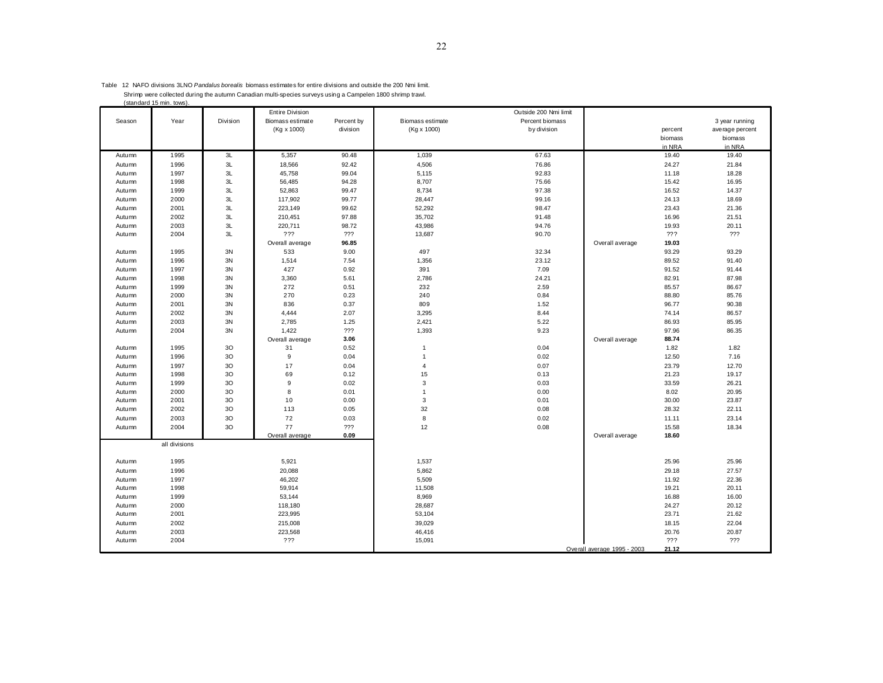Table 12 NAFO divisions 3LNO *Pandalus borealis* biomass estimates for entire divisions and outside the 200 Nmi limit. Shrimp were collected during the autumn Canadian multi-species surveys using a Campelen 1800 shrimp trawl. (standard 15 min. tows).

| Season | Year | Division | Entire Division Biomass estimate (Kg x 1000) | Percent by division | Biomass estimate (Kg x 1000) | Outside 200 Nmi limit Percent biomass by division | | percent biomass in NRA | 3 year running average percent biomass in NRA |
|---|---|---|---|---|---|---|---|---|---|
| Autumn | 1995 | 3L | 5,357 | 90.48 | 1,039 | 67.63 | | 19.40 | 19.40 |
| Autumn | 1996 | 3L | 18,566 | 92.42 | 4,506 | 76.86 | | 24.27 | 21.84 |
| Autumn | 1997 | 3L | 45,758 | 99.04 | 5,115 | 92.83 | | 11.18 | 18.28 |
| Autumn | 1998 | 3L | 56,485 | 94.28 | 8,707 | 75.66 | | 15.42 | 16.95 |
| Autumn | 1999 | 3L | 52,863 | 99.47 | 8,734 | 97.38 | | 16.52 | 14.37 |
| Autumn | 2000 | 3L | 117,902 | 99.77 | 28,447 | 99.16 | | 24.13 | 18.69 |
| Autumn | 2001 | 3L | 223,149 | 99.62 | 52,292 | 98.47 | | 23.43 | 21.36 |
| Autumn | 2002 | 3L | 210,451 | 97.88 | 35,702 | 91.48 | | 16.96 | 21.51 |
| Autumn | 2003 | 3L | 220,711 | 98.72 | 43,986 | 94.76 | | 19.93 | 20.11 |
| Autumn | 2004 | 3L | ??? | ??? | 13,687 | 90.70 | | ??? | ??? |
| | | | Overall average | **96.85** | | | Overall average | **19.03** | |
| Autumn | 1995 | 3N | 533 | 9.00 | 497 | 32.34 | | 93.29 | 93.29 |
| Autumn | 1996 | 3N | 1,514 | 7.54 | 1,356 | 23.12 | | 89.52 | 91.40 |
| Autumn | 1997 | 3N | 427 | 0.92 | 391 | 7.09 | | 91.52 | 91.44 |
| Autumn | 1998 | 3N | 3,360 | 5.61 | 2,786 | 24.21 | | 82.91 | 87.98 |
| Autumn | 1999 | 3N | 272 | 0.51 | 232 | 2.59 | | 85.57 | 86.67 |
| Autumn | 2000 | 3N | 270 | 0.23 | 240 | 0.84 | | 88.80 | 85.76 |
| Autumn | 2001 | 3N | 836 | 0.37 | 809 | 1.52 | | 96.77 | 90.38 |
| Autumn | 2002 | 3N | 4,444 | 2.07 | 3,295 | 8.44 | | 74.14 | 86.57 |
| Autumn | 2003 | 3N | 2,785 | 1.25 | 2,421 | 5.22 | | 86.93 | 85.95 |
| Autumn | 2004 | 3N | 1,422 | ??? | 1,393 | 9.23 | | 97.96 | 86.35 |
| | | | Overall average | **3.06** | | | Overall average | **88.74** | |
| Autumn | 1995 | 3O | 31 | 0.52 | 1 | 0.04 | | 1.82 | 1.82 |
| Autumn | 1996 | 3O | 9 | 0.04 | 1 | 0.02 | | 12.50 | 7.16 |
| Autumn | 1997 | 3O | 17 | 0.04 | 4 | 0.07 | | 23.79 | 12.70 |
| Autumn | 1998 | 3O | 69 | 0.12 | 15 | 0.13 | | 21.23 | 19.17 |
| Autumn | 1999 | 3O | 9 | 0.02 | 3 | 0.03 | | 33.59 | 26.21 |
| Autumn | 2000 | 3O | 8 | 0.01 | 1 | 0.00 | | 8.02 | 20.95 |
| Autumn | 2001 | 3O | 10 | 0.00 | 3 | 0.01 | | 30.00 | 23.87 |
| Autumn | 2002 | 3O | 113 | 0.05 | 32 | 0.08 | | 28.32 | 22.11 |
| Autumn | 2003 | 3O | 72 | 0.03 | 8 | 0.02 | | 11.11 | 23.14 |
| Autumn | 2004 | 3O | 77 | ??? | 12 | 0.08 | | 15.58 | 18.34 |
| | | | Overall average | **0.09** | | | Overall average | **18.60** | |
| | all divisions | | | | | | | | |
| Autumn | 1995 | | 5,921 | | 1,537 | | | 25.96 | 25.96 |
| Autumn | 1996 | | 20,088 | | 5,862 | | | 29.18 | 27.57 |
| Autumn | 1997 | | 46,202 | | 5,509 | | | 11.92 | 22.36 |
| Autumn | 1998 | | 59,914 | | 11,508 | | | 19.21 | 20.11 |
| Autumn | 1999 | | 53,144 | | 8,969 | | | 16.88 | 16.00 |
| Autumn | 2000 | | 118,180 | | 28,687 | | | 24.27 | 20.12 |
| Autumn | 2001 | | 223,995 | | 53,104 | | | 23.71 | 21.62 |
| Autumn | 2002 | | 215,008 | | 39,029 | | | 18.15 | 22.04 |
| Autumn | 2003 | | 223,568 | | 46,416 | | | 20.76 | 20.87 |
| Autumn | 2004 | | ??? | | 15,091 | | | ??? | ??? |
| | | | | | | | Overall average 1995 - 2003 | **21.12** | |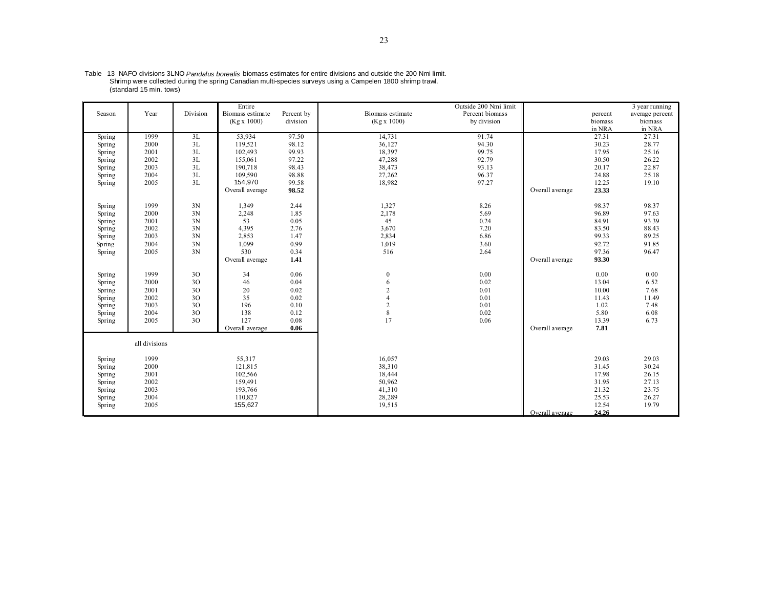Table 13 NAFO divisions 3LNO *Pandalus borealis* biomass estimates for entire divisions and outside the 200 Nmi limit. Shrimp were collected during the spring Canadian multi-species surveys using a Campelen 1800 shrimp trawl. (standard 15 min. tows)

| Season | Year | Division | Entire Biomass estimate (Kg x 1000) | Percent by division | Biomass estimate (Kg x 1000) | Outside 200 Nmi limit Percent biomass by division | | percent biomass in NRA | 3 year running average percent biomass in NRA |
|---|---|---|---|---|---|---|---|---|---|
| Spring | 1999 | 3L | 53,934 | 97.50 | 14,731 | 91.74 | | 27.31 | 27.31 |
| Spring | 2000 | 3L | 119,521 | 98.12 | 36,127 | 94.30 | | 30.23 | 28.77 |
| Spring | 2001 | 3L | 102,493 | 99.93 | 18,397 | 99.75 | | 17.95 | 25.16 |
| Spring | 2002 | 3L | 155,061 | 97.22 | 47,288 | 92.79 | | 30.50 | 26.22 |
| Spring | 2003 | 3L | 190,718 | 98.43 | 38,473 | 93.13 | | 20.17 | 22.87 |
| Spring | 2004 | 3L | 109,590 | 98.88 | 27,262 | 96.37 | | 24.88 | 25.18 |
| Spring | 2005 | 3L | 154,970 | 99.58 | 18,982 | 97.27 | | 12.25 | 19.10 |
| | | | Overall average | **98.52** | | | Overall average | **23.33** | |
| Spring | 1999 | 3N | 1,349 | 2.44 | 1,327 | 8.26 | | 98.37 | 98.37 |
| Spring | 2000 | 3N | 2,248 | 1.85 | 2,178 | 5.69 | | 96.89 | 97.63 |
| Spring | 2001 | 3N | 53 | 0.05 | 45 | 0.24 | | 84.91 | 93.39 |
| Spring | 2002 | 3N | 4,395 | 2.76 | 3,670 | 7.20 | | 83.50 | 88.43 |
| Spring | 2003 | 3N | 2,853 | 1.47 | 2,834 | 6.86 | | 99.33 | 89.25 |
| Spring | 2004 | 3N | 1,099 | 0.99 | 1,019 | 3.60 | | 92.72 | 91.85 |
| Spring | 2005 | 3N | 530 | 0.34 | 516 | 2.64 | | 97.36 | 96.47 |
| | | | Overall average | **1.41** | | | Overall average | **93.30** | |
| Spring | 1999 | 3O | 34 | 0.06 | 0 | 0.00 | | 0.00 | 0.00 |
| Spring | 2000 | 3O | 46 | 0.04 | 6 | 0.02 | | 13.04 | 6.52 |
| Spring | 2001 | 3O | 20 | 0.02 | 2 | 0.01 | | 10.00 | 7.68 |
| Spring | 2002 | 3O | 35 | 0.02 | 4 | 0.01 | | 11.43 | 11.49 |
| Spring | 2003 | 3O | 196 | 0.10 | 2 | 0.01 | | 1.02 | 7.48 |
| Spring | 2004 | 3O | 138 | 0.12 | 8 | 0.02 | | 5.80 | 6.08 |
| Spring | 2005 | 3O | 127 | 0.08 | 17 | 0.06 | | 13.39 | 6.73 |
| | | | Overall average | **0.06** | | | Overall average | **7.81** | |
| | all divisions | | | | | | | | |
| Spring | 1999 | | 55,317 | | 16,057 | | | 29.03 | 29.03 |
| Spring | 2000 | | 121,815 | | 38,310 | | | 31.45 | 30.24 |
| Spring | 2001 | | 102,566 | | 18,444 | | | 17.98 | 26.15 |
| Spring | 2002 | | 159,491 | | 50,962 | | | 31.95 | 27.13 |
| Spring | 2003 | | 193,766 | | 41,310 | | | 21.32 | 23.75 |
| Spring | 2004 | | 110,827 | | 28,289 | | | 25.53 | 26.27 |
| Spring | 2005 | | 155,627 | | 19,515 | | | 12.54 | 19.79 |
| | | | | | | | Overall average | **24.26** | |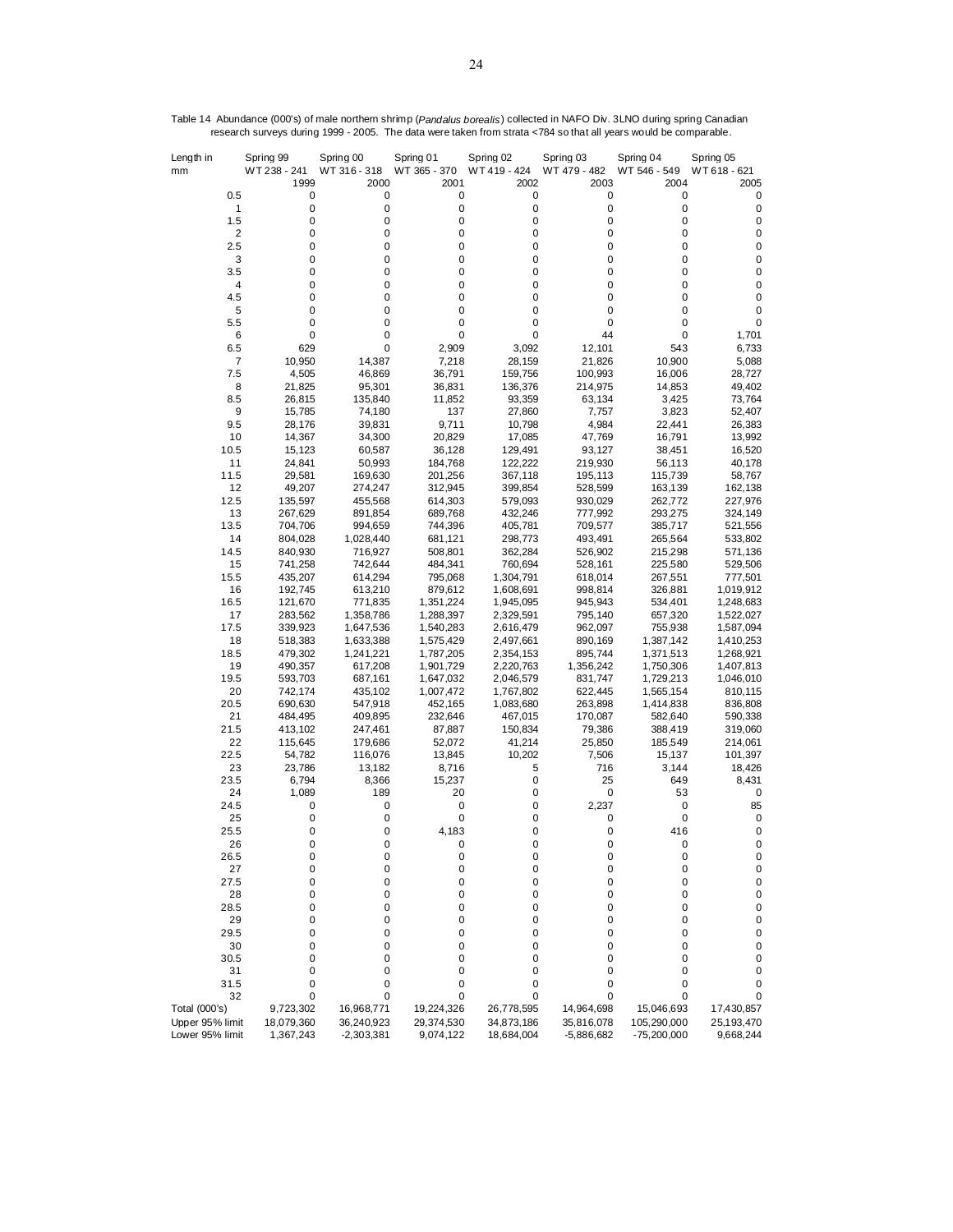Table 14 Abundance (000's) of male northern shrimp (*Pandalus borealis*) collected in NAFO Div. 3LNO during spring Canadian research surveys during 1999 - 2005. The data were taken from strata <784 so that all years would be comparable.

| Length in mm | Spring 99 WT 238 - 241 1999 | Spring 00 WT 316 - 318 2000 | Spring 01 WT 365 - 370 2001 | Spring 02 WT 419 - 424 2002 | Spring 03 WT 479 - 482 2003 | Spring 04 WT 546 - 549 2004 | Spring 05 WT 618 - 621 2005 |
|---|---|---|---|---|---|---|---|
| 0.5 | 0 | 0 | 0 | 0 | 0 | 0 | 0 |
| 1 | 0 | 0 | 0 | 0 | 0 | 0 | 0 |
| 1.5 | 0 | 0 | 0 | 0 | 0 | 0 | 0 |
| 2 | 0 | 0 | 0 | 0 | 0 | 0 | 0 |
| 2.5 | 0 | 0 | 0 | 0 | 0 | 0 | 0 |
| 3 | 0 | 0 | 0 | 0 | 0 | 0 | 0 |
| 3.5 | 0 | 0 | 0 | 0 | 0 | 0 | 0 |
| 4 | 0 | 0 | 0 | 0 | 0 | 0 | 0 |
| 4.5 | 0 | 0 | 0 | 0 | 0 | 0 | 0 |
| 5 | 0 | 0 | 0 | 0 | 0 | 0 | 0 |
| 5.5 | 0 | 0 | 0 | 0 | 0 | 0 | 0 |
| 6 | 0 | 0 | 0 | 0 | 44 | 0 | 1,701 |
| 6.5 | 629 | 0 | 2,909 | 3,092 | 12,101 | 543 | 6,733 |
| 7 | 10,950 | 14,387 | 7,218 | 28,159 | 21,826 | 10,900 | 5,088 |
| 7.5 | 4,505 | 46,869 | 36,791 | 159,756 | 100,993 | 16,006 | 28,727 |
| 8 | 21,825 | 95,301 | 36,831 | 136,376 | 214,975 | 14,853 | 49,402 |
| 8.5 | 26,815 | 135,840 | 11,852 | 93,359 | 63,134 | 3,425 | 73,764 |
| 9 | 15,785 | 74,180 | 137 | 27,860 | 7,757 | 3,823 | 52,407 |
| 9.5 | 28,176 | 39,831 | 9,711 | 10,798 | 4,984 | 22,441 | 26,383 |
| 10 | 14,367 | 34,300 | 20,829 | 17,085 | 47,769 | 16,791 | 13,992 |
| 10.5 | 15,123 | 60,587 | 36,128 | 129,491 | 93,127 | 38,451 | 16,520 |
| 11 | 24,841 | 50,993 | 184,768 | 122,222 | 219,930 | 56,113 | 40,178 |
| 11.5 | 29,581 | 169,630 | 201,256 | 367,118 | 195,113 | 115,739 | 58,767 |
| 12 | 49,207 | 274,247 | 312,945 | 399,854 | 528,599 | 163,139 | 162,138 |
| 12.5 | 135,597 | 455,568 | 614,303 | 579,093 | 930,029 | 262,772 | 227,976 |
| 13 | 267,629 | 891,854 | 689,768 | 432,246 | 777,992 | 293,275 | 324,149 |
| 13.5 | 704,706 | 994,659 | 744,396 | 405,781 | 709,577 | 385,717 | 521,556 |
| 14 | 804,028 | 1,028,440 | 681,121 | 298,773 | 493,491 | 265,564 | 533,802 |
| 14.5 | 840,930 | 716,927 | 508,801 | 362,284 | 526,902 | 215,298 | 571,136 |
| 15 | 741,258 | 742,644 | 484,341 | 760,694 | 528,161 | 225,580 | 529,506 |
| 15.5 | 435,207 | 614,294 | 795,068 | 1,304,791 | 618,014 | 267,551 | 777,501 |
| 16 | 192,745 | 613,210 | 879,612 | 1,608,691 | 998,814 | 326,881 | 1,019,912 |
| 16.5 | 121,670 | 771,835 | 1,351,224 | 1,945,095 | 945,943 | 534,401 | 1,248,683 |
| 17 | 283,562 | 1,358,786 | 1,288,397 | 2,329,591 | 795,140 | 657,320 | 1,522,027 |
| 17.5 | 339,923 | 1,647,536 | 1,540,283 | 2,616,479 | 962,097 | 755,938 | 1,587,094 |
| 18 | 518,383 | 1,633,388 | 1,575,429 | 2,497,661 | 890,169 | 1,387,142 | 1,410,253 |
| 18.5 | 479,302 | 1,241,221 | 1,787,205 | 2,354,153 | 895,744 | 1,371,513 | 1,268,921 |
| 19 | 490,357 | 617,208 | 1,901,729 | 2,220,763 | 1,356,242 | 1,750,306 | 1,407,813 |
| 19.5 | 593,703 | 687,161 | 1,647,032 | 2,046,579 | 831,747 | 1,729,213 | 1,046,010 |
| 20 | 742,174 | 435,102 | 1,007,472 | 1,767,802 | 622,445 | 1,565,154 | 810,115 |
| 20.5 | 690,630 | 547,918 | 452,165 | 1,083,680 | 263,898 | 1,414,838 | 836,808 |
| 21 | 484,495 | 409,895 | 232,646 | 467,015 | 170,087 | 582,640 | 590,338 |
| 21.5 | 413,102 | 247,461 | 87,887 | 150,834 | 79,386 | 388,419 | 319,060 |
| 22 | 115,645 | 179,686 | 52,072 | 41,214 | 25,850 | 185,549 | 214,061 |
| 22.5 | 54,782 | 116,076 | 13,845 | 10,202 | 7,506 | 15,137 | 101,397 |
| 23 | 23,786 | 13,182 | 8,716 | 5 | 716 | 3,144 | 18,426 |
| 23.5 | 6,794 | 8,366 | 15,237 | 0 | 25 | 649 | 8,431 |
| 24 | 1,089 | 189 | 20 | 0 | 0 | 53 | 0 |
| 24.5 | 0 | 0 | 0 | 0 | 2,237 | 0 | 85 |
| 25 | 0 | 0 | 0 | 0 | 0 | 0 | 0 |
| 25.5 | 0 | 0 | 4,183 | 0 | 0 | 416 | 0 |
| 26 | 0 | 0 | 0 | 0 | 0 | 0 | 0 |
| 26.5 | 0 | 0 | 0 | 0 | 0 | 0 | 0 |
| 27 | 0 | 0 | 0 | 0 | 0 | 0 | 0 |
| 27.5 | 0 | 0 | 0 | 0 | 0 | 0 | 0 |
| 28 | 0 | 0 | 0 | 0 | 0 | 0 | 0 |
| 28.5 | 0 | 0 | 0 | 0 | 0 | 0 | 0 |
| 29 | 0 | 0 | 0 | 0 | 0 | 0 | 0 |
| 29.5 | 0 | 0 | 0 | 0 | 0 | 0 | 0 |
| 30 | 0 | 0 | 0 | 0 | 0 | 0 | 0 |
| 30.5 | 0 | 0 | 0 | 0 | 0 | 0 | 0 |
| 31 | 0 | 0 | 0 | 0 | 0 | 0 | 0 |
| 31.5 | 0 | 0 | 0 | 0 | 0 | 0 | 0 |
| 32 | 0 | 0 | 0 | 0 | 0 | 0 | 0 |
| Total (000's) | 9,723,302 | 16,968,771 | 19,224,326 | 26,778,595 | 14,964,698 | 15,046,693 | 17,430,857 |
| Upper 95% limit | 18,079,360 | 36,240,923 | 29,374,530 | 34,873,186 | 35,816,078 | 105,290,000 | 25,193,470 |
| Lower 95% limit | 1,367,243 | -2,303,381 | 9,074,122 | 18,684,004 | -5,886,682 | -75,200,000 | 9,668,244 |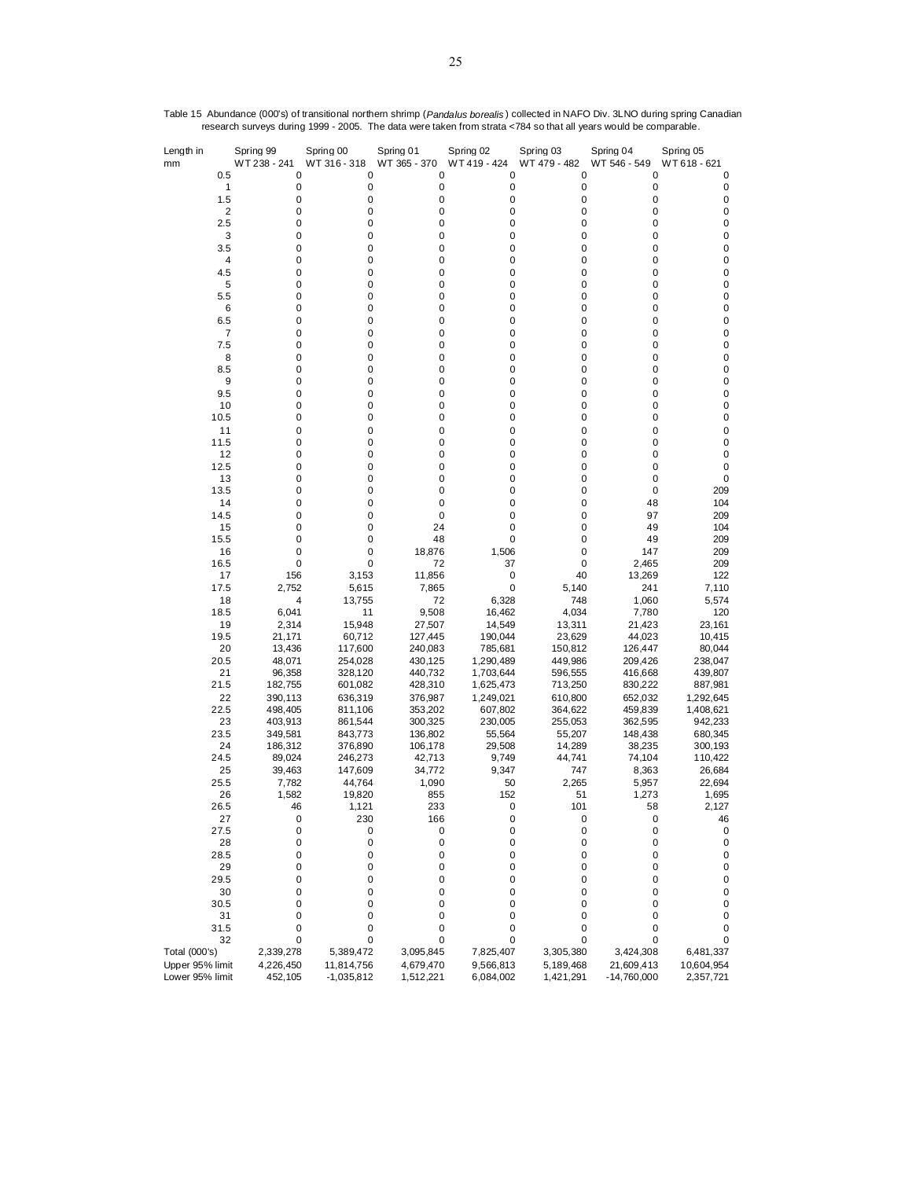Table 15 Abundance (000's) of transitional northern shrimp (*Pandalus borealis*) collected in NAFO Div. 3LNO during spring Canadian research surveys during 1999 - 2005. The data were taken from strata <784 so that all years would be comparable.

| Length in mm | Spring 99 WT 238 - 241 | Spring 00 WT 316 - 318 | Spring 01 WT 365 - 370 | Spring 02 WT 419 - 424 | Spring 03 WT 479 - 482 | Spring 04 WT 546 - 549 | Spring 05 WT 618 - 621 |
|---|---|---|---|---|---|---|---|
| 0.5 | 0 | 0 | 0 | 0 | 0 | 0 | 0 |
| 1 | 0 | 0 | 0 | 0 | 0 | 0 | 0 |
| 1.5 | 0 | 0 | 0 | 0 | 0 | 0 | 0 |
| 2 | 0 | 0 | 0 | 0 | 0 | 0 | 0 |
| 2.5 | 0 | 0 | 0 | 0 | 0 | 0 | 0 |
| 3 | 0 | 0 | 0 | 0 | 0 | 0 | 0 |
| 3.5 | 0 | 0 | 0 | 0 | 0 | 0 | 0 |
| 4 | 0 | 0 | 0 | 0 | 0 | 0 | 0 |
| 4.5 | 0 | 0 | 0 | 0 | 0 | 0 | 0 |
| 5 | 0 | 0 | 0 | 0 | 0 | 0 | 0 |
| 5.5 | 0 | 0 | 0 | 0 | 0 | 0 | 0 |
| 6 | 0 | 0 | 0 | 0 | 0 | 0 | 0 |
| 6.5 | 0 | 0 | 0 | 0 | 0 | 0 | 0 |
| 7 | 0 | 0 | 0 | 0 | 0 | 0 | 0 |
| 7.5 | 0 | 0 | 0 | 0 | 0 | 0 | 0 |
| 8 | 0 | 0 | 0 | 0 | 0 | 0 | 0 |
| 8.5 | 0 | 0 | 0 | 0 | 0 | 0 | 0 |
| 9 | 0 | 0 | 0 | 0 | 0 | 0 | 0 |
| 9.5 | 0 | 0 | 0 | 0 | 0 | 0 | 0 |
| 10 | 0 | 0 | 0 | 0 | 0 | 0 | 0 |
| 10.5 | 0 | 0 | 0 | 0 | 0 | 0 | 0 |
| 11 | 0 | 0 | 0 | 0 | 0 | 0 | 0 |
| 11.5 | 0 | 0 | 0 | 0 | 0 | 0 | 0 |
| 12 | 0 | 0 | 0 | 0 | 0 | 0 | 0 |
| 12.5 | 0 | 0 | 0 | 0 | 0 | 0 | 0 |
| 13 | 0 | 0 | 0 | 0 | 0 | 0 | 0 |
| 13.5 | 0 | 0 | 0 | 0 | 0 | 0 | 209 |
| 14 | 0 | 0 | 0 | 0 | 0 | 48 | 104 |
| 14.5 | 0 | 0 | 0 | 0 | 0 | 97 | 209 |
| 15 | 0 | 0 | 24 | 0 | 0 | 49 | 104 |
| 15.5 | 0 | 0 | 48 | 0 | 0 | 49 | 209 |
| 16 | 0 | 0 | 18,876 | 1,506 | 0 | 147 | 209 |
| 16.5 | 0 | 0 | 72 | 37 | 0 | 2,465 | 209 |
| 17 | 156 | 3,153 | 11,856 | 0 | 40 | 13,269 | 122 |
| 17.5 | 2,752 | 5,615 | 7,865 | 0 | 5,140 | 241 | 7,110 |
| 18 | 4 | 13,755 | 72 | 6,328 | 748 | 1,060 | 5,574 |
| 18.5 | 6,041 | 11 | 9,508 | 16,462 | 4,034 | 7,780 | 120 |
| 19 | 2,314 | 15,948 | 27,507 | 14,549 | 13,311 | 21,423 | 23,161 |
| 19.5 | 21,171 | 60,712 | 127,445 | 190,044 | 23,629 | 44,023 | 10,415 |
| 20 | 13,436 | 117,600 | 240,083 | 785,681 | 150,812 | 126,447 | 80,044 |
| 20.5 | 48,071 | 254,028 | 430,125 | 1,290,489 | 449,986 | 209,426 | 238,047 |
| 21 | 96,358 | 328,120 | 440,732 | 1,703,644 | 596,555 | 416,668 | 439,807 |
| 21.5 | 182,755 | 601,082 | 428,310 | 1,625,473 | 713,250 | 830,222 | 887,981 |
| 22 | 390,113 | 636,319 | 376,987 | 1,249,021 | 610,800 | 652,032 | 1,292,645 |
| 22.5 | 498,405 | 811,106 | 353,202 | 607,802 | 364,622 | 459,839 | 1,408,621 |
| 23 | 403,913 | 861,544 | 300,325 | 230,005 | 255,053 | 362,595 | 942,233 |
| 23.5 | 349,581 | 843,773 | 136,802 | 55,564 | 55,207 | 148,438 | 680,345 |
| 24 | 186,312 | 376,890 | 106,178 | 29,508 | 14,289 | 38,235 | 300,193 |
| 24.5 | 89,024 | 246,273 | 42,713 | 9,749 | 44,741 | 74,104 | 110,422 |
| 25 | 39,463 | 147,609 | 34,772 | 9,347 | 747 | 8,363 | 26,684 |
| 25.5 | 7,782 | 44,764 | 1,090 | 50 | 2,265 | 5,957 | 22,694 |
| 26 | 1,582 | 19,820 | 855 | 152 | 51 | 1,273 | 1,695 |
| 26.5 | 46 | 1,121 | 233 | 0 | 101 | 58 | 2,127 |
| 27 | 0 | 230 | 166 | 0 | 0 | 0 | 46 |
| 27.5 | 0 | 0 | 0 | 0 | 0 | 0 | 0 |
| 28 | 0 | 0 | 0 | 0 | 0 | 0 | 0 |
| 28.5 | 0 | 0 | 0 | 0 | 0 | 0 | 0 |
| 29 | 0 | 0 | 0 | 0 | 0 | 0 | 0 |
| 29.5 | 0 | 0 | 0 | 0 | 0 | 0 | 0 |
| 30 | 0 | 0 | 0 | 0 | 0 | 0 | 0 |
| 30.5 | 0 | 0 | 0 | 0 | 0 | 0 | 0 |
| 31 | 0 | 0 | 0 | 0 | 0 | 0 | 0 |
| 31.5 | 0 | 0 | 0 | 0 | 0 | 0 | 0 |
| 32 | 0 | 0 | 0 | 0 | 0 | 0 | 0 |
| Total (000's) | 2,339,278 | 5,389,472 | 3,095,845 | 7,825,407 | 3,305,380 | 3,424,308 | 6,481,337 |
| Upper 95% limit | 4,226,450 | 11,814,756 | 4,679,470 | 9,566,813 | 5,189,468 | 21,609,413 | 10,604,954 |
| Lower 95% limit | 452,105 | -1,035,812 | 1,512,221 | 6,084,002 | 1,421,291 | -14,760,000 | 2,357,721 |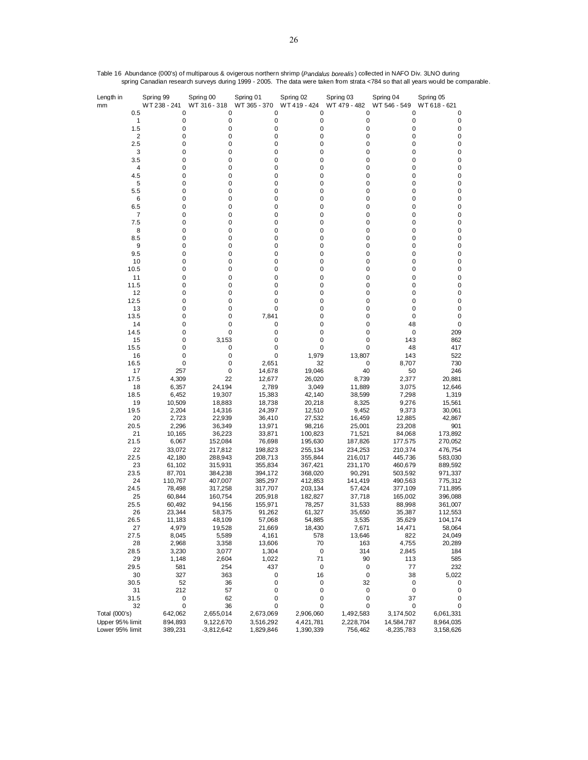Table 16 Abundance (000's) of multiparous & ovigerous northern shrimp (*Pandalus borealis*) collected in NAFO Div. 3LNO during spring Canadian research surveys during 1999 - 2005. The data were taken from strata <784 so that all years would be comparable.

| Length in mm | Spring 99 WT 238 - 241 | Spring 00 WT 316 - 318 | Spring 01 WT 365 - 370 | Spring 02 WT 419 - 424 | Spring 03 WT 479 - 482 | Spring 04 WT 546 - 549 | Spring 05 WT 618 - 621 |
|---|---|---|---|---|---|---|---|
| 0.5 | 0 | 0 | 0 | 0 | 0 | 0 | 0 |
| 1 | 0 | 0 | 0 | 0 | 0 | 0 | 0 |
| 1.5 | 0 | 0 | 0 | 0 | 0 | 0 | 0 |
| 2 | 0 | 0 | 0 | 0 | 0 | 0 | 0 |
| 2.5 | 0 | 0 | 0 | 0 | 0 | 0 | 0 |
| 3 | 0 | 0 | 0 | 0 | 0 | 0 | 0 |
| 3.5 | 0 | 0 | 0 | 0 | 0 | 0 | 0 |
| 4 | 0 | 0 | 0 | 0 | 0 | 0 | 0 |
| 4.5 | 0 | 0 | 0 | 0 | 0 | 0 | 0 |
| 5 | 0 | 0 | 0 | 0 | 0 | 0 | 0 |
| 5.5 | 0 | 0 | 0 | 0 | 0 | 0 | 0 |
| 6 | 0 | 0 | 0 | 0 | 0 | 0 | 0 |
| 6.5 | 0 | 0 | 0 | 0 | 0 | 0 | 0 |
| 7 | 0 | 0 | 0 | 0 | 0 | 0 | 0 |
| 7.5 | 0 | 0 | 0 | 0 | 0 | 0 | 0 |
| 8 | 0 | 0 | 0 | 0 | 0 | 0 | 0 |
| 8.5 | 0 | 0 | 0 | 0 | 0 | 0 | 0 |
| 9 | 0 | 0 | 0 | 0 | 0 | 0 | 0 |
| 9.5 | 0 | 0 | 0 | 0 | 0 | 0 | 0 |
| 10 | 0 | 0 | 0 | 0 | 0 | 0 | 0 |
| 10.5 | 0 | 0 | 0 | 0 | 0 | 0 | 0 |
| 11 | 0 | 0 | 0 | 0 | 0 | 0 | 0 |
| 11.5 | 0 | 0 | 0 | 0 | 0 | 0 | 0 |
| 12 | 0 | 0 | 0 | 0 | 0 | 0 | 0 |
| 12.5 | 0 | 0 | 0 | 0 | 0 | 0 | 0 |
| 13 | 0 | 0 | 0 | 0 | 0 | 0 | 0 |
| 13.5 | 0 | 0 | 7,841 | 0 | 0 | 0 | 0 |
| 14 | 0 | 0 | 0 | 0 | 0 | 48 | 0 |
| 14.5 | 0 | 0 | 0 | 0 | 0 | 0 | 209 |
| 15 | 0 | 3,153 | 0 | 0 | 0 | 143 | 862 |
| 15.5 | 0 | 0 | 0 | 0 | 0 | 48 | 417 |
| 16 | 0 | 0 | 0 | 1,979 | 13,807 | 143 | 522 |
| 16.5 | 0 | 0 | 2,651 | 32 | 0 | 8,707 | 730 |
| 17 | 257 | 0 | 14,678 | 19,046 | 40 | 50 | 246 |
| 17.5 | 4,309 | 22 | 12,677 | 26,020 | 8,739 | 2,377 | 20,881 |
| 18 | 6,357 | 24,194 | 2,789 | 3,049 | 11,889 | 3,075 | 12,646 |
| 18.5 | 6,452 | 19,307 | 15,383 | 42,140 | 38,599 | 7,298 | 1,319 |
| 19 | 10,509 | 18,883 | 18,738 | 20,218 | 8,325 | 9,276 | 15,561 |
| 19.5 | 2,204 | 14,316 | 24,397 | 12,510 | 9,452 | 9,373 | 30,061 |
| 20 | 2,723 | 22,939 | 36,410 | 27,532 | 16,459 | 12,885 | 42,867 |
| 20.5 | 2,296 | 36,349 | 13,971 | 98,216 | 25,001 | 23,208 | 901 |
| 21 | 10,165 | 36,223 | 33,871 | 100,823 | 71,521 | 84,068 | 173,892 |
| 21.5 | 6,067 | 152,084 | 76,698 | 195,630 | 187,826 | 177,575 | 270,052 |
| 22 | 33,072 | 217,812 | 198,823 | 255,134 | 234,253 | 210,374 | 476,754 |
| 22.5 | 42,180 | 288,943 | 208,713 | 355,844 | 216,017 | 445,736 | 583,030 |
| 23 | 61,102 | 315,931 | 355,834 | 367,421 | 231,170 | 460,679 | 889,592 |
| 23.5 | 87,701 | 384,238 | 394,172 | 368,020 | 90,291 | 503,592 | 971,337 |
| 24 | 110,767 | 407,007 | 385,297 | 412,853 | 141,419 | 490,563 | 775,312 |
| 24.5 | 78,498 | 317,258 | 317,707 | 203,134 | 57,424 | 377,109 | 711,895 |
| 25 | 60,844 | 160,754 | 205,918 | 182,827 | 37,718 | 165,002 | 396,088 |
| 25.5 | 60,492 | 94,156 | 155,971 | 78,257 | 31,533 | 88,998 | 361,007 |
| 26 | 23,344 | 58,375 | 91,262 | 61,327 | 35,650 | 35,387 | 112,553 |
| 26.5 | 11,183 | 48,109 | 57,068 | 54,885 | 3,535 | 35,629 | 104,174 |
| 27 | 4,979 | 19,528 | 21,669 | 18,430 | 7,671 | 14,471 | 58,064 |
| 27.5 | 8,045 | 5,589 | 4,161 | 578 | 13,646 | 822 | 24,049 |
| 28 | 2,968 | 3,358 | 13,606 | 70 | 163 | 4,755 | 20,289 |
| 28.5 | 3,230 | 3,077 | 1,304 | 0 | 314 | 2,845 | 184 |
| 29 | 1,148 | 2,604 | 1,022 | 71 | 90 | 113 | 585 |
| 29.5 | 581 | 254 | 437 | 0 | 0 | 77 | 232 |
| 30 | 327 | 363 | 0 | 16 | 0 | 38 | 5,022 |
| 30.5 | 52 | 36 | 0 | 0 | 32 | 0 | 0 |
| 31 | 212 | 57 | 0 | 0 | 0 | 0 | 0 |
| 31.5 | 0 | 62 | 0 | 0 | 0 | 37 | 0 |
| 32 | 0 | 36 | 0 | 0 | 0 | 0 | 0 |
| Total (000's) | 642,062 | 2,655,014 | 2,673,069 | 2,906,060 | 1,492,583 | 3,174,502 | 6,061,331 |
| Upper 95% limit | 894,893 | 9,122,670 | 3,516,292 | 4,421,781 | 2,228,704 | 14,584,787 | 8,964,035 |
| Lower 95% limit | 389,231 | -3,812,642 | 1,829,846 | 1,390,339 | 756,462 | -8,235,783 | 3,158,626 |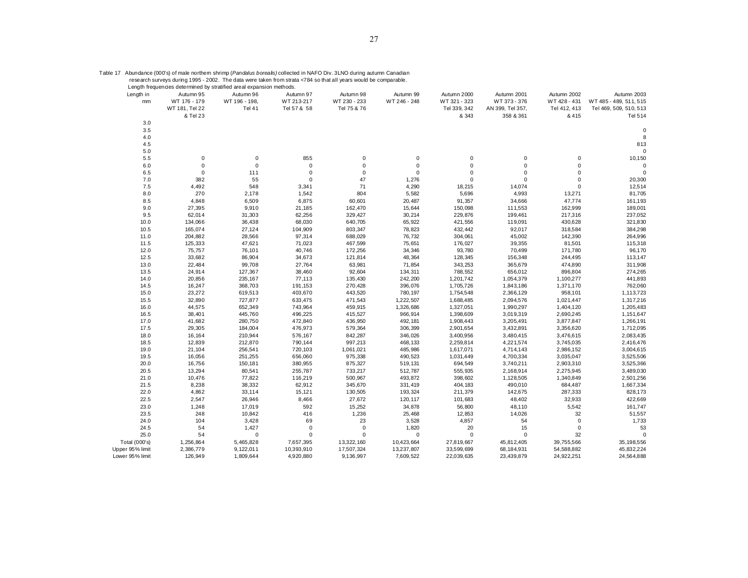Table 17 Abundance (000's) of male northern shrimp (*Pandalus borealis*) collected in NAFO Div. 3LNO during autumn Canadian research surveys during 1995 - 2002. The data were taken from strata <784 so that all years would be comparable. Length frequencies determined by stratified areal expansion methods.

| Length in mm | Autumn 95 WT 176 - 179 WT 181, Tel 22 & Tel 23 | Autumn 96 WT 196 - 198, Tel 41 | Autumn 97 WT 213-217 Tel 57 & 58 | Autumn 98 WT 230 - 233 Tel 75 & 76 | Autumn 99 WT 246 - 248 | Autumn 2000 WT 321 - 323 Tel 339, 342 & 343 | Autumn 2001 WT 373 - 376 AN 399, Tel 357, 358 & 361 | Autumn 2002 WT 428 - 431 Tel 412, 413 & 415 | Autumn 2003 WT 485 - 489, 511, 515 Tel 469, 509, 510, 513 Tel 514 |
|---|---|---|---|---|---|---|---|---|---|
| 3.0 | | | | | | | | | |
| 3.5 | | | | | | | | | 0 |
| 4.0 | | | | | | | | | 8 |
| 4.5 | | | | | | | | | 813 |
| 5.0 | | | | | | | | | 0 |
| 5.5 | 0 | 0 | 855 | 0 | 0 | 0 | 0 | 0 | 10,150 |
| 6.0 | 0 | 0 | 0 | 0 | 0 | 0 | 0 | 0 | 0 |
| 6.5 | 0 | 111 | 0 | 0 | 0 | 0 | 0 | 0 | 0 |
| 7.0 | 382 | 55 | 0 | 47 | 1,276 | 0 | 0 | 0 | 20,300 |
| 7.5 | 4,492 | 548 | 3,341 | 71 | 4,290 | 18,215 | 14,074 | 0 | 12,514 |
| 8.0 | 270 | 2,178 | 1,542 | 804 | 5,582 | 5,696 | 4,993 | 13,271 | 81,705 |
| 8.5 | 4,848 | 6,509 | 6,875 | 60,601 | 20,487 | 91,357 | 34,666 | 47,774 | 161,193 |
| 9.0 | 27,395 | 9,910 | 21,185 | 162,470 | 15,644 | 150,098 | 111,553 | 162,999 | 189,001 |
| 9.5 | 62,014 | 31,303 | 62,256 | 329,427 | 30,214 | 229,876 | 199,461 | 217,316 | 237,052 |
| 10.0 | 134,066 | 36,438 | 68,030 | 640,705 | 65,922 | 421,556 | 119,091 | 430,628 | 321,830 |
| 10.5 | 165,074 | 27,124 | 104,909 | 803,347 | 78,823 | 432,442 | 92,017 | 318,584 | 384,298 |
| 11.0 | 204,882 | 28,566 | 97,314 | 688,029 | 76,732 | 304,061 | 45,002 | 142,390 | 264,996 |
| 11.5 | 125,333 | 47,621 | 71,023 | 467,599 | 75,651 | 176,027 | 39,355 | 81,501 | 115,318 |
| 12.0 | 75,757 | 76,101 | 40,746 | 172,256 | 34,346 | 93,780 | 70,499 | 171,780 | 96,170 |
| 12.5 | 33,682 | 86,904 | 34,673 | 121,814 | 48,364 | 128,345 | 156,348 | 244,495 | 113,147 |
| 13.0 | 22,484 | 99,708 | 27,764 | 63,981 | 71,854 | 343,253 | 365,679 | 474,890 | 311,908 |
| 13.5 | 24,914 | 127,367 | 38,460 | 92,604 | 134,311 | 788,552 | 656,012 | 896,804 | 274,265 |
| 14.0 | 20,856 | 235,167 | 77,113 | 135,430 | 242,200 | 1,201,742 | 1,054,379 | 1,100,277 | 441,893 |
| 14.5 | 16,247 | 368,703 | 191,153 | 270,428 | 396,076 | 1,705,726 | 1,843,186 | 1,371,170 | 762,060 |
| 15.0 | 23,272 | 619,513 | 403,670 | 443,520 | 780,197 | 1,754,548 | 2,366,129 | 958,101 | 1,113,723 |
| 15.5 | 32,890 | 727,877 | 633,475 | 471,543 | 1,222,507 | 1,688,485 | 2,094,576 | 1,021,447 | 1,317,216 |
| 16.0 | 44,575 | 652,349 | 743,964 | 459,915 | 1,326,686 | 1,327,051 | 1,990,297 | 1,404,120 | 1,205,483 |
| 16.5 | 38,401 | 445,760 | 496,225 | 415,527 | 966,914 | 1,398,609 | 3,019,319 | 2,690,245 | 1,151,647 |
| 17.0 | 41,682 | 280,750 | 472,840 | 436,950 | 492,181 | 1,908,443 | 3,205,491 | 3,877,847 | 1,266,191 |
| 17.5 | 29,305 | 184,004 | 476,973 | 579,364 | 306,399 | 2,901,654 | 3,432,891 | 3,356,620 | 1,712,095 |
| 18.0 | 16,164 | 210,944 | 576,167 | 842,287 | 346,026 | 3,400,956 | 3,480,415 | 3,476,615 | 2,083,435 |
| 18.5 | 12,839 | 212,870 | 790,144 | 997,213 | 468,133 | 2,259,814 | 4,221,574 | 3,745,035 | 2,416,476 |
| 19.0 | 21,104 | 256,541 | 720,103 | 1,061,021 | 485,986 | 1,617,071 | 4,714,143 | 2,986,152 | 3,004,615 |
| 19.5 | 16,056 | 251,255 | 656,060 | 975,338 | 490,523 | 1,031,449 | 4,700,334 | 3,035,047 | 3,525,506 |
| 20.0 | 16,756 | 150,181 | 380,955 | 875,327 | 519,131 | 694,549 | 3,740,211 | 2,903,310 | 3,525,366 |
| 20.5 | 13,294 | 80,541 | 255,787 | 733,217 | 512,787 | 555,935 | 2,168,914 | 2,275,945 | 3,489,030 |
| 21.0 | 10,476 | 77,822 | 116,219 | 500,967 | 493,872 | 398,602 | 1,128,505 | 1,340,849 | 2,501,256 |
| 21.5 | 8,238 | 38,332 | 62,912 | 345,670 | 331,419 | 404,183 | 490,010 | 684,487 | 1,667,334 |
| 22.0 | 4,862 | 33,114 | 15,121 | 130,505 | 193,324 | 211,379 | 142,675 | 287,333 | 828,173 |
| 22.5 | 2,547 | 26,946 | 8,466 | 27,672 | 120,117 | 101,683 | 48,402 | 32,933 | 422,669 |
| 23.0 | 1,248 | 17,019 | 592 | 15,252 | 34,878 | 56,800 | 48,110 | 5,542 | 161,747 |
| 23.5 | 248 | 10,842 | 416 | 1,236 | 25,468 | 12,853 | 14,026 | 32 | 51,557 |
| 24.0 | 104 | 3,428 | 69 | 23 | 3,528 | 4,857 | 54 | 0 | 1,733 |
| 24.5 | 54 | 1,427 | 0 | 0 | 1,820 | 20 | 15 | 0 | 53 |
| 25.0 | 54 | 0 | 0 | 0 | 0 | 0 | 0 | 32 | 0 |
| Total (000's) | 1,256,864 | 5,465,828 | 7,657,395 | 13,322,160 | 10,423,664 | 27,819,667 | 45,812,405 | 39,755,566 | 35,198,556 |
| Upper 95% limit | 2,386,779 | 9,122,011 | 10,393,910 | 17,507,324 | 13,237,807 | 33,599,699 | 68,184,931 | 54,588,882 | 45,832,224 |
| Lower 95% limit | 126,949 | 1,809,644 | 4,920,880 | 9,136,997 | 7,609,522 | 22,039,635 | 23,439,879 | 24,922,251 | 24,564,888 |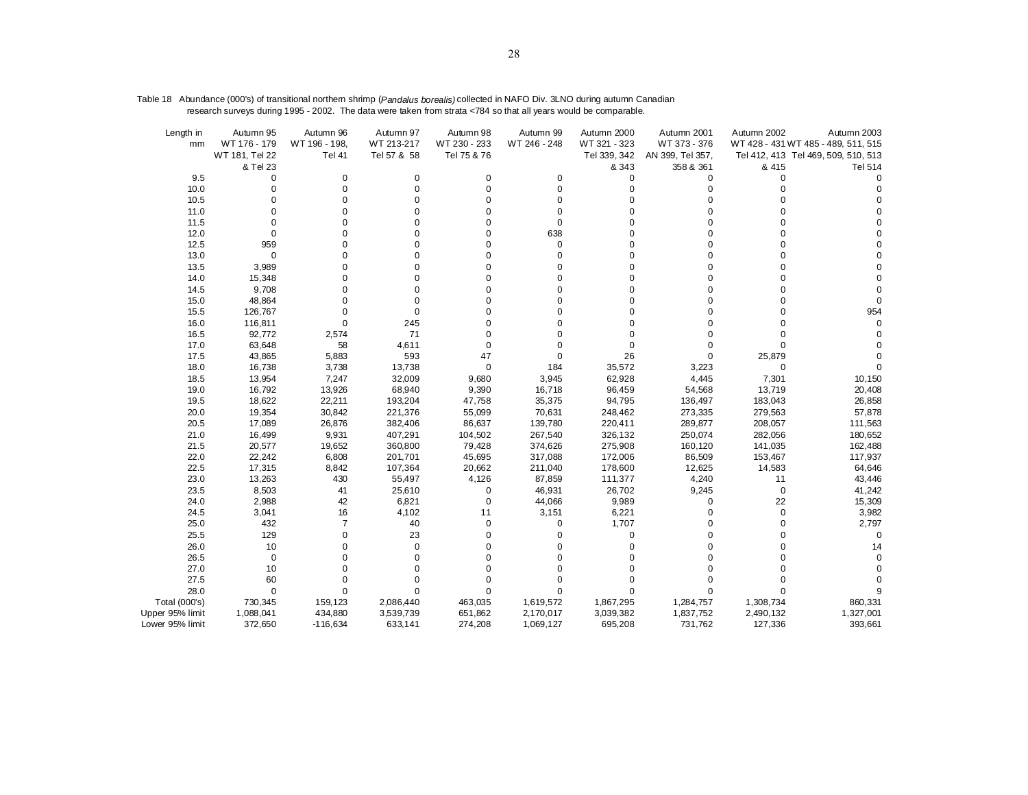Table 18 Abundance (000's) of transitional northern shrimp (*Pandalus borealis*) collected in NAFO Div. 3LNO during autumn Canadian research surveys during 1995 - 2002. The data were taken from strata <784 so that all years would be comparable.

| Length in mm | Autumn 95 WT 176 - 179 WT 181, Tel 22 & Tel 23 | Autumn 96 WT 196 - 198, Tel 41 | Autumn 97 WT 213-217 Tel 57 & 58 | Autumn 98 WT 230 - 233 Tel 75 & 76 | Autumn 99 WT 246 - 248 | Autumn 2000 WT 321 - 323 Tel 339, 342 & 343 | Autumn 2001 WT 373 - 376 AN 399, Tel 357, 358 & 361 | Autumn 2002 WT 428 - 431 Tel 412, 413 & 415 | Autumn 2003 WT 485 - 489, 511, 515 Tel 469, 509, 510, 513 Tel 514 |
|---|---|---|---|---|---|---|---|---|---|
| 9.5 | 0 | 0 | 0 | 0 | 0 | 0 | 0 | 0 | 0 |
| 10.0 | 0 | 0 | 0 | 0 | 0 | 0 | 0 | 0 | 0 |
| 10.5 | 0 | 0 | 0 | 0 | 0 | 0 | 0 | 0 | 0 |
| 11.0 | 0 | 0 | 0 | 0 | 0 | 0 | 0 | 0 | 0 |
| 11.5 | 0 | 0 | 0 | 0 | 0 | 0 | 0 | 0 | 0 |
| 12.0 | 0 | 0 | 0 | 0 | 638 | 0 | 0 | 0 | 0 |
| 12.5 | 959 | 0 | 0 | 0 | 0 | 0 | 0 | 0 | 0 |
| 13.0 | 0 | 0 | 0 | 0 | 0 | 0 | 0 | 0 | 0 |
| 13.5 | 3,989 | 0 | 0 | 0 | 0 | 0 | 0 | 0 | 0 |
| 14.0 | 15,348 | 0 | 0 | 0 | 0 | 0 | 0 | 0 | 0 |
| 14.5 | 9,708 | 0 | 0 | 0 | 0 | 0 | 0 | 0 | 0 |
| 15.0 | 48,864 | 0 | 0 | 0 | 0 | 0 | 0 | 0 | 0 |
| 15.5 | 126,767 | 0 | 0 | 0 | 0 | 0 | 0 | 0 | 954 |
| 16.0 | 116,811 | 0 | 245 | 0 | 0 | 0 | 0 | 0 | 0 |
| 16.5 | 92,772 | 2,574 | 71 | 0 | 0 | 0 | 0 | 0 | 0 |
| 17.0 | 63,648 | 58 | 4,611 | 0 | 0 | 0 | 0 | 0 | 0 |
| 17.5 | 43,865 | 5,883 | 593 | 47 | 0 | 26 | 0 | 25,879 | 0 |
| 18.0 | 16,738 | 3,738 | 13,738 | 0 | 184 | 35,572 | 3,223 | 0 | 0 |
| 18.5 | 13,954 | 7,247 | 32,009 | 9,680 | 3,945 | 62,928 | 4,445 | 7,301 | 10,150 |
| 19.0 | 16,792 | 13,926 | 68,940 | 9,390 | 16,718 | 96,459 | 54,568 | 13,719 | 20,408 |
| 19.5 | 18,622 | 22,211 | 193,204 | 47,758 | 35,375 | 94,795 | 136,497 | 183,043 | 26,858 |
| 20.0 | 19,354 | 30,842 | 221,376 | 55,099 | 70,631 | 248,462 | 273,335 | 279,563 | 57,878 |
| 20.5 | 17,089 | 26,876 | 382,406 | 86,637 | 139,780 | 220,411 | 289,877 | 208,057 | 111,563 |
| 21.0 | 16,499 | 9,931 | 407,291 | 104,502 | 267,540 | 326,132 | 250,074 | 282,056 | 180,652 |
| 21.5 | 20,577 | 19,652 | 360,800 | 79,428 | 374,626 | 275,908 | 160,120 | 141,035 | 162,488 |
| 22.0 | 22,242 | 6,808 | 201,701 | 45,695 | 317,088 | 172,006 | 86,509 | 153,467 | 117,937 |
| 22.5 | 17,315 | 8,842 | 107,364 | 20,662 | 211,040 | 178,600 | 12,625 | 14,583 | 64,646 |
| 23.0 | 13,263 | 430 | 55,497 | 4,126 | 87,859 | 111,377 | 4,240 | 11 | 43,446 |
| 23.5 | 8,503 | 41 | 25,610 | 0 | 46,931 | 26,702 | 9,245 | 0 | 41,242 |
| 24.0 | 2,988 | 42 | 6,821 | 0 | 44,066 | 9,989 | 0 | 22 | 15,309 |
| 24.5 | 3,041 | 16 | 4,102 | 11 | 3,151 | 6,221 | 0 | 0 | 3,982 |
| 25.0 | 432 | 7 | 40 | 0 | 0 | 1,707 | 0 | 0 | 2,797 |
| 25.5 | 129 | 0 | 23 | 0 | 0 | 0 | 0 | 0 | 0 |
| 26.0 | 10 | 0 | 0 | 0 | 0 | 0 | 0 | 0 | 14 |
| 26.5 | 0 | 0 | 0 | 0 | 0 | 0 | 0 | 0 | 0 |
| 27.0 | 10 | 0 | 0 | 0 | 0 | 0 | 0 | 0 | 0 |
| 27.5 | 60 | 0 | 0 | 0 | 0 | 0 | 0 | 0 | 0 |
| 28.0 | 0 | 0 | 0 | 0 | 0 | 0 | 0 | 0 | 9 |
| Total (000's) | 730,345 | 159,123 | 2,086,440 | 463,035 | 1,619,572 | 1,867,295 | 1,284,757 | 1,308,734 | 860,331 |
| Upper 95% limit | 1,088,041 | 434,880 | 3,539,739 | 651,862 | 2,170,017 | 3,039,382 | 1,837,752 | 2,490,132 | 1,327,001 |
| Lower 95% limit | 372,650 | -116,634 | 633,141 | 274,208 | 1,069,127 | 695,208 | 731,762 | 127,336 | 393,661 |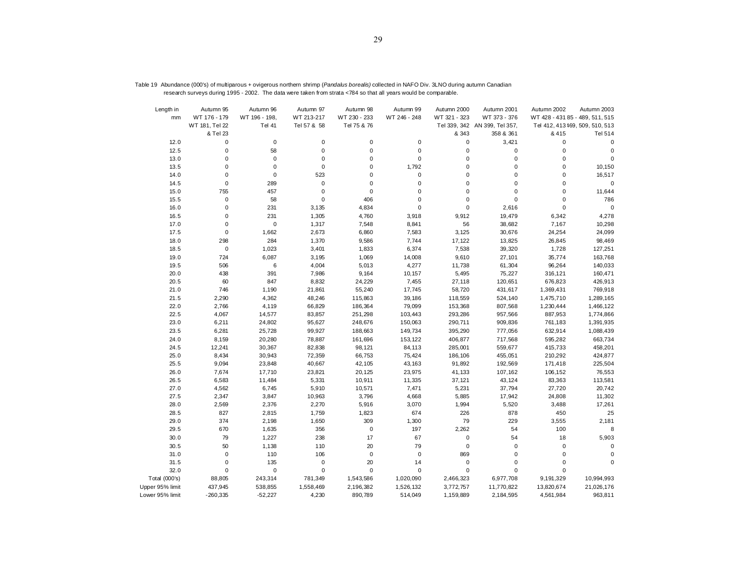Table 19 Abundance (000's) of multiparous + ovigerous northern shrimp (*Pandalus borealis*) collected in NAFO Div. 3LNO during autumn Canadian research surveys during 1995 - 2002. The data were taken from strata <784 so that all years would be comparable.

| Length in mm | Autumn 95 WT 176 - 179 WT 181, Tel 22 & Tel 23 | Autumn 96 WT 196 - 198, Tel 41 | Autumn 97 WT 213-217 Tel 57 & 58 | Autumn 98 WT 230 - 233 Tel 75 & 76 | Autumn 99 WT 246 - 248 | Autumn 2000 WT 321 - 323 Tel 339, 342 & 343 | Autumn 2001 WT 373 - 376 AN 399, Tel 357, 358 & 361 | Autumn 2002 WT 428 - 431 Tel 412, 413 & 415 | Autumn 2003 85 - 489, 511, 515 469, 509, 510, 513 Tel 514 |
|---|---|---|---|---|---|---|---|---|---|
| 12.0 | 0 | 0 | 0 | 0 | 0 | 0 | 3,421 | 0 | 0 |
| 12.5 | 0 | 58 | 0 | 0 | 0 | 0 | 0 | 0 | 0 |
| 13.0 | 0 | 0 | 0 | 0 | 0 | 0 | 0 | 0 | 0 |
| 13.5 | 0 | 0 | 0 | 0 | 1,792 | 0 | 0 | 0 | 10,150 |
| 14.0 | 0 | 0 | 523 | 0 | 0 | 0 | 0 | 0 | 16,517 |
| 14.5 | 0 | 289 | 0 | 0 | 0 | 0 | 0 | 0 | 0 |
| 15.0 | 755 | 457 | 0 | 0 | 0 | 0 | 0 | 0 | 11,644 |
| 15.5 | 0 | 58 | 0 | 406 | 0 | 0 | 0 | 0 | 786 |
| 16.0 | 0 | 231 | 3,135 | 4,834 | 0 | 0 | 2,616 | 0 | 0 |
| 16.5 | 0 | 231 | 1,305 | 4,760 | 3,918 | 9,912 | 19,479 | 6,342 | 4,278 |
| 17.0 | 0 | 0 | 1,317 | 7,548 | 8,841 | 56 | 38,682 | 7,167 | 10,298 |
| 17.5 | 0 | 1,662 | 2,673 | 6,860 | 7,583 | 3,125 | 30,676 | 24,254 | 24,099 |
| 18.0 | 298 | 284 | 1,370 | 9,586 | 7,744 | 17,122 | 13,825 | 26,845 | 98,469 |
| 18.5 | 0 | 1,023 | 3,401 | 1,833 | 6,374 | 7,538 | 39,320 | 1,728 | 127,251 |
| 19.0 | 724 | 6,087 | 3,195 | 1,069 | 14,008 | 9,610 | 27,101 | 35,774 | 163,768 |
| 19.5 | 506 | 6 | 4,004 | 5,013 | 4,277 | 11,738 | 61,304 | 96,264 | 140,033 |
| 20.0 | 438 | 391 | 7,986 | 9,164 | 10,157 | 5,495 | 75,227 | 316,121 | 160,471 |
| 20.5 | 60 | 847 | 8,832 | 24,229 | 7,455 | 27,118 | 120,651 | 676,823 | 426,913 |
| 21.0 | 746 | 1,190 | 21,861 | 55,240 | 17,745 | 58,720 | 431,617 | 1,369,431 | 769,918 |
| 21.5 | 2,290 | 4,362 | 48,246 | 115,863 | 39,186 | 118,559 | 524,140 | 1,475,710 | 1,289,165 |
| 22.0 | 2,766 | 4,119 | 66,829 | 186,364 | 79,099 | 153,368 | 807,568 | 1,230,444 | 1,466,122 |
| 22.5 | 4,067 | 14,577 | 83,857 | 251,298 | 103,443 | 293,286 | 957,566 | 887,953 | 1,774,866 |
| 23.0 | 6,211 | 24,802 | 95,627 | 248,676 | 150,063 | 290,711 | 909,836 | 761,183 | 1,391,935 |
| 23.5 | 6,281 | 25,728 | 99,927 | 188,663 | 149,734 | 395,290 | 777,056 | 632,914 | 1,088,439 |
| 24.0 | 8,159 | 20,280 | 78,887 | 161,696 | 153,122 | 406,877 | 717,568 | 595,282 | 663,734 |
| 24.5 | 12,241 | 30,367 | 82,838 | 98,121 | 84,113 | 285,001 | 559,677 | 415,733 | 458,201 |
| 25.0 | 8,434 | 30,943 | 72,359 | 66,753 | 75,424 | 186,106 | 455,051 | 210,292 | 424,877 |
| 25.5 | 9,094 | 23,848 | 40,667 | 42,105 | 43,163 | 91,892 | 192,569 | 171,418 | 225,504 |
| 26.0 | 7,674 | 17,710 | 23,821 | 20,125 | 23,975 | 41,133 | 107,162 | 106,152 | 76,553 |
| 26.5 | 6,583 | 11,484 | 5,331 | 10,911 | 11,335 | 37,121 | 43,124 | 83,363 | 113,581 |
| 27.0 | 4,562 | 6,745 | 5,910 | 10,571 | 7,471 | 5,231 | 37,794 | 27,720 | 20,742 |
| 27.5 | 2,347 | 3,847 | 10,963 | 3,796 | 4,668 | 5,885 | 17,942 | 24,808 | 11,302 |
| 28.0 | 2,569 | 2,376 | 2,270 | 5,916 | 3,070 | 1,994 | 5,520 | 3,488 | 17,261 |
| 28.5 | 827 | 2,815 | 1,759 | 1,823 | 674 | 226 | 878 | 450 | 25 |
| 29.0 | 374 | 2,198 | 1,650 | 309 | 1,300 | 79 | 229 | 3,555 | 2,181 |
| 29.5 | 670 | 1,635 | 356 | 0 | 197 | 2,262 | 54 | 100 | 8 |
| 30.0 | 79 | 1,227 | 238 | 17 | 67 | 0 | 54 | 18 | 5,903 |
| 30.5 | 50 | 1,138 | 110 | 20 | 79 | 0 | 0 | 0 | 0 |
| 31.0 | 0 | 110 | 106 | 0 | 0 | 869 | 0 | 0 | 0 |
| 31.5 | 0 | 135 | 0 | 20 | 14 | 0 | 0 | 0 | 0 |
| 32.0 | 0 | 0 | 0 | 0 | 0 | 0 | 0 | 0 | |
| Total (000's) | 88,805 | 243,314 | 781,349 | 1,543,586 | 1,020,090 | 2,466,323 | 6,977,708 | 9,191,329 | 10,994,993 |
| Upper 95% limit | 437,945 | 538,855 | 1,558,469 | 2,196,382 | 1,526,132 | 3,772,757 | 11,770,822 | 13,820,674 | 21,026,176 |
| Lower 95% limit | -260,335 | -52,227 | 4,230 | 890,789 | 514,049 | 1,159,889 | 2,184,595 | 4,561,984 | 963,811 |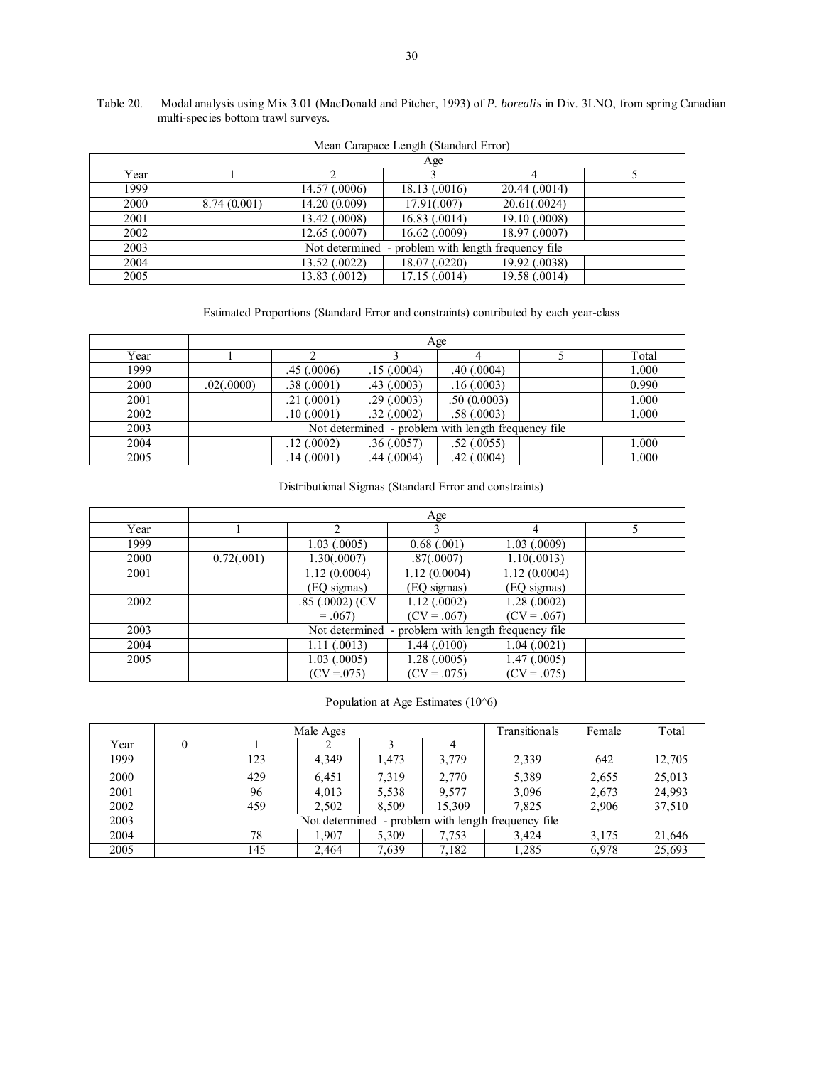Table 20. Modal analysis using Mix 3.01 (MacDonald and Pitcher, 1993) of *P. borealis* in Div. 3LNO, from spring Canadian multi-species bottom trawl surveys.

Mean Carapace Length (Standard Error)

| | Age | | | | |
|---|---|---|---|---|---|
| Year | 1 | 2 | 3 | 4 | 5 |
| 1999 | | 14.57 (.0006) | 18.13 (.0016) | 20.44 (.0014) | |
| 2000 | 8.74 (0.001) | 14.20 (0.009) | 17.91(.007) | 20.61(.0024) | |
| 2001 | | 13.42 (.0008) | 16.83 (.0014) | 19.10 (.0008) | |
| 2002 | | 12.65 (.0007) | 16.62 (.0009) | 18.97 (.0007) | |
| 2003 | Not determined - problem with length frequency file | | | | |
| 2004 | | 13.52 (.0022) | 18.07 (.0220) | 19.92 (.0038) | |
| 2005 | | 13.83 (.0012) | 17.15 (.0014) | 19.58 (.0014) | |

Estimated Proportions (Standard Error and constraints) contributed by each year-class

| | Age | | | | | |
|---|---|---|---|---|---|---|
| Year | 1 | 2 | 3 | 4 | 5 | Total |
| 1999 | | .45 (.0006) | .15 (.0004) | .40 (.0004) | | 1.000 |
| 2000 | .02(.0000) | .38 (.0001) | .43 (.0003) | .16 (.0003) | | 0.990 |
| 2001 | | .21 (.0001) | .29 (.0003) | .50 (0.0003) | | 1.000 |
| 2002 | | .10 (.0001) | .32 (.0002) | .58 (.0003) | | 1.000 |
| 2003 | Not determined - problem with length frequency file | | | | | |
| 2004 | | .12 (.0002) | .36 (.0057) | .52 (.0055) | | 1.000 |
| 2005 | | .14 (.0001) | .44 (.0004) | .42 (.0004) | | 1.000 |

Distributional Sigmas (Standard Error and constraints)

| | Age | | | | |
|---|---|---|---|---|---|
| Year | 1 | 2 | 3 | 4 | 5 |
| 1999 | | 1.03 (.0005) | 0.68 (.001) | 1.03 (.0009) | |
| 2000 | 0.72(.001) | 1.30(.0007) | .87(.0007) | 1.10(.0013) | |
| 2001 | | 1.12 (0.0004) (EQ sigmas) | 1.12 (0.0004) (EQ sigmas) | 1.12 (0.0004) (EQ sigmas) | |
| 2002 | | .85 (.0002) (CV = .067) | 1.12 (.0002) (CV = .067) | 1.28 (.0002) (CV = .067) | |
| 2003 | Not determined - problem with length frequency file | | | | |
| 2004 | | 1.11 (.0013) | 1.44 (.0100) | 1.04 (.0021) | |
| 2005 | | 1.03 (.0005) (CV =.075) | 1.28 (.0005) (CV = .075) | 1.47 (.0005) (CV = .075) | |

Population at Age Estimates (10^6)

| | Male Ages | | | | | Transitionals | Female | Total |
|---|---|---|---|---|---|---|---|---|
| Year | 0 | 1 | 2 | 3 | 4 | | | |
| 1999 | | 123 | 4,349 | 1,473 | 3,779 | 2,339 | 642 | 12,705 |
| 2000 | | 429 | 6,451 | 7,319 | 2,770 | 5,389 | 2,655 | 25,013 |
| 2001 | | 96 | 4,013 | 5,538 | 9,577 | 3,096 | 2,673 | 24,993 |
| 2002 | | 459 | 2,502 | 8,509 | 15,309 | 7,825 | 2,906 | 37,510 |
| 2003 | Not determined - problem with length frequency file | | | | | | | |
| 2004 | | 78 | 1,907 | 5,309 | 7,753 | 3,424 | 3,175 | 21,646 |
| 2005 | | 145 | 2,464 | 7,639 | 7,182 | 1,285 | 6,978 | 25,693 |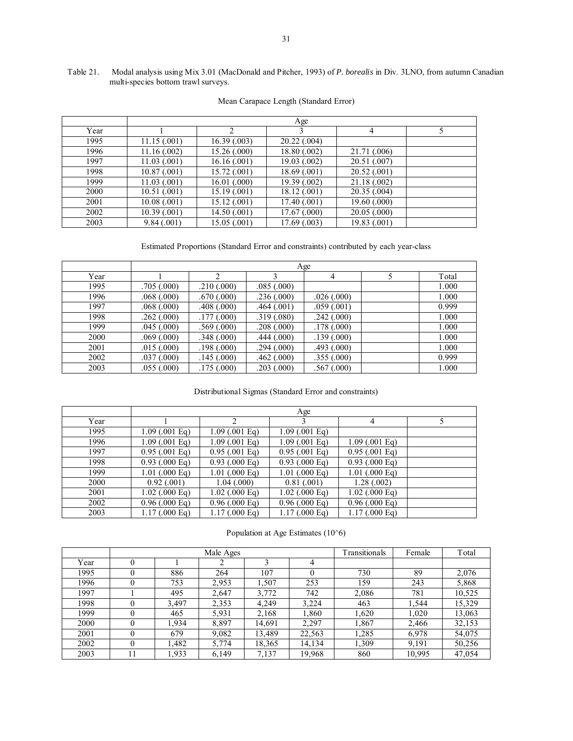Table 21. Modal analysis using Mix 3.01 (MacDonald and Pitcher, 1993) of *P. borealis* in Div. 3LNO, from autumn Canadian multi-species bottom trawl surveys.

Mean Carapace Length (Standard Error)

| | Age | | | | |
|---|---|---|---|---|---|
| Year | 1 | 2 | 3 | 4 | 5 |
| 1995 | 11.15 (.001) | 16.39 (.003) | 20.22 (.004) | | |
| 1996 | 11.16 (.002) | 15.26 (.000) | 18.80 (.002) | 21.71 (.006) | |
| 1997 | 11.03 (.001) | 16.16 (.001) | 19.03 (.002) | 20.51 (.007) | |
| 1998 | 10.87 (.001) | 15.72 (.001) | 18.69 (.001) | 20.52 (.001) | |
| 1999 | 11.03 (.001) | 16.01 (.000) | 19.39 (.002) | 21.18 (.002) | |
| 2000 | 10.51 (.001) | 15.19 (.001) | 18.12 (.001) | 20.35 (.004) | |
| 2001 | 10.08 (.001) | 15.12 (.001) | 17.40 (.001) | 19.60 (.000) | |
| 2002 | 10.39 (.001) | 14.50 (.001) | 17.67 (.000) | 20.05 (.000) | |
| 2003 | 9.84 (.001) | 15.05 (.001) | 17.69 (.003) | 19.83 (.001) | |

Estimated Proportions (Standard Error and constraints) contributed by each year-class

| | Age | | | | | |
|---|---|---|---|---|---|---|
| Year | 1 | 2 | 3 | 4 | 5 | Total |
| 1995 | .705 (.000) | .210 (.000) | .085 (.000) | | | 1.000 |
| 1996 | .068 (.000) | .670 (.000) | .236 (.000) | .026 (.000) | | 1.000 |
| 1997 | .068 (.000) | .408 (.000) | .464 (.001) | .059 (.001) | | 0.999 |
| 1998 | .262 (.000) | .177 (.000) | .319 (.080) | .242 (.000) | | 1.000 |
| 1999 | .045 (.000) | .569 (.000) | .208 (.000) | .178 (.000) | | 1.000 |
| 2000 | .069 (.000) | .348 (.000) | .444 (.000) | .139 (.000) | | 1.000 |
| 2001 | .015 (.000) | .198 (.000) | .294 (.000) | .493 (.000) | | 1.000 |
| 2002 | .037 (.000) | .145 (.000) | .462 (.000) | .355 (.000) | | 0.999 |
| 2003 | .055 (.000) | .175 (.000) | .203 (.000) | .567 (.000) | | 1.000 |

Distributional Sigmas (Standard Error and constraints)

| | Age | | | | |
|---|---|---|---|---|---|
| Year | 1 | 2 | 3 | 4 | 5 |
| 1995 | 1.09 (.001 Eq) | 1.09 (.001 Eq) | 1.09 (.001 Eq) | | |
| 1996 | 1.09 (.001 Eq) | 1.09 (.001 Eq) | 1.09 (.001 Eq) | 1.09 (.001 Eq) | |
| 1997 | 0.95 (.001 Eq) | 0.95 (.001 Eq) | 0.95 (.001 Eq) | 0.95 (.001 Eq) | |
| 1998 | 0.93 (.000 Eq) | 0.93 (.000 Eq) | 0.93 (.000 Eq) | 0.93 (.000 Eq) | |
| 1999 | 1.01 (.000 Eq) | 1.01 (.000 Eq) | 1.01 (.000 Eq) | 1.01 (.000 Eq) | |
| 2000 | 0.92 (.001) | 1.04 (.000) | 0.81 (.001) | 1.28 (.002) | |
| 2001 | 1.02 (.000 Eq) | 1.02 (.000 Eq) | 1.02 (.000 Eq) | 1.02 (.000 Eq) | |
| 2002 | 0.96 (.000 Eq) | 0.96 (.000 Eq) | 0.96 (.000 Eq) | 0.96 (.000 Eq) | |
| 2003 | 1.17 (.000 Eq) | 1.17 (.000 Eq) | 1.17 (.000 Eq) | 1.17 (.000 Eq) | |

Population at Age Estimates (10^6)

| | Male Ages | | | | | Transitionals | Female | Total |
|---|---|---|---|---|---|---|---|---|
| Year | 0 | 1 | 2 | 3 | 4 | | | |
| 1995 | 0 | 886 | 264 | 107 | 0 | 730 | 89 | 2,076 |
| 1996 | 0 | 753 | 2,953 | 1,507 | 253 | 159 | 243 | 5,868 |
| 1997 | 1 | 495 | 2,647 | 3,772 | 742 | 2,086 | 781 | 10,525 |
| 1998 | 0 | 3,497 | 2,353 | 4,249 | 3,224 | 463 | 1,544 | 15,329 |
| 1999 | 0 | 465 | 5,931 | 2,168 | 1,860 | 1,620 | 1,020 | 13,063 |
| 2000 | 0 | 1,934 | 8,897 | 14,691 | 2,297 | 1,867 | 2,466 | 32,153 |
| 2001 | 0 | 679 | 9,082 | 13,489 | 22,563 | 1,285 | 6,978 | 54,075 |
| 2002 | 0 | 1,482 | 5,774 | 18,365 | 14,134 | 1,309 | 9,191 | 50,256 |
| 2003 | 11 | 1,933 | 6,149 | 7,137 | 19,968 | 860 | 10,995 | 47,054 |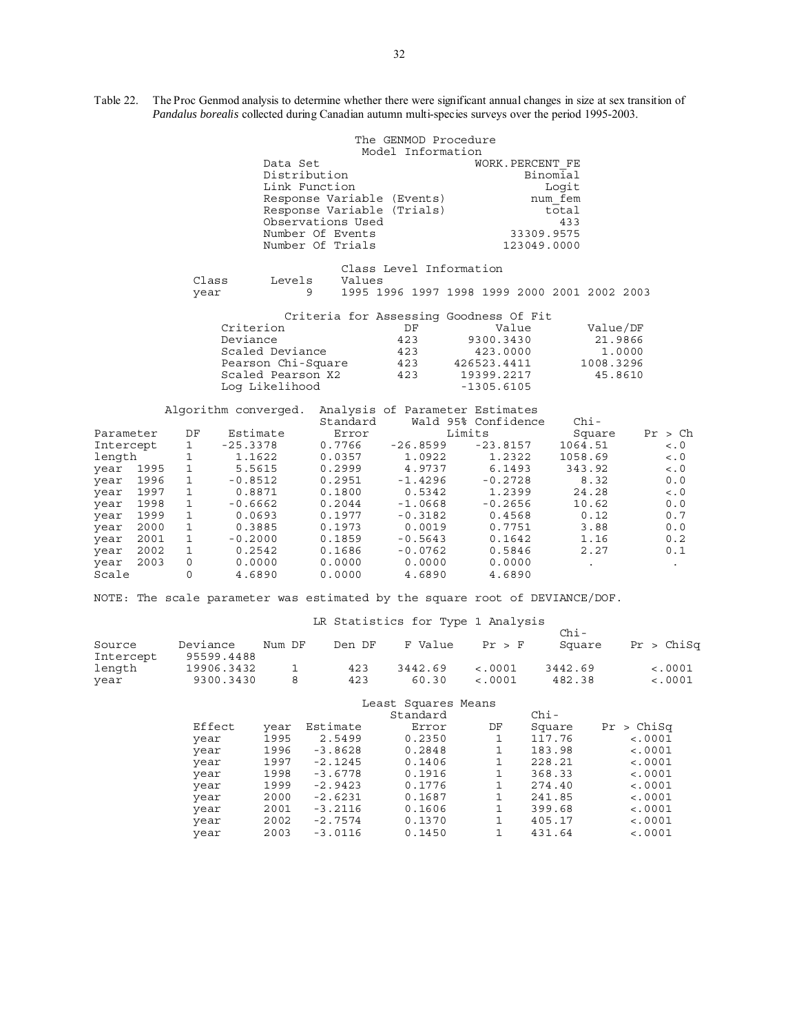Table 22. The Proc Genmod analysis to determine whether there were significant annual changes in size at sex transition of *Pandalus borealis* collected during Canadian autumn multi-species surveys over the period 1995-2003.

The GENMOD Procedure

Model Information

| | |
|---|---|
| Data Set | WORK.PERCENT_FE |
| Distribution | Binomial |
| Link Function | Logit |
| Response Variable (Events) | num_fem |
| Response Variable (Trials) | total |
| Observations Used | 433 |
| Number Of Events | 33309.9575 |
| Number Of Trials | 123049.0000 |

Class Level Information

| Class | Levels | Values |
|---|---|---|
| year | 9 | 1995 1996 1997 1998 1999 2000 2001 2002 2003 |

Criteria for Assessing Goodness Of Fit

| Criterion | DF | Value | Value/DF |
|---|---|---|---|
| Deviance | 423 | 9300.3430 | 21.9866 |
| Scaled Deviance | 423 | 423.0000 | 1.0000 |
| Pearson Chi-Square | 423 | 426523.4411 | 1008.3296 |
| Scaled Pearson X2 | 423 | 19399.2217 | 45.8610 |
| Log Likelihood | | -1305.6105 | |

Algorithm converged. Analysis of Parameter Estimates

| Parameter | | DF | Estimate | Standard Error | Wald 95% Confidence Limits | | Chi-Square | Pr > Ch |
|---|---|---|---|---|---|---|---|---|
| Intercept | | 1 | -25.3378 | 0.7766 | -26.8599 | -23.8157 | 1064.51 | <.0 |
| length | | 1 | 1.1622 | 0.0357 | 1.0922 | 1.2322 | 1058.69 | <.0 |
| year | 1995 | 1 | 5.5615 | 0.2999 | 4.9737 | 6.1493 | 343.92 | <.0 |
| year | 1996 | 1 | -0.8512 | 0.2951 | -1.4296 | -0.2728 | 8.32 | 0.0 |
| year | 1997 | 1 | 0.8871 | 0.1800 | 0.5342 | 1.2399 | 24.28 | <.0 |
| year | 1998 | 1 | -0.6662 | 0.2044 | -1.0668 | -0.2656 | 10.62 | 0.0 |
| year | 1999 | 1 | 0.0693 | 0.1977 | -0.3182 | 0.4568 | 0.12 | 0.7 |
| year | 2000 | 1 | 0.3885 | 0.1973 | 0.0019 | 0.7751 | 3.88 | 0.0 |
| year | 2001 | 1 | -0.2000 | 0.1859 | -0.5643 | 0.1642 | 1.16 | 0.2 |
| year | 2002 | 1 | 0.2542 | 0.1686 | -0.0762 | 0.5846 | 2.27 | 0.1 |
| year | 2003 | 0 | 0.0000 | 0.0000 | 0.0000 | 0.0000 | . | . |
| Scale | | 0 | 4.6890 | 0.0000 | 4.6890 | 4.6890 | | |

NOTE: The scale parameter was estimated by the square root of DEVIANCE/DOF.

LR Statistics for Type 1 Analysis

| Source | Deviance | Num DF | Den DF | F Value | Pr > F | Chi-Square | Pr > ChiSq |
|---|---|---|---|---|---|---|---|
| Intercept | 95599.4488 | | | | | | |
| length | 19906.3432 | 1 | 423 | 3442.69 | <.0001 | 3442.69 | <.0001 |
| year | 9300.3430 | 8 | 423 | 60.30 | <.0001 | 482.38 | <.0001 |

Least Squares Means

| Effect | year | Estimate | Standard Error | DF | Chi-Square | Pr > ChiSq |
|---|---|---|---|---|---|---|
| year | 1995 | 2.5499 | 0.2350 | 1 | 117.76 | <.0001 |
| year | 1996 | -3.8628 | 0.2848 | 1 | 183.98 | <.0001 |
| year | 1997 | -2.1245 | 0.1406 | 1 | 228.21 | <.0001 |
| year | 1998 | -3.6778 | 0.1916 | 1 | 368.33 | <.0001 |
| year | 1999 | -2.9423 | 0.1776 | 1 | 274.40 | <.0001 |
| year | 2000 | -2.6231 | 0.1687 | 1 | 241.85 | <.0001 |
| year | 2001 | -3.2116 | 0.1606 | 1 | 399.68 | <.0001 |
| year | 2002 | -2.7574 | 0.1370 | 1 | 405.17 | <.0001 |
| year | 2003 | -3.0116 | 0.1450 | 1 | 431.64 | <.0001 |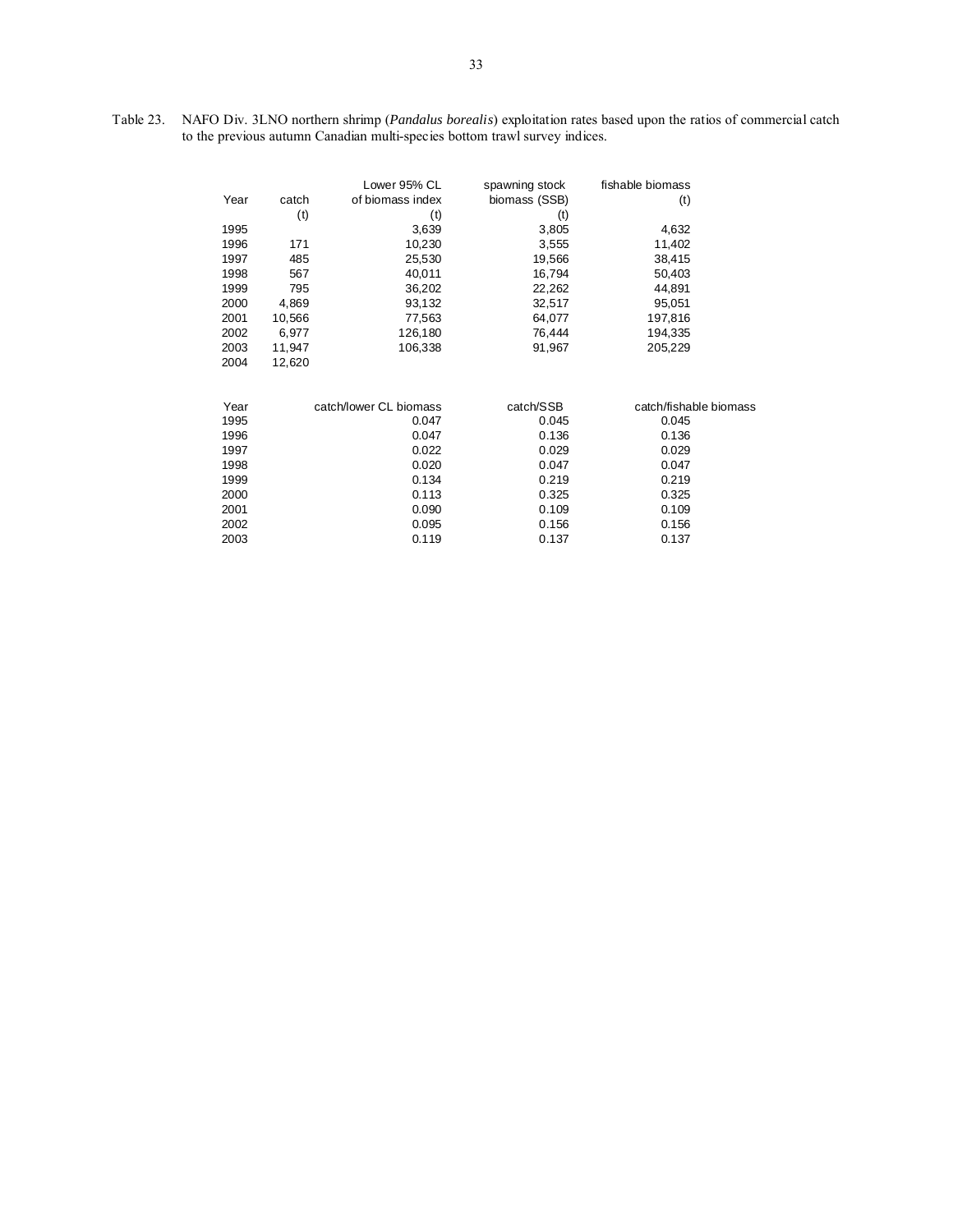Table 23. NAFO Div. 3LNO northern shrimp (*Pandalus borealis*) exploitation rates based upon the ratios of commercial catch to the previous autumn Canadian multi-species bottom trawl survey indices.

| Year | catch (t) | Lower 95% CL of biomass index (t) | spawning stock biomass (SSB) (t) | fishable biomass (t) |
|---|---|---|---|---|
| 1995 | | 3,639 | 3,805 | 4,632 |
| 1996 | 171 | 10,230 | 3,555 | 11,402 |
| 1997 | 485 | 25,530 | 19,566 | 38,415 |
| 1998 | 567 | 40,011 | 16,794 | 50,403 |
| 1999 | 795 | 36,202 | 22,262 | 44,891 |
| 2000 | 4,869 | 93,132 | 32,517 | 95,051 |
| 2001 | 10,566 | 77,563 | 64,077 | 197,816 |
| 2002 | 6,977 | 126,180 | 76,444 | 194,335 |
| 2003 | 11,947 | 106,338 | 91,967 | 205,229 |
| 2004 | 12,620 | | | |

| Year | catch/lower CL biomass | catch/SSB | catch/fishable biomass |
|---|---|---|---|
| 1995 | 0.047 | 0.045 | 0.045 |
| 1996 | 0.047 | 0.136 | 0.136 |
| 1997 | 0.022 | 0.029 | 0.029 |
| 1998 | 0.020 | 0.047 | 0.047 |
| 1999 | 0.134 | 0.219 | 0.219 |
| 2000 | 0.113 | 0.325 | 0.325 |
| 2001 | 0.090 | 0.109 | 0.109 |
| 2002 | 0.095 | 0.156 | 0.156 |
| 2003 | 0.119 | 0.137 | 0.137 |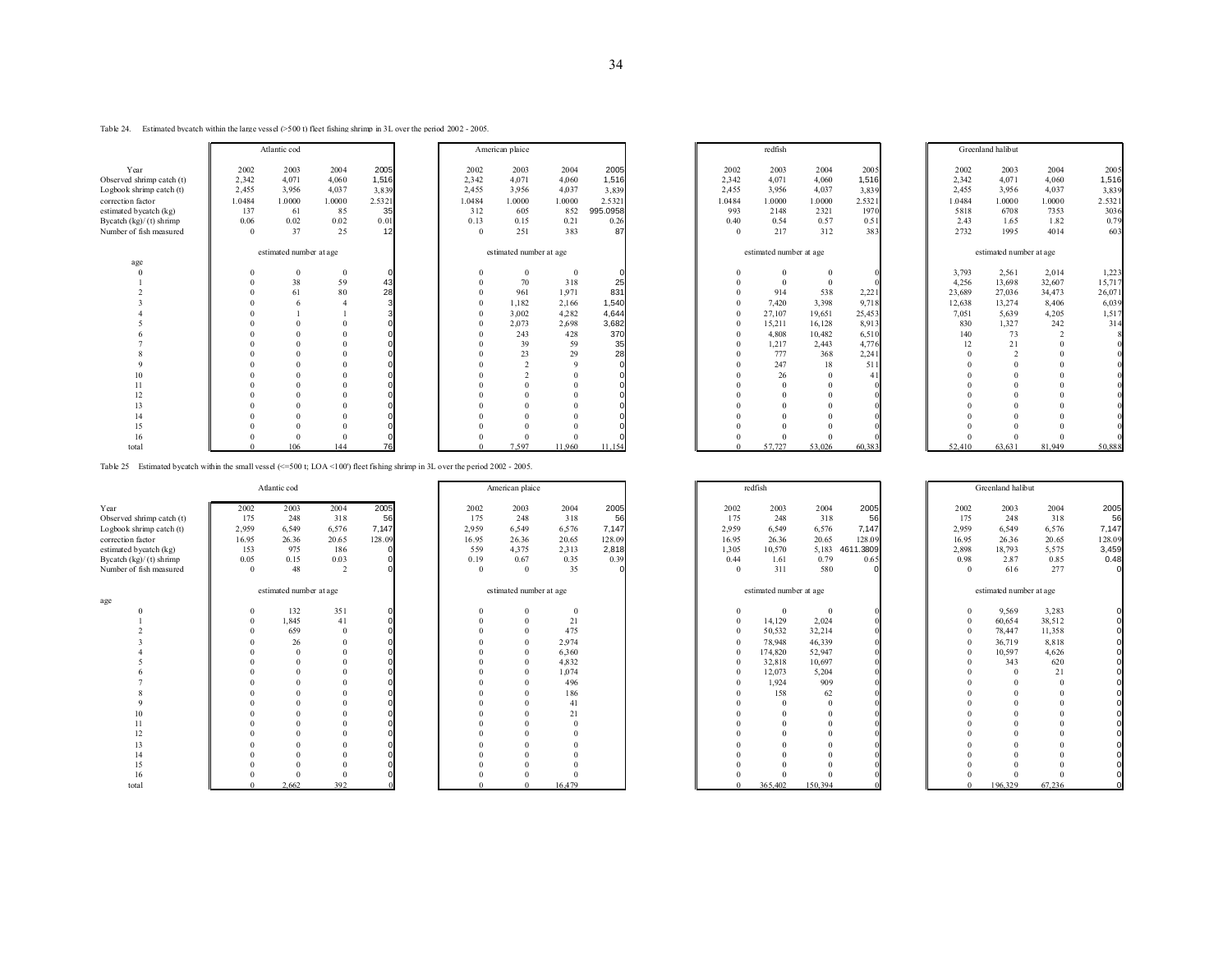Table 24. Estimated bycatch within the large vessel (>500 t) fleet fishing shrimp in 3L over the period 2002 - 2005.

| | Atlantic cod | | | | American plaice | | | | redfish | | | | Greenland halibut | | | |
|---|---|---|---|---|---|---|---|---|---|---|---|---|---|---|---|---|
| Year | 2002 | 2003 | 2004 | 2005 | 2002 | 2003 | 2004 | 2005 | 2002 | 2003 | 2004 | 2005 | 2002 | 2003 | 2004 | 2005 |
| Observed shrimp catch (t) | 2,342 | 4,071 | 4,060 | 1,516 | 2,342 | 4,071 | 4,060 | 1,516 | 2,342 | 4,071 | 4,060 | 1,516 | 2,342 | 4,071 | 4,060 | 1,516 |
| Logbook shrimp catch (t) | 2,455 | 3,956 | 4,037 | 3,839 | 2,455 | 3,956 | 4,037 | 3,839 | 2,455 | 3,956 | 4,037 | 3,839 | 2,455 | 3,956 | 4,037 | 3,839 |
| correction factor | 1.0484 | 1.0000 | 1.0000 | 2.5321 | 1.0484 | 1.0000 | 1.0000 | 2.5321 | 1.0484 | 1.0000 | 1.0000 | 2.5321 | 1.0484 | 1.0000 | 1.0000 | 2.5321 |
| estimated bycatch (kg) | 137 | 61 | 85 | 35 | 312 | 605 | 852 | 995.0958 | 993 | 2148 | 2321 | 1970 | 5818 | 6708 | 7353 | 3036 |
| Bycatch (kg)/ (t) shrimp | 0.06 | 0.02 | 0.02 | 0.01 | 0.13 | 0.15 | 0.21 | 0.26 | 0.40 | 0.54 | 0.57 | 0.51 | 2.43 | 1.65 | 1.82 | 0.79 |
| Number of fish measured | 0 | 37 | 25 | 12 | 0 | 251 | 383 | 87 | 0 | 217 | 312 | 383 | 2732 | 1995 | 4014 | 603 |
| | estimated number at age | | | | estimated number at age | | | | estimated number at age | | | | estimated number at age | | | |
| age | | | | | | | | | | | | | | | | |
| 0 | 0 | 0 | 0 | 0 | 0 | 0 | 0 | 0 | 0 | 0 | 0 | 0 | 3,793 | 2,561 | 2,014 | 1,223 |
| 1 | 0 | 38 | 59 | 43 | 0 | 70 | 318 | 25 | 0 | 0 | 0 | 0 | 4,256 | 13,698 | 32,607 | 15,717 |
| 2 | 0 | 61 | 80 | 28 | 0 | 961 | 1,971 | 831 | 0 | 914 | 538 | 2,221 | 23,689 | 27,036 | 34,473 | 26,071 |
| 3 | 0 | 6 | 4 | 3 | 0 | 1,182 | 2,166 | 1,540 | 0 | 7,420 | 3,398 | 9,718 | 12,638 | 13,274 | 8,406 | 6,039 |
| 4 | 0 | 1 | 1 | 3 | 0 | 3,002 | 4,282 | 4,644 | 0 | 27,107 | 19,651 | 25,453 | 7,051 | 5,639 | 4,205 | 1,517 |
| 5 | 0 | 0 | 0 | 0 | 0 | 2,073 | 2,698 | 3,682 | 0 | 15,211 | 16,128 | 8,913 | 830 | 1,327 | 242 | 314 |
| 6 | 0 | 0 | 0 | 0 | 0 | 243 | 428 | 370 | 0 | 4,808 | 10,482 | 6,510 | 140 | 73 | 2 | 8 |
| 7 | 0 | 0 | 0 | 0 | 0 | 39 | 59 | 35 | 0 | 1,217 | 2,443 | 4,776 | 12 | 21 | 0 | 0 |
| 8 | 0 | 0 | 0 | 0 | 0 | 23 | 29 | 28 | 0 | 777 | 368 | 2,241 | 0 | 2 | 0 | 0 |
| 9 | 0 | 0 | 0 | 0 | 0 | 2 | 9 | 0 | 0 | 247 | 18 | 511 | 0 | 0 | 0 | 0 |
| 10 | 0 | 0 | 0 | 0 | 0 | 2 | 0 | 0 | 0 | 26 | 0 | 41 | 0 | 0 | 0 | 0 |
| 11 | 0 | 0 | 0 | 0 | 0 | 0 | 0 | 0 | 0 | 0 | 0 | 0 | 0 | 0 | 0 | 0 |
| 12 | 0 | 0 | 0 | 0 | 0 | 0 | 0 | 0 | 0 | 0 | 0 | 0 | 0 | 0 | 0 | 0 |
| 13 | 0 | 0 | 0 | 0 | 0 | 0 | 0 | 0 | 0 | 0 | 0 | 0 | 0 | 0 | 0 | 0 |
| 14 | 0 | 0 | 0 | 0 | 0 | 0 | 0 | 0 | 0 | 0 | 0 | 0 | 0 | 0 | 0 | 0 |
| 15 | 0 | 0 | 0 | 0 | 0 | 0 | 0 | 0 | 0 | 0 | 0 | 0 | 0 | 0 | 0 | 0 |
| 16 | 0 | 0 | 0 | 0 | 0 | 0 | 0 | 0 | 0 | 0 | 0 | 0 | 0 | 0 | 0 | 0 |
| total | 0 | 106 | 144 | 76 | 0 | 7,597 | 11,960 | 11,154 | 0 | 57,727 | 53,026 | 60,383 | 52,410 | 63,631 | 81,949 | 50,888 |

Table 25 Estimated bycatch within the small vessel (<=500 t; LOA <100') fleet fishing shrimp in 3L over the period 2002 - 2005.

| | Atlantic cod | | | | American plaice | | | | redfish | | | | Greenland halibut | | | |
|---|---|---|---|---|---|---|---|---|---|---|---|---|---|---|---|---|
| Year | 2002 | 2003 | 2004 | 2005 | 2002 | 2003 | 2004 | 2005 | 2002 | 2003 | 2004 | 2005 | 2002 | 2003 | 2004 | 2005 |
| Observed shrimp catch (t) | 175 | 248 | 318 | 56 | 175 | 248 | 318 | 56 | 175 | 248 | 318 | 56 | 175 | 248 | 318 | 56 |
| Logbook shrimp catch (t) | 2,959 | 6,549 | 6,576 | 7,147 | 2,959 | 6,549 | 6,576 | 7,147 | 2,959 | 6,549 | 6,576 | 7,147 | 2,959 | 6,549 | 6,576 | 7,147 |
| correction factor | 16.95 | 26.36 | 20.65 | 128.09 | 16.95 | 26.36 | 20.65 | 128.09 | 16.95 | 26.36 | 20.65 | 128.09 | 16.95 | 26.36 | 20.65 | 128.09 |
| estimated bycatch (kg) | 153 | 975 | 186 | 0 | 559 | 4,375 | 2,313 | 2,818 | 1,305 | 10,570 | 5,183 | 4611.3809 | 2,898 | 18,793 | 5,575 | 3,459 |
| Bycatch (kg)/ (t) shrimp | 0.05 | 0.15 | 0.03 | 0 | 0.19 | 0.67 | 0.35 | 0.39 | 0.44 | 1.61 | 0.79 | 0.65 | 0.98 | 2.87 | 0.85 | 0.48 |
| Number of fish measured | 0 | 48 | 2 | 0 | 0 | 0 | 35 | 0 | 0 | 311 | 580 | 0 | 0 | 616 | 277 | 0 |
| | estimated number at age | | | | estimated number at age | | | | estimated number at age | | | | estimated number at age | | | |
| age | | | | | | | | | | | | | | | | |
| 0 | 0 | 132 | 351 | 0 | 0 | 0 | 0 | | 0 | 0 | 0 | 0 | 0 | 9,569 | 3,283 | 0 |
| 1 | 0 | 1,845 | 41 | 0 | 0 | 0 | 21 | | 0 | 14,129 | 2,024 | 0 | 0 | 60,654 | 38,512 | 0 |
| 2 | 0 | 659 | 0 | 0 | 0 | 0 | 475 | | 0 | 50,532 | 32,214 | 0 | 0 | 78,447 | 11,358 | 0 |
| 3 | 0 | 26 | 0 | 0 | 0 | 0 | 2,974 | | 0 | 78,948 | 46,339 | 0 | 0 | 36,719 | 8,818 | 0 |
| 4 | 0 | 0 | 0 | 0 | 0 | 0 | 6,360 | | 0 | 174,820 | 52,947 | 0 | 0 | 10,597 | 4,626 | 0 |
| 5 | 0 | 0 | 0 | 0 | 0 | 0 | 4,832 | | 0 | 32,818 | 10,697 | 0 | 0 | 343 | 620 | 0 |
| 6 | 0 | 0 | 0 | 0 | 0 | 0 | 1,074 | | 0 | 12,073 | 5,204 | 0 | 0 | 0 | 21 | 0 |
| 7 | 0 | 0 | 0 | 0 | 0 | 0 | 496 | | 0 | 1,924 | 909 | 0 | 0 | 0 | 0 | 0 |
| 8 | 0 | 0 | 0 | 0 | 0 | 0 | 186 | | 0 | 158 | 62 | 0 | 0 | 0 | 0 | 0 |
| 9 | 0 | 0 | 0 | 0 | 0 | 0 | 41 | | 0 | 0 | 0 | 0 | 0 | 0 | 0 | 0 |
| 10 | 0 | 0 | 0 | 0 | 0 | 0 | 21 | | 0 | 0 | 0 | 0 | 0 | 0 | 0 | 0 |
| 11 | 0 | 0 | 0 | 0 | 0 | 0 | 0 | | 0 | 0 | 0 | 0 | 0 | 0 | 0 | 0 |
| 12 | 0 | 0 | 0 | 0 | 0 | 0 | 0 | | 0 | 0 | 0 | 0 | 0 | 0 | 0 | 0 |
| 13 | 0 | 0 | 0 | 0 | 0 | 0 | 0 | | 0 | 0 | 0 | 0 | 0 | 0 | 0 | 0 |
| 14 | 0 | 0 | 0 | 0 | 0 | 0 | 0 | | 0 | 0 | 0 | 0 | 0 | 0 | 0 | 0 |
| 15 | 0 | 0 | 0 | 0 | 0 | 0 | 0 | | 0 | 0 | 0 | 0 | 0 | 0 | 0 | 0 |
| 16 | 0 | 0 | 0 | 0 | 0 | 0 | 0 | | 0 | 0 | 0 | 0 | 0 | 0 | 0 | 0 |
| total | 0 | 2,662 | 392 | 0 | 0 | 0 | 16,479 | | 0 | 365,402 | 150,394 | 0 | 0 | 196,329 | 67,236 | 0 |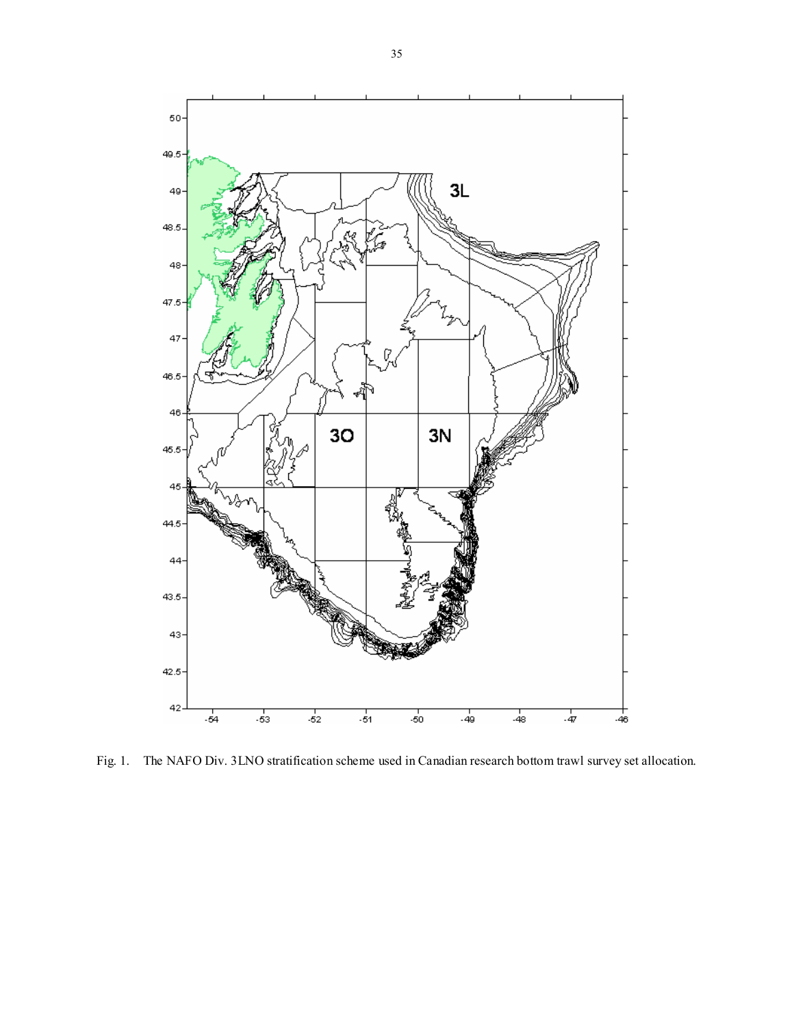Fig. 1. The NAFO Div. 3LNO stratification scheme used in Canadian research bottom trawl survey set allocation.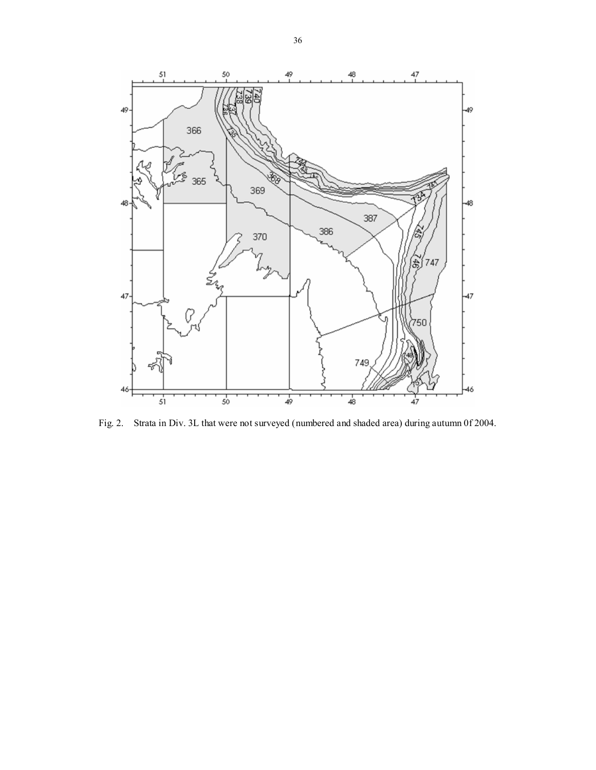Fig. 2. Strata in Div. 3L that were not surveyed (numbered and shaded area) during autumn 0f 2004.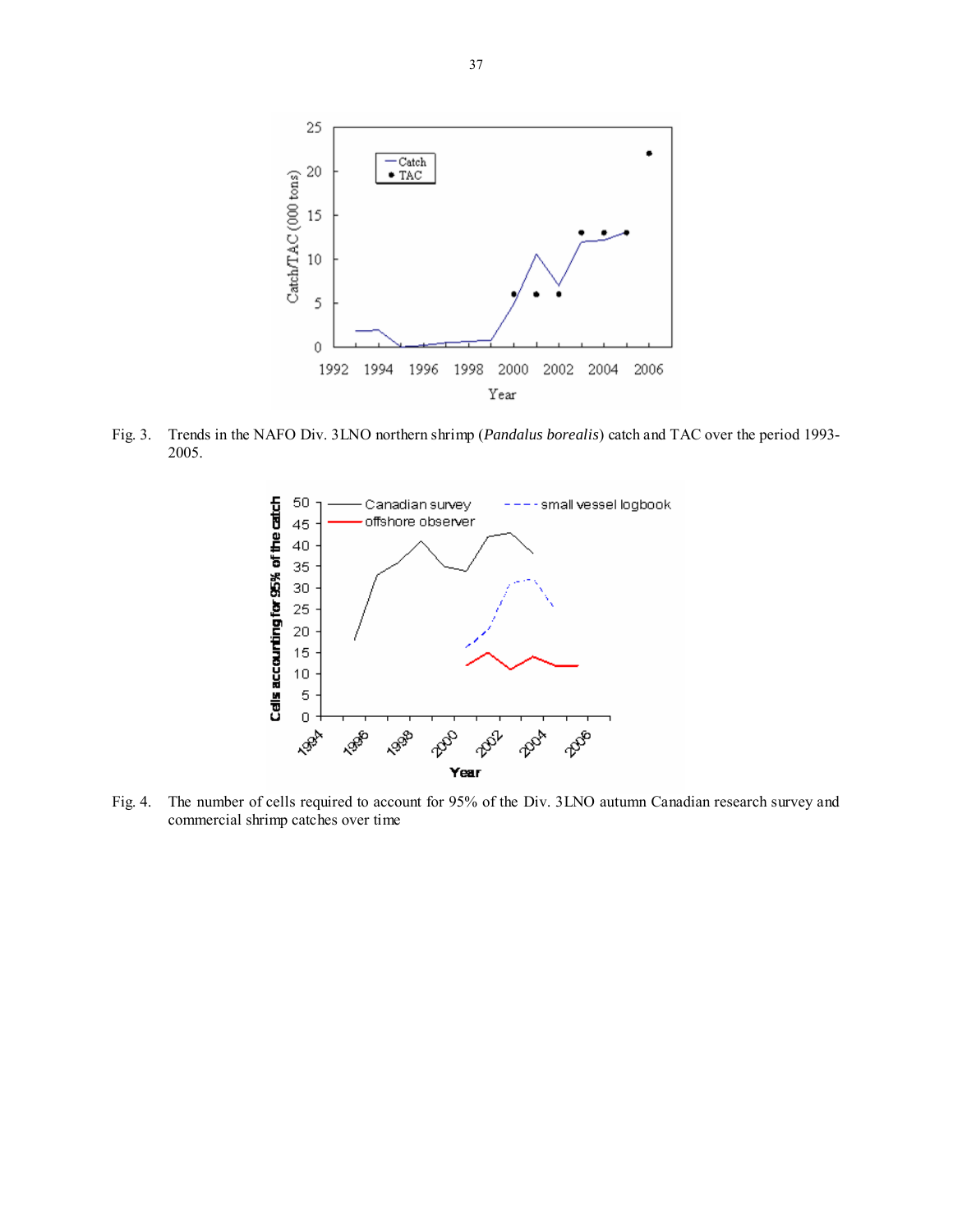Fig. 3. Trends in the NAFO Div. 3LNO northern shrimp (*Pandalus borealis*) catch and TAC over the period 1993-2005.

Fig. 4. The number of cells required to account for 95% of the Div. 3LNO autumn Canadian research survey and commercial shrimp catches over time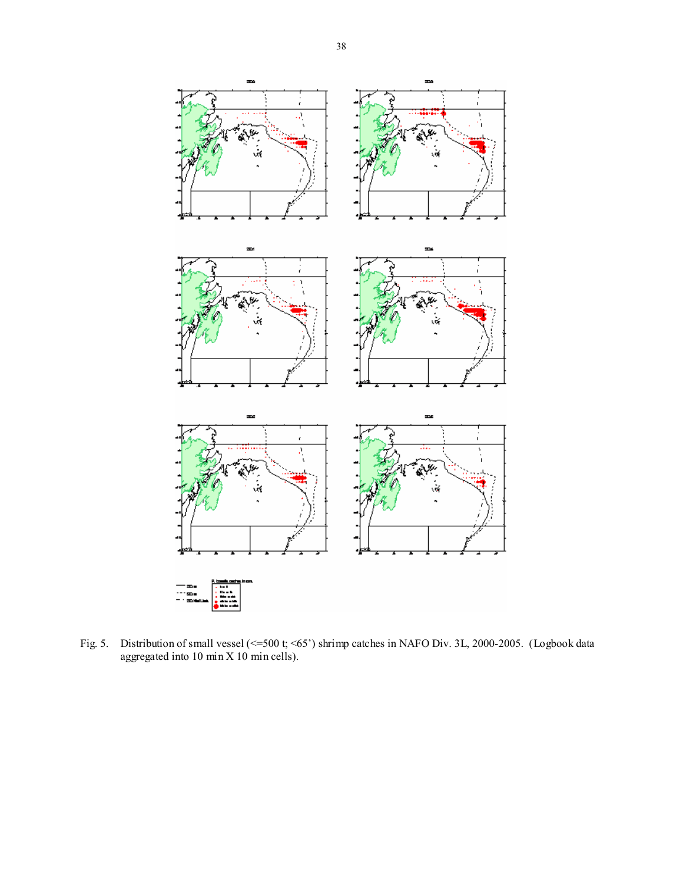Fig. 5. Distribution of small vessel (<=500 t; <65') shrimp catches in NAFO Div. 3L, 2000-2005. (Logbook data aggregated into 10 min X 10 min cells).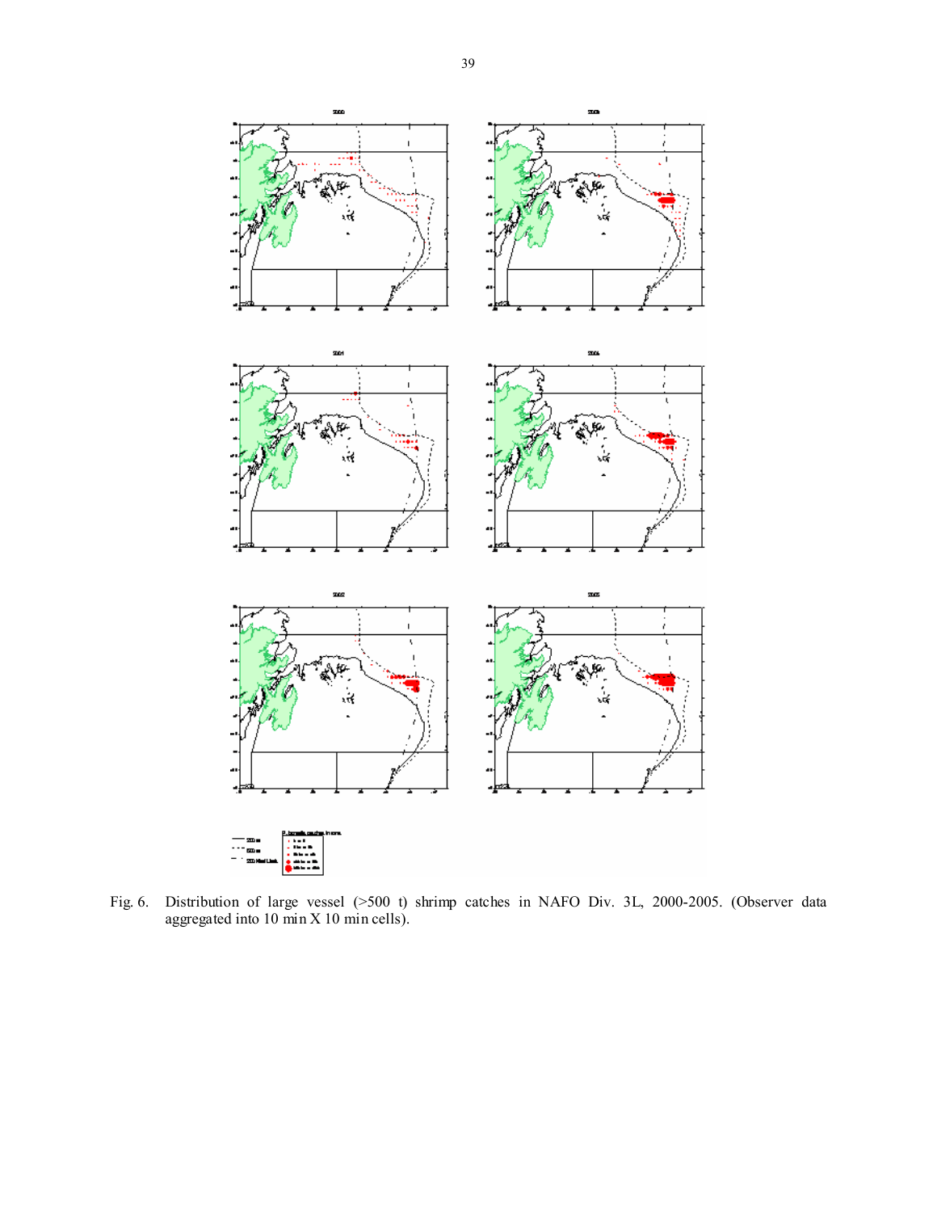Fig. 6. Distribution of large vessel (>500 t) shrimp catches in NAFO Div. 3L, 2000-2005. (Observer data aggregated into 10 min X 10 min cells).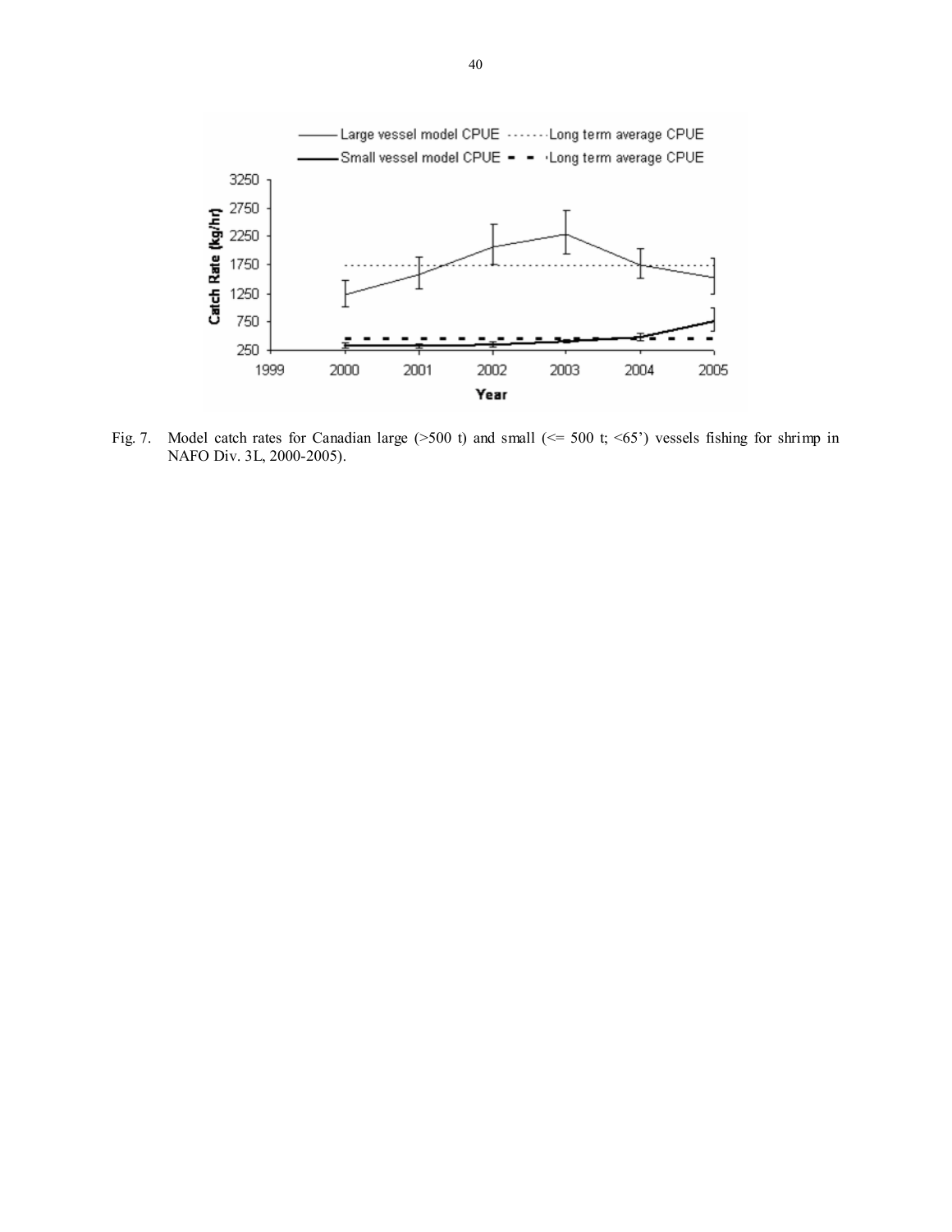Fig. 7. Model catch rates for Canadian large (>500 t) and small (<= 500 t; <65') vessels fishing for shrimp in NAFO Div. 3L, 2000-2005).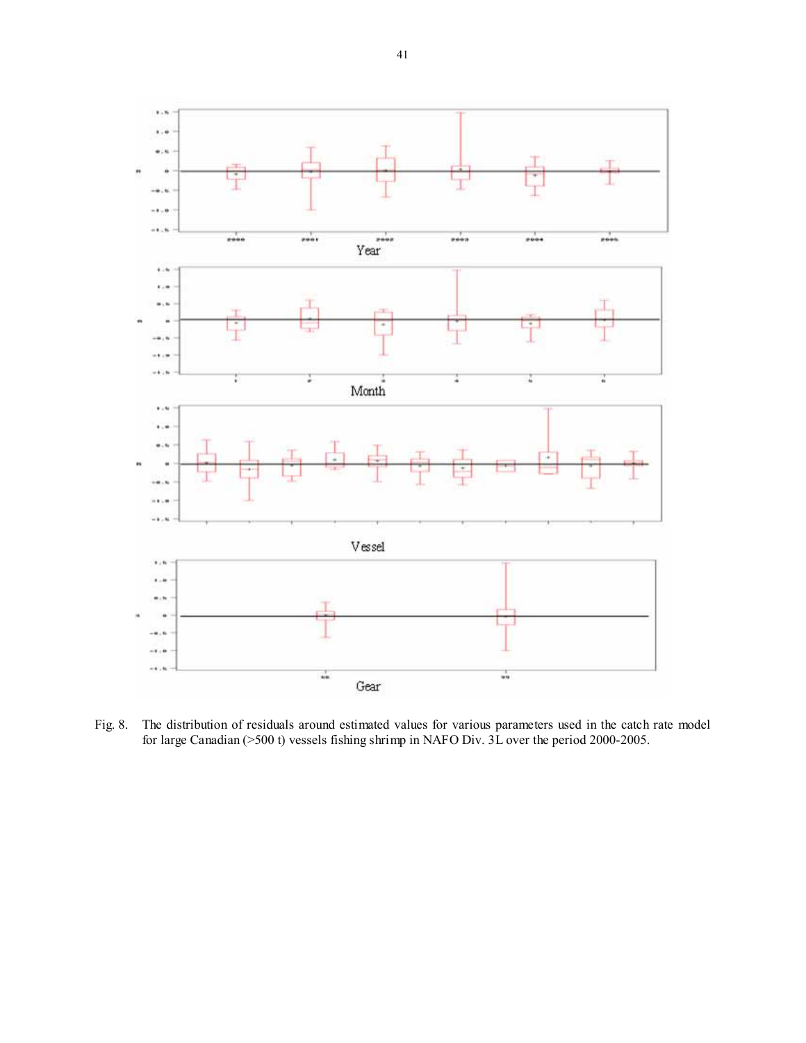Fig. 8. The distribution of residuals around estimated values for various parameters used in the catch rate model for large Canadian (>500 t) vessels fishing shrimp in NAFO Div. 3L over the period 2000-2005.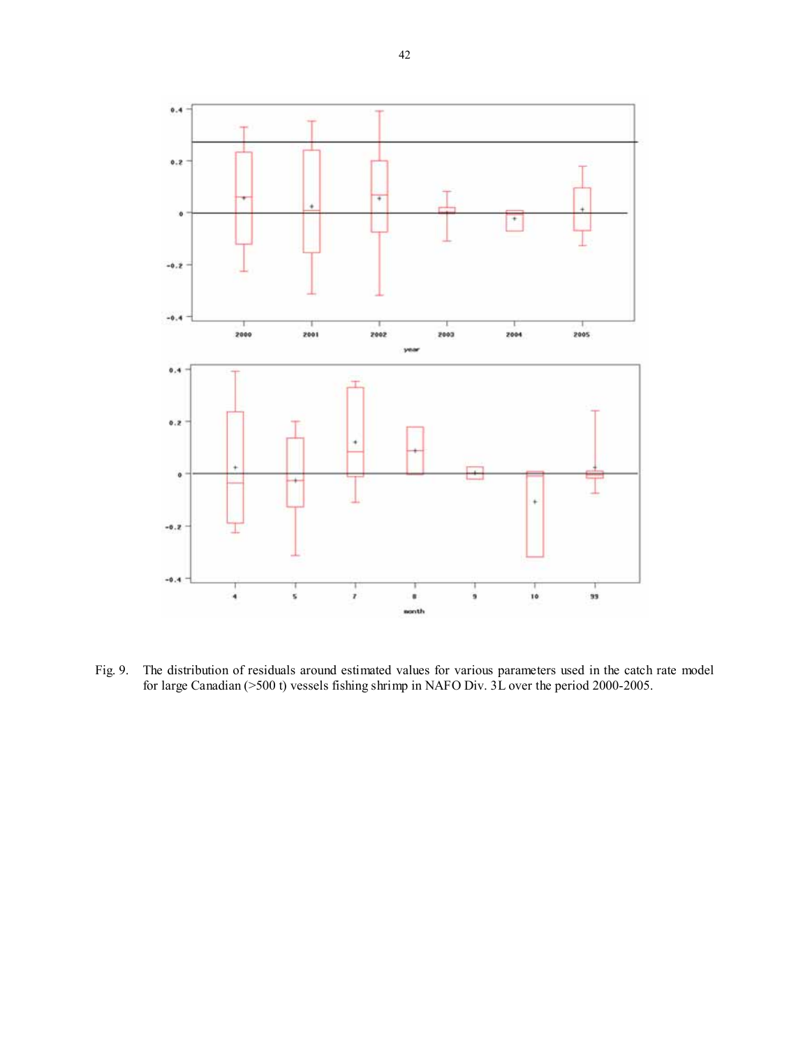Fig. 9. The distribution of residuals around estimated values for various parameters used in the catch rate model for large Canadian (>500 t) vessels fishing shrimp in NAFO Div. 3L over the period 2000-2005.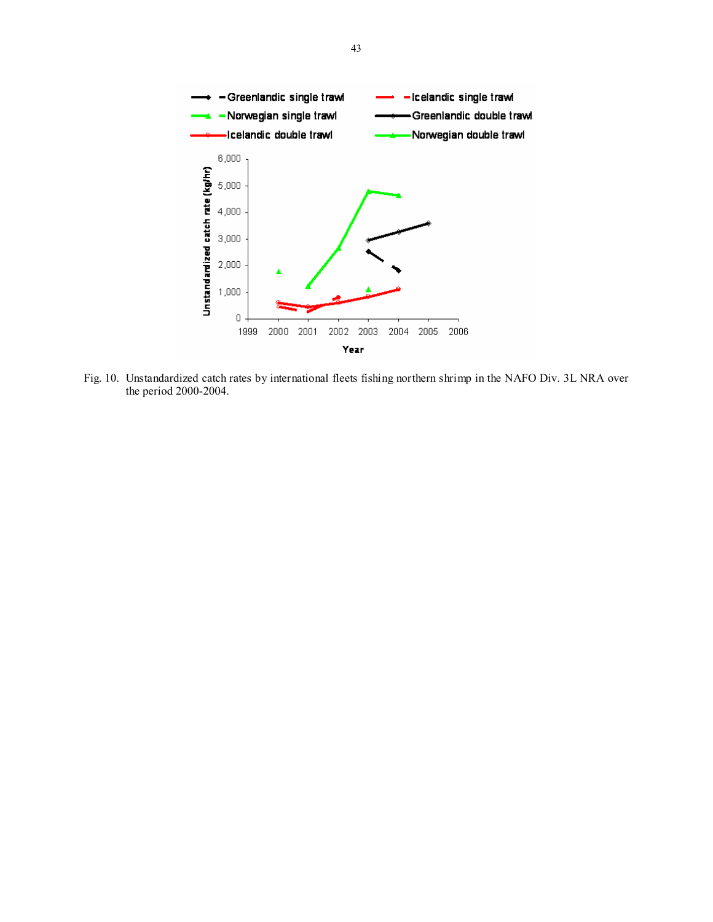Fig. 10. Unstandardized catch rates by international fleets fishing northern shrimp in the NAFO Div. 3L NRA over the period 2000-2004.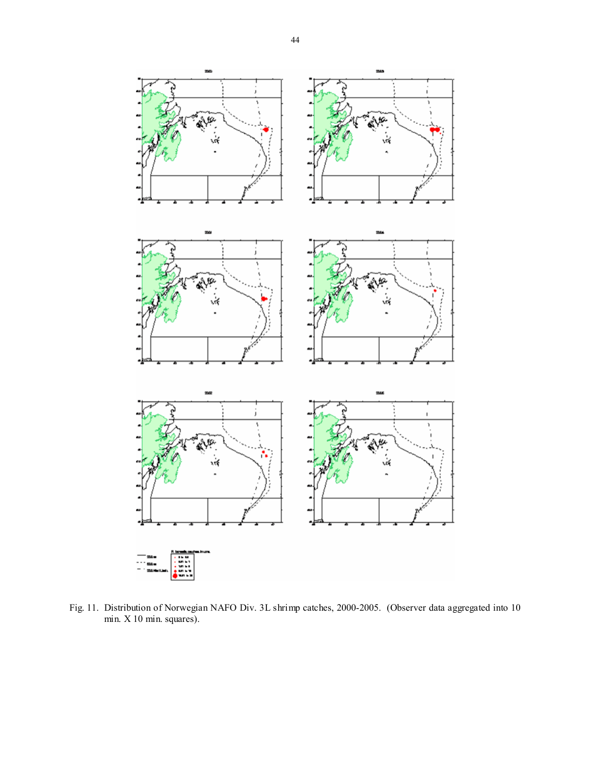Fig. 11. Distribution of Norwegian NAFO Div. 3L shrimp catches, 2000-2005. (Observer data aggregated into 10 min. X 10 min. squares).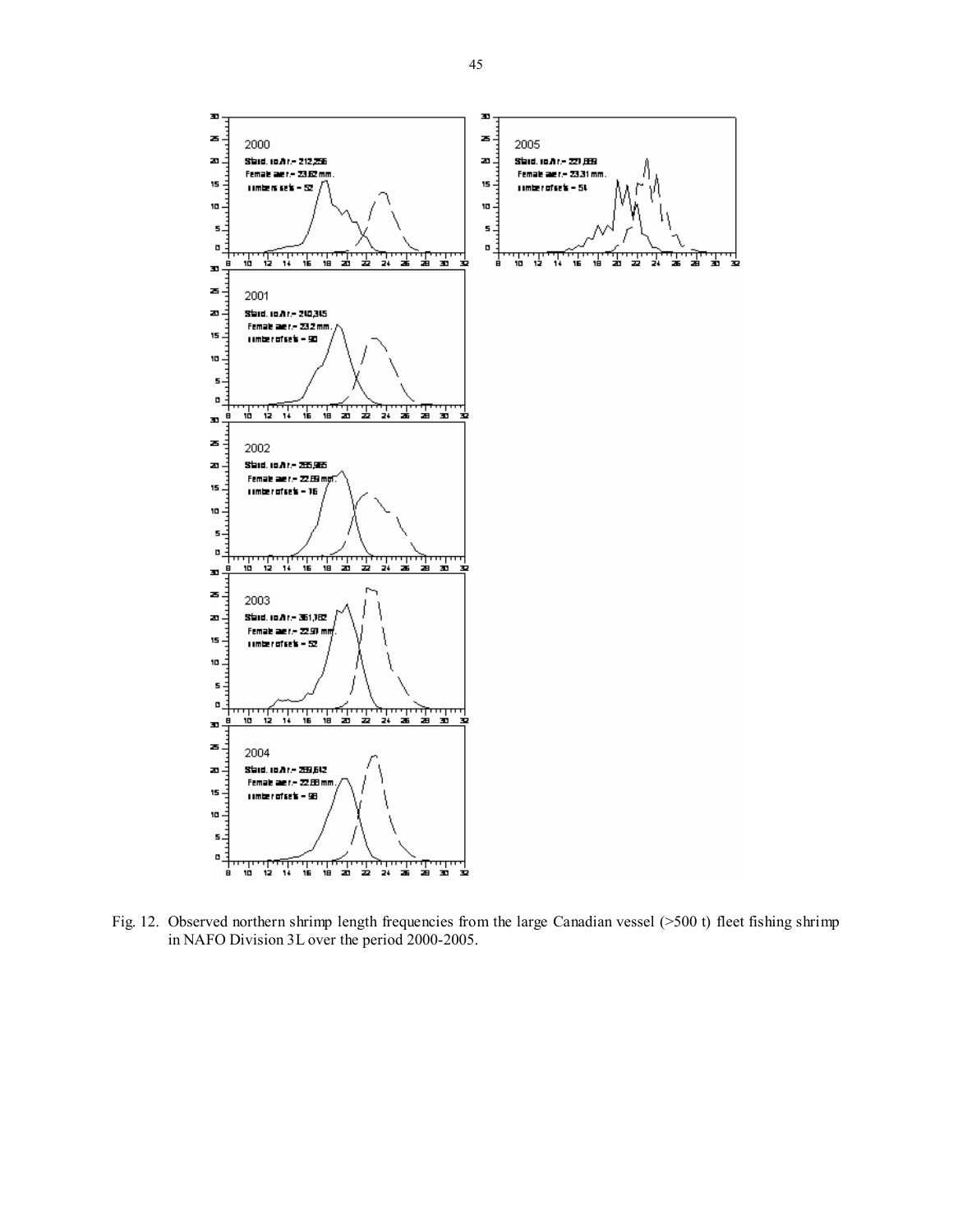Fig. 12. Observed northern shrimp length frequencies from the large Canadian vessel (>500 t) fleet fishing shrimp in NAFO Division 3L over the period 2000-2005.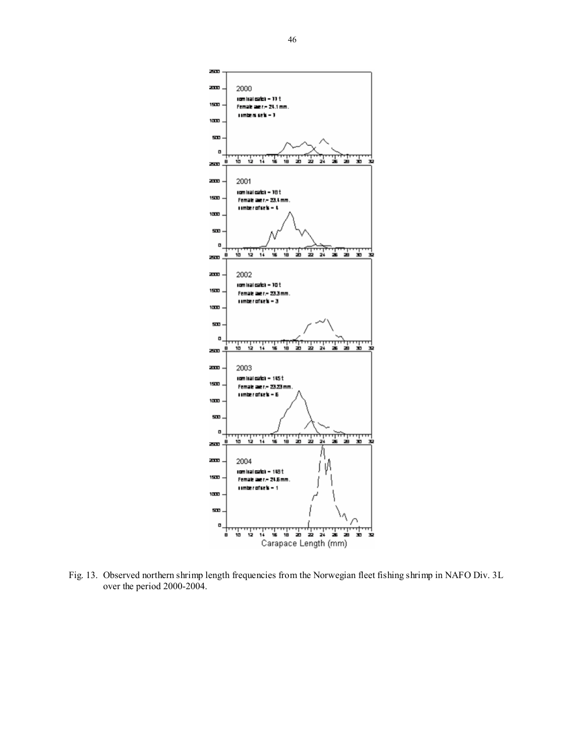Fig. 13. Observed northern shrimp length frequencies from the Norwegian fleet fishing shrimp in NAFO Div. 3L over the period 2000-2004.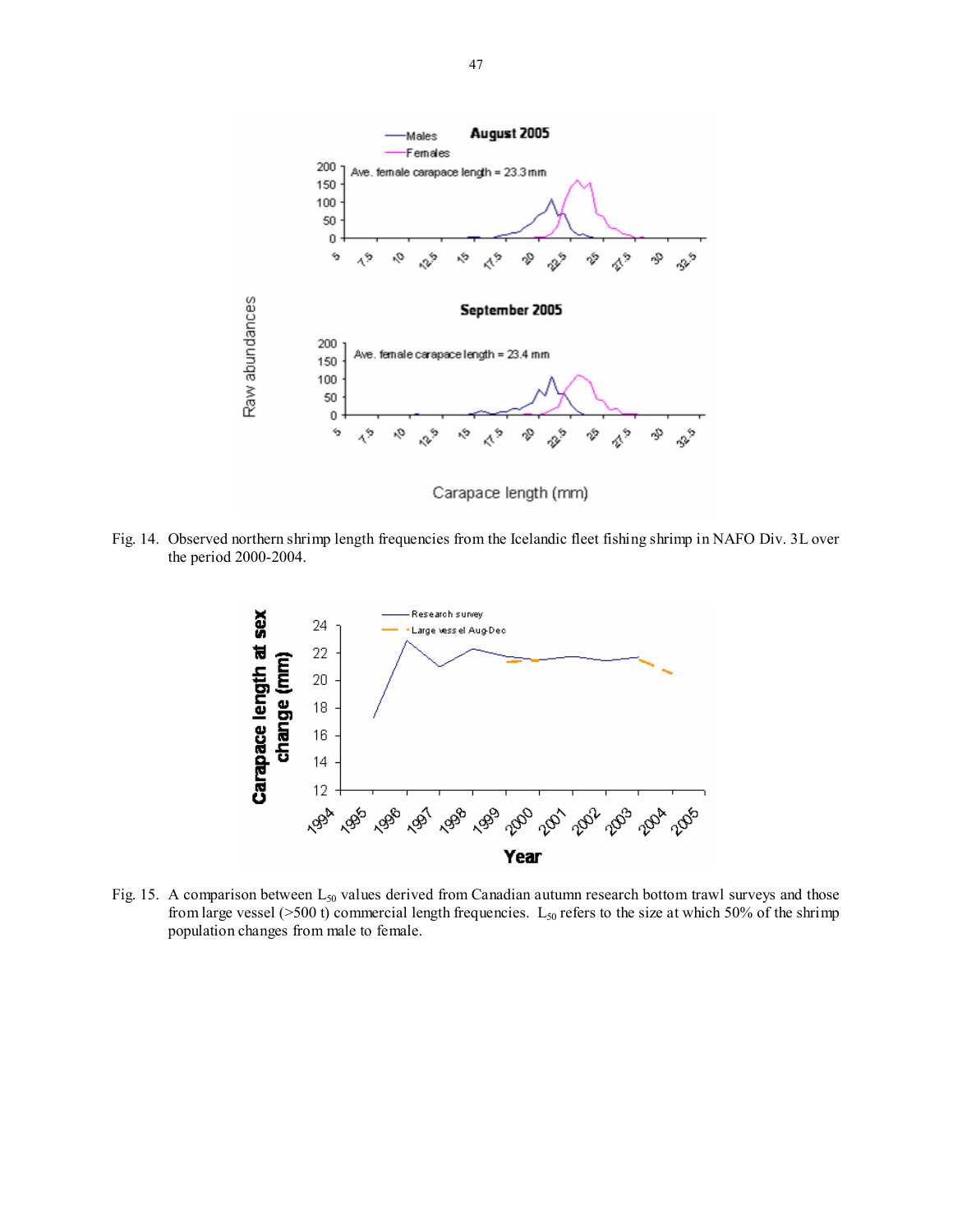Fig. 14. Observed northern shrimp length frequencies from the Icelandic fleet fishing shrimp in NAFO Div. 3L over the period 2000-2004.

Fig. 15. A comparison between $L_{50}$ values derived from Canadian autumn research bottom trawl surveys and those from large vessel (>500 t) commercial length frequencies. $L_{50}$ refers to the size at which 50% of the shrimp population changes from male to female.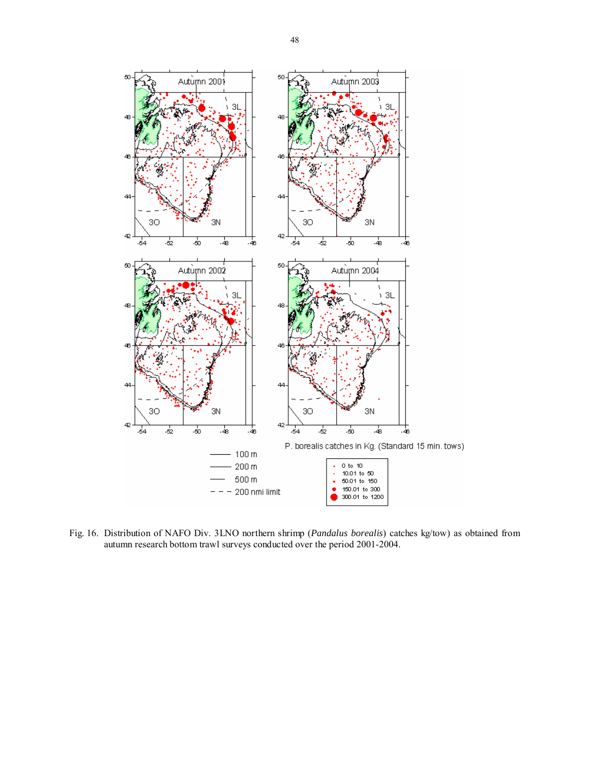Fig. 16. Distribution of NAFO Div. 3LNO northern shrimp (*Pandalus borealis*) catches kg/tow) as obtained from autumn research bottom trawl surveys conducted over the period 2001-2004.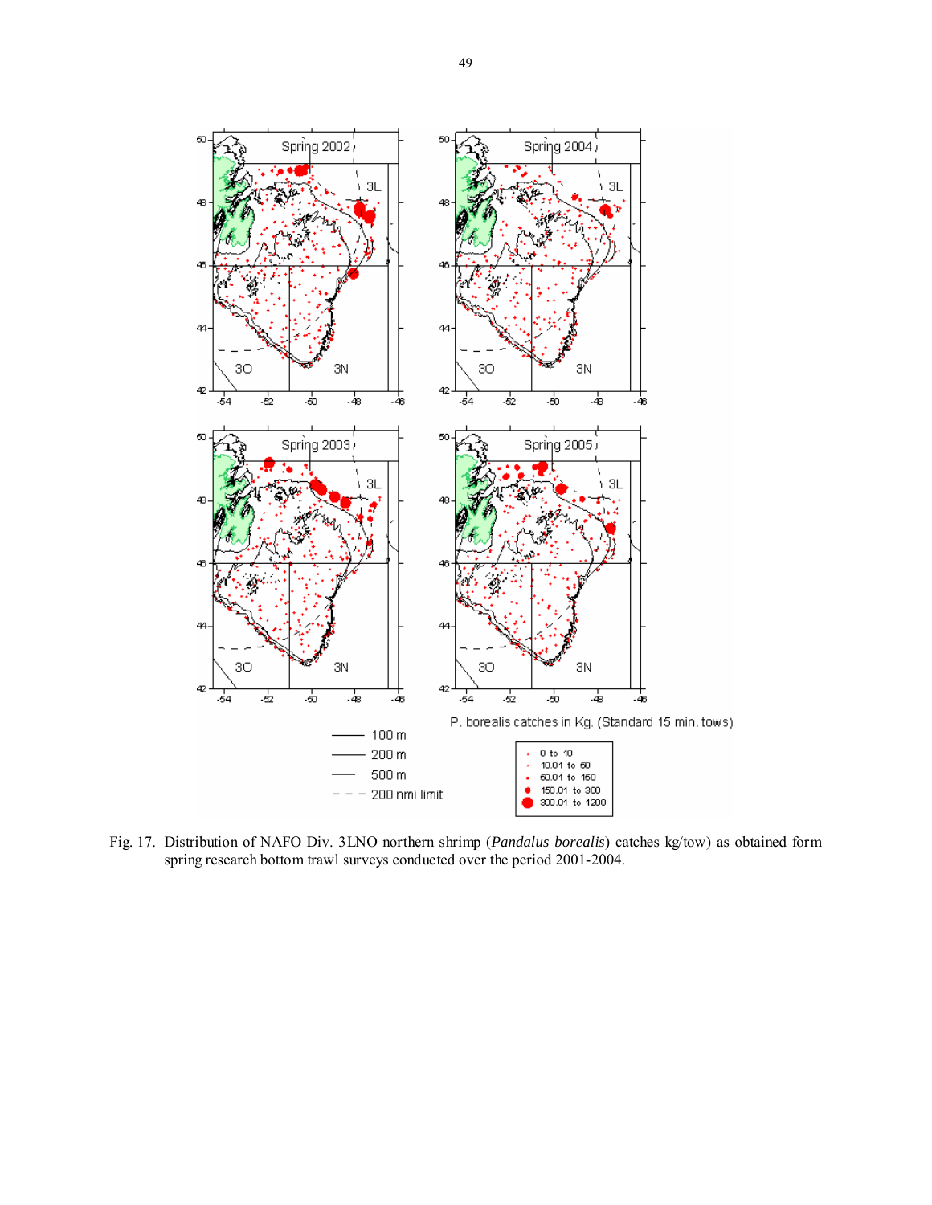Fig. 17. Distribution of NAFO Div. 3LNO northern shrimp (*Pandalus borealis*) catches kg/tow) as obtained form spring research bottom trawl surveys conducted over the period 2001-2004.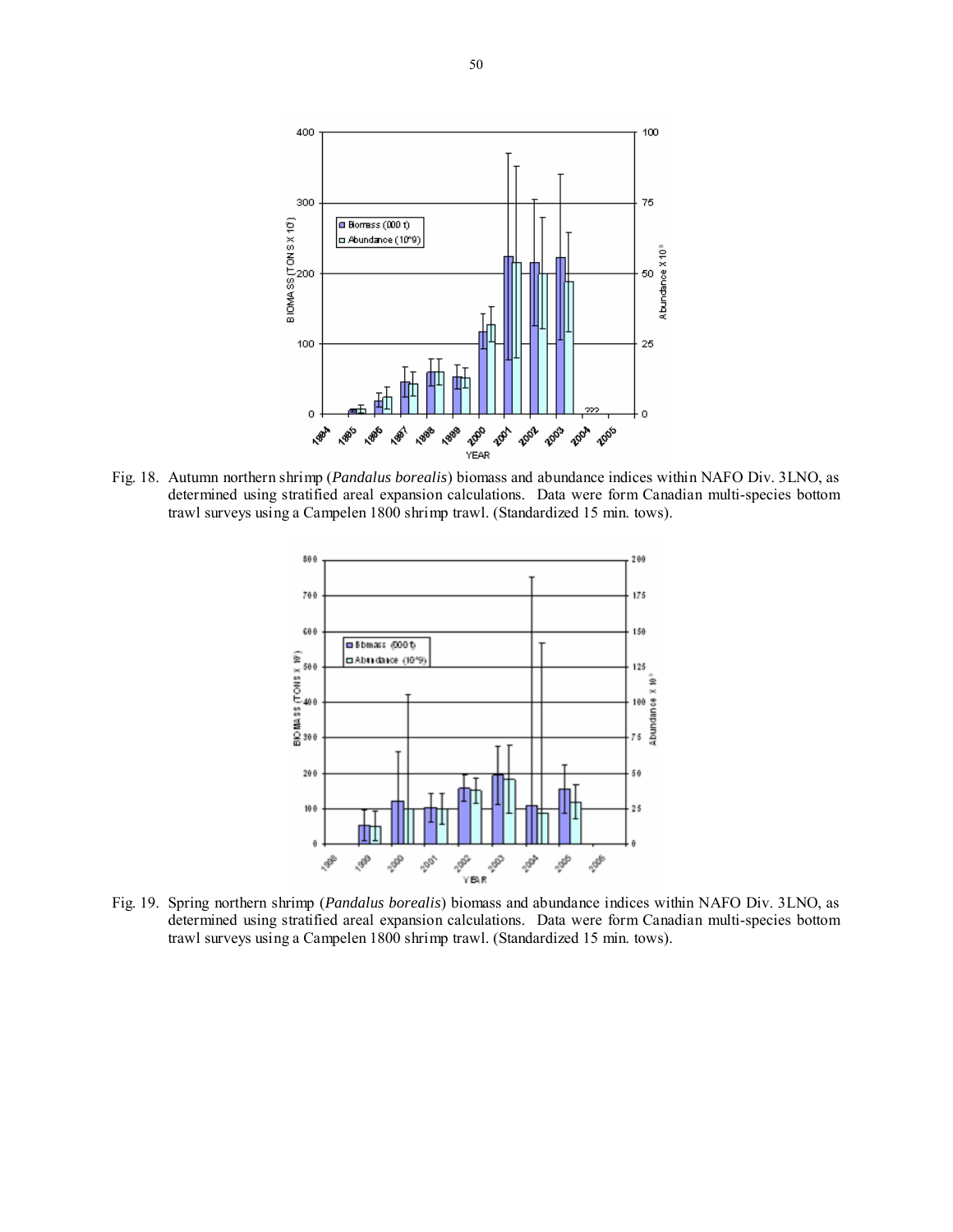Fig. 18. Autumn northern shrimp (*Pandalus borealis*) biomass and abundance indices within NAFO Div. 3LNO, as determined using stratified areal expansion calculations. Data were form Canadian multi-species bottom trawl surveys using a Campelen 1800 shrimp trawl. (Standardized 15 min. tows).

Fig. 19. Spring northern shrimp (*Pandalus borealis*) biomass and abundance indices within NAFO Div. 3LNO, as determined using stratified areal expansion calculations. Data were form Canadian multi-species bottom trawl surveys using a Campelen 1800 shrimp trawl. (Standardized 15 min. tows).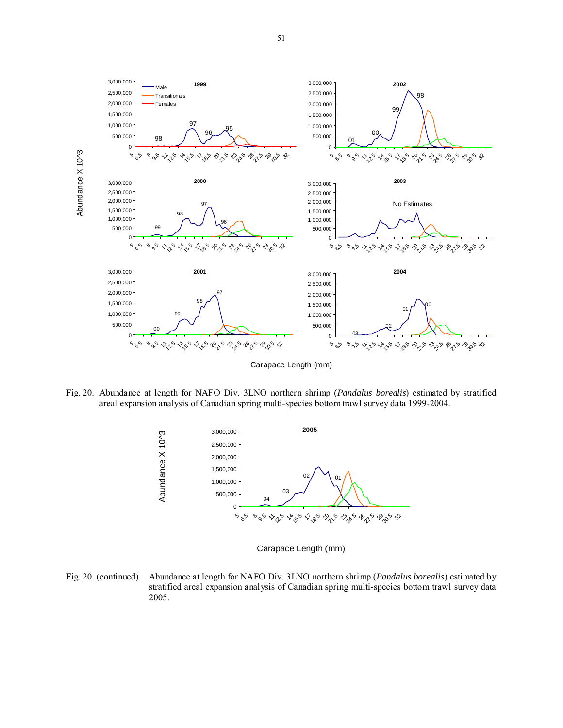Fig. 20. Abundance at length for NAFO Div. 3LNO northern shrimp (*Pandalus borealis*) estimated by stratified areal expansion analysis of Canadian spring multi-species bottom trawl survey data 1999-2004.

Fig. 20. (continued) Abundance at length for NAFO Div. 3LNO northern shrimp (*Pandalus borealis*) estimated by stratified areal expansion analysis of Canadian spring multi-species bottom trawl survey data 2005.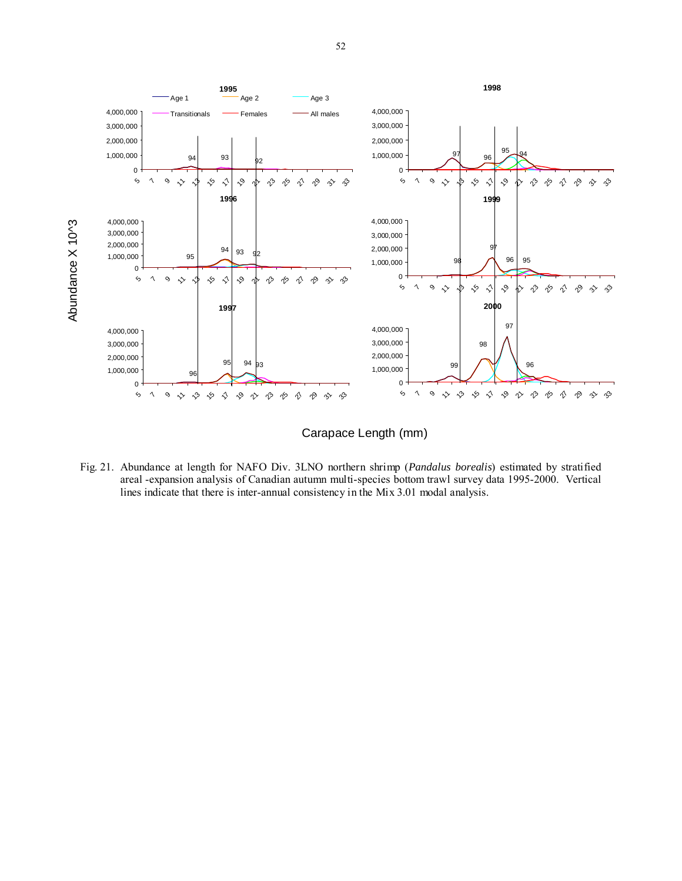Fig. 21. Abundance at length for NAFO Div. 3LNO northern shrimp (*Pandalus borealis*) estimated by stratified areal -expansion analysis of Canadian autumn multi-species bottom trawl survey data 1995-2000. Vertical lines indicate that there is inter-annual consistency in the Mix 3.01 modal analysis.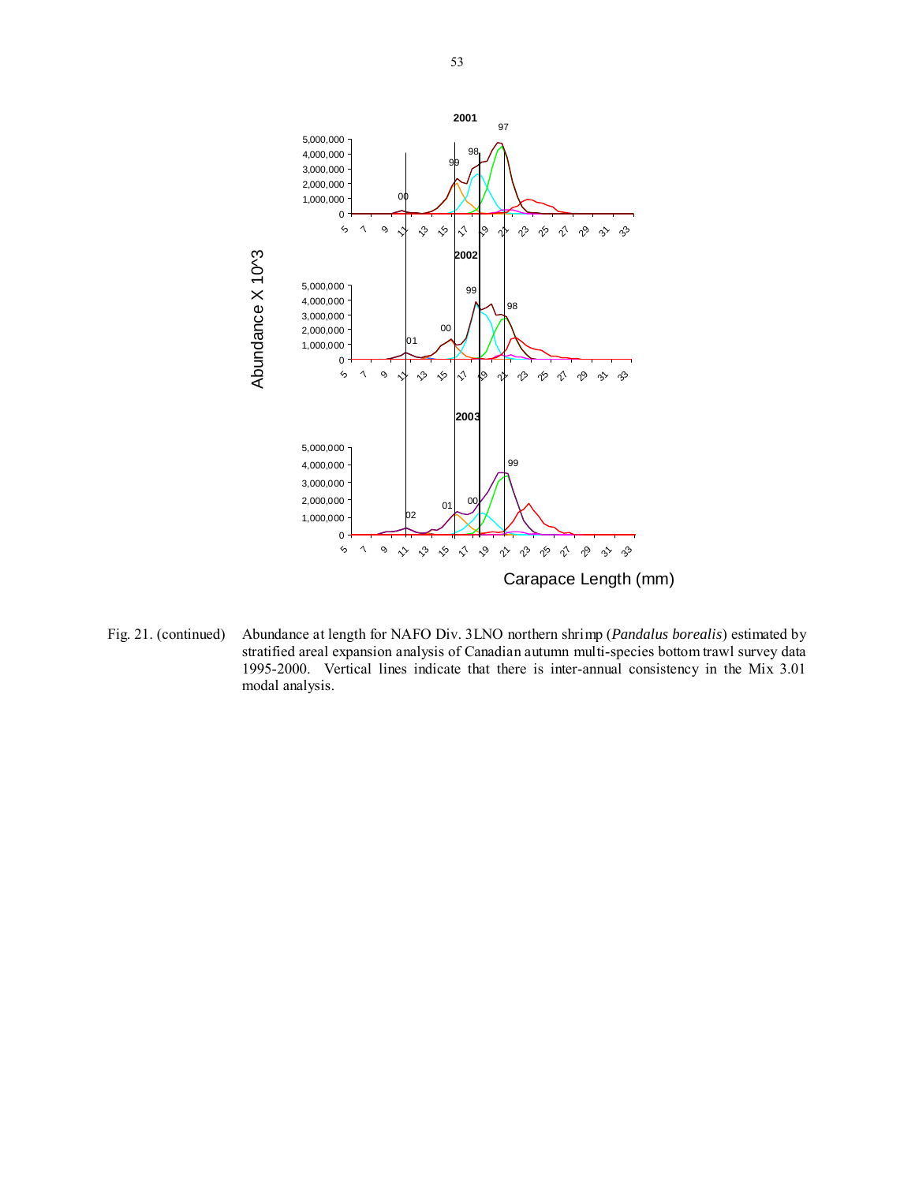Fig. 21. (continued) Abundance at length for NAFO Div. 3LNO northern shrimp (*Pandalus borealis*) estimated by stratified areal expansion analysis of Canadian autumn multi-species bottom trawl survey data 1995-2000. Vertical lines indicate that there is inter-annual consistency in the Mix 3.01 modal analysis.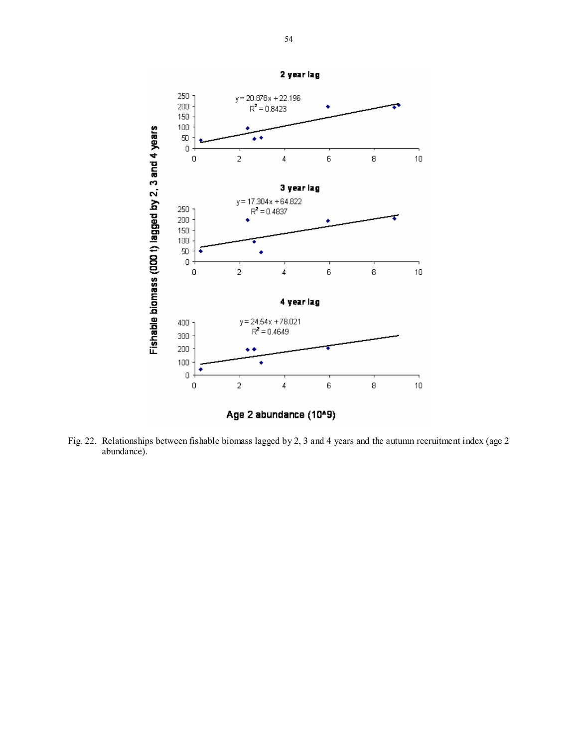Fig. 22. Relationships between fishable biomass lagged by 2, 3 and 4 years and the autumn recruitment index (age 2 abundance).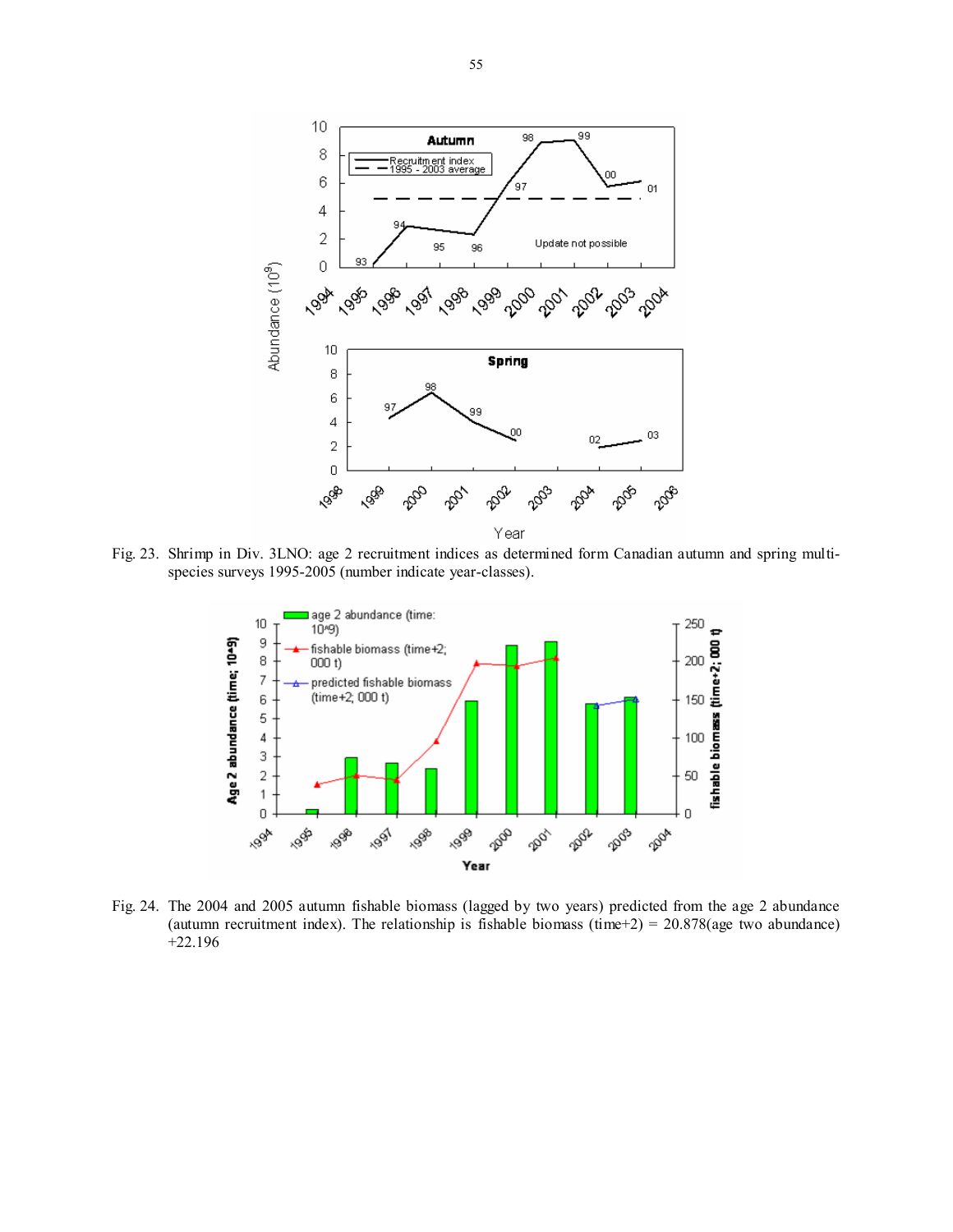Fig. 23. Shrimp in Div. 3LNO: age 2 recruitment indices as determined form Canadian autumn and spring multi-species surveys 1995-2005 (number indicate year-classes).

Fig. 24. The 2004 and 2005 autumn fishable biomass (lagged by two years) predicted from the age 2 abundance (autumn recruitment index). The relationship is fishable biomass (time+2) = 20.878(age two abundance) +22.196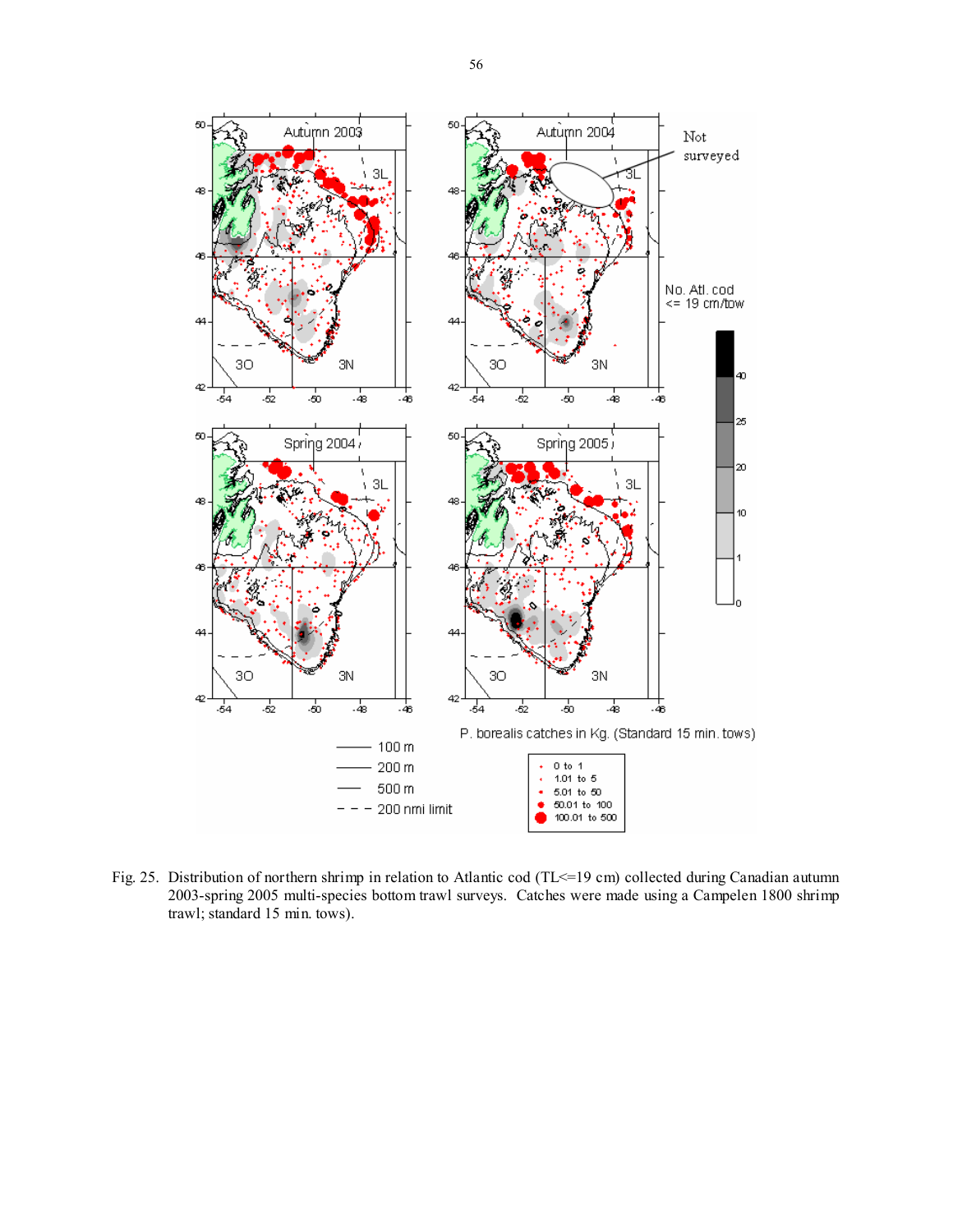Fig. 25. Distribution of northern shrimp in relation to Atlantic cod (TL<=19 cm) collected during Canadian autumn 2003-spring 2005 multi-species bottom trawl surveys. Catches were made using a Campelen 1800 shrimp trawl; standard 15 min. tows).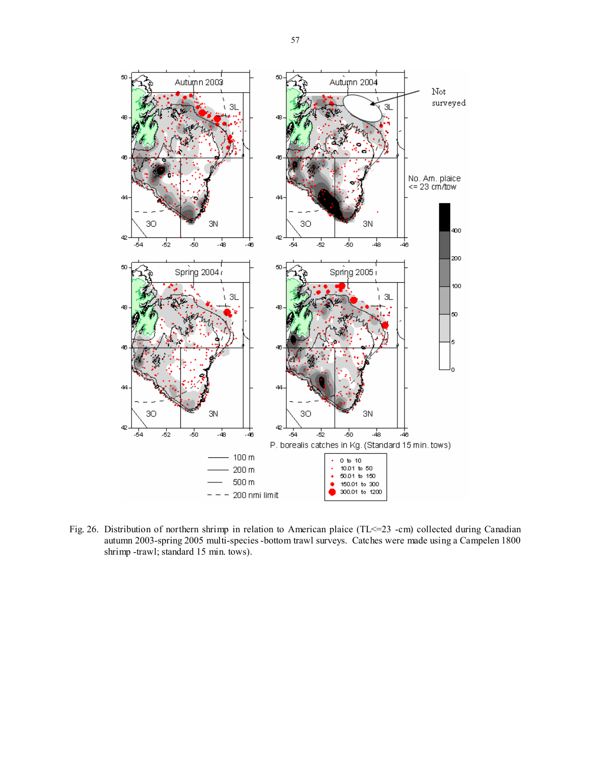Fig. 26. Distribution of northern shrimp in relation to American plaice (TL<=23 -cm) collected during Canadian autumn 2003-spring 2005 multi-species -bottom trawl surveys. Catches were made using a Campelen 1800 shrimp -trawl; standard 15 min. tows).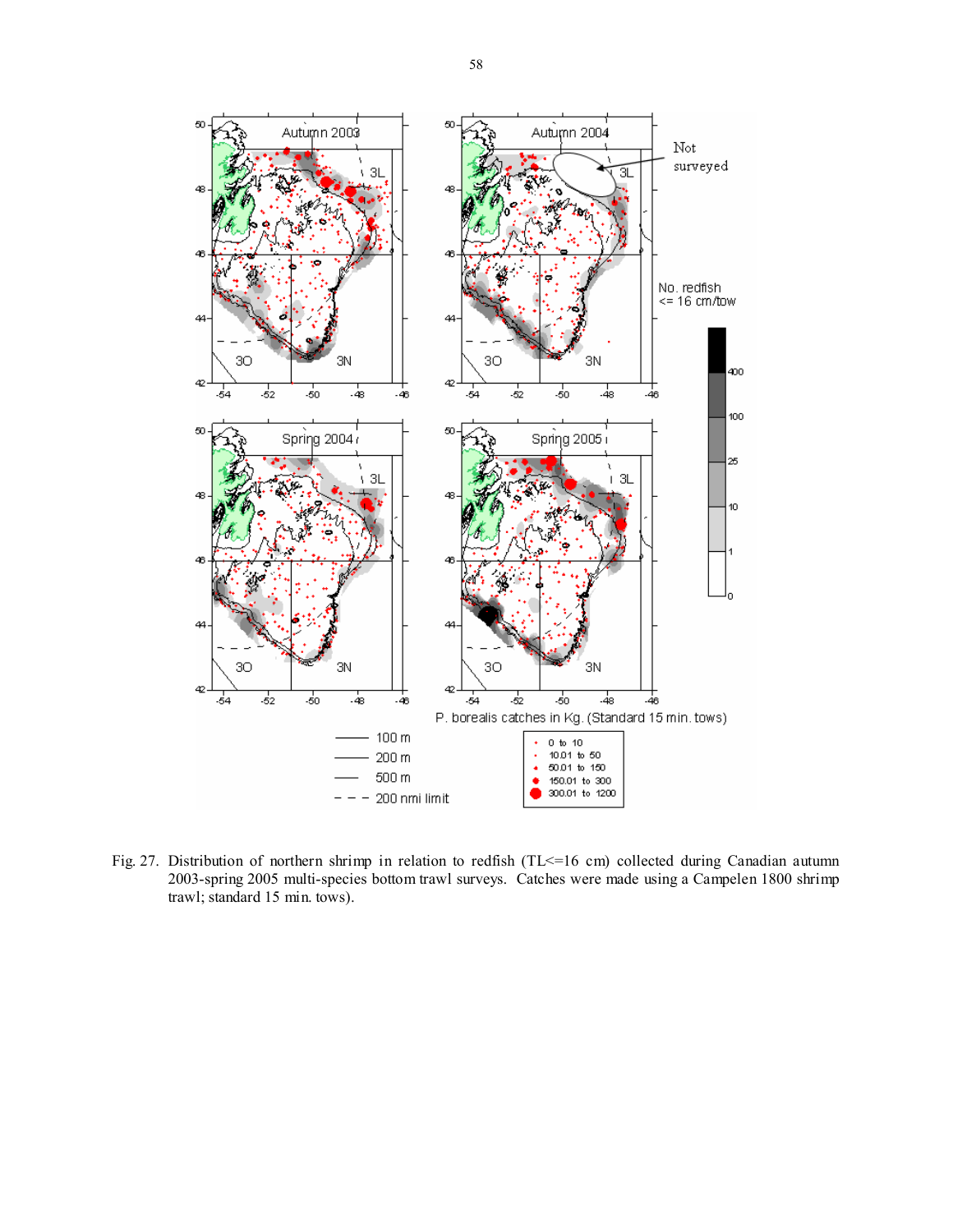Fig. 27. Distribution of northern shrimp in relation to redfish (TL<=16 cm) collected during Canadian autumn 2003-spring 2005 multi-species bottom trawl surveys. Catches were made using a Campelen 1800 shrimp trawl; standard 15 min. tows).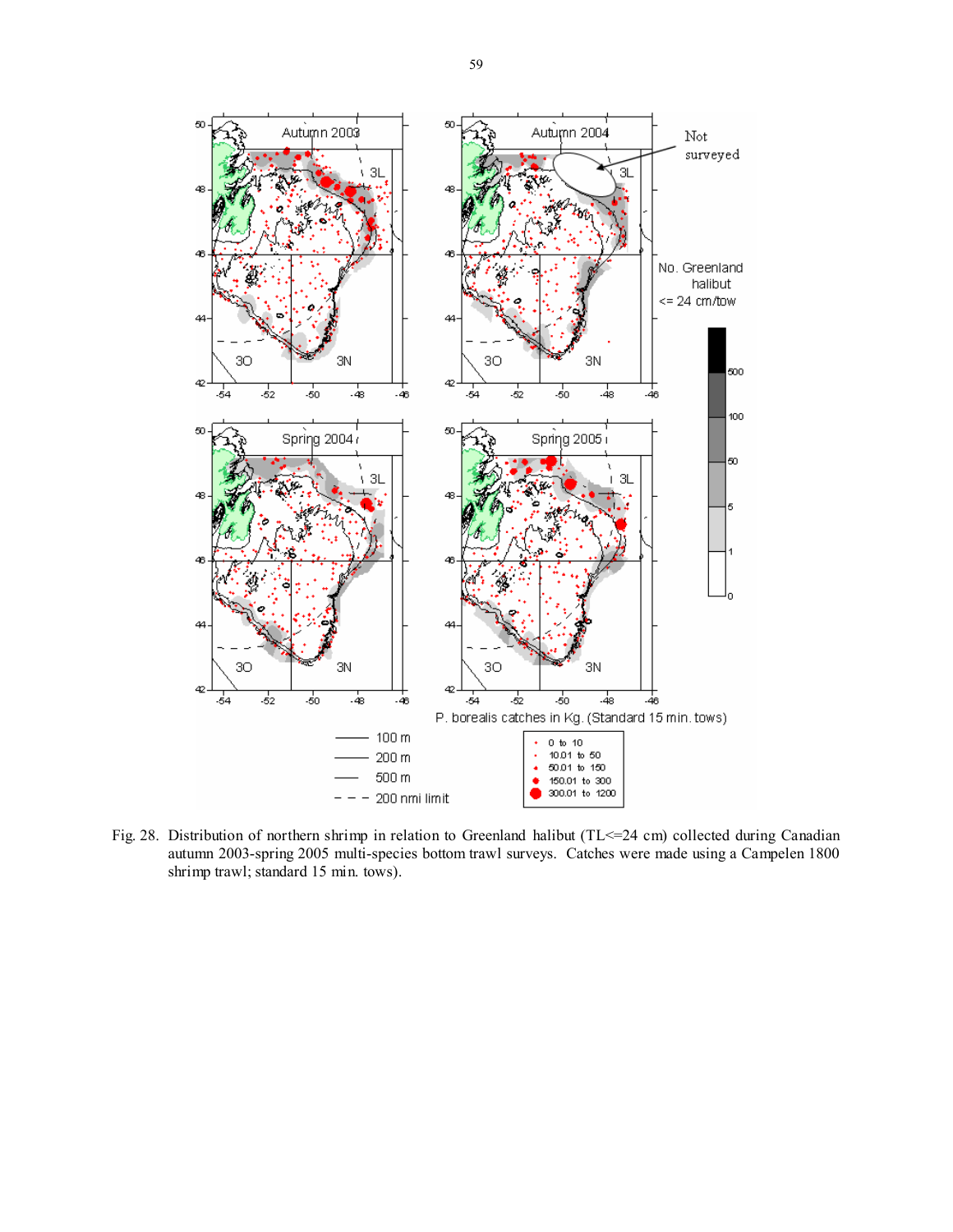Autumn 2003

Autumn 2004

Not surveyed

Spring 2004

Spring 2005

3L

3O

3N

50

48

46

44

42

-54 -52 -50 -48 -46

No. Greenland halibut <= 24 cm/tow

500

100

50

5

1

0

P. borealis catches in Kg. (Standard 15 min. tows)

100 m

200 m

500 m

200 nmi limit

0 to 10

10.01 to 50

50.01 to 150

150.01 to 300

300.01 to 1200

Fig. 28. Distribution of northern shrimp in relation to Greenland halibut (TL<=24 cm) collected during Canadian autumn 2003-spring 2005 multi-species bottom trawl surveys. Catches were made using a Campelen 1800 shrimp trawl; standard 15 min. tows).